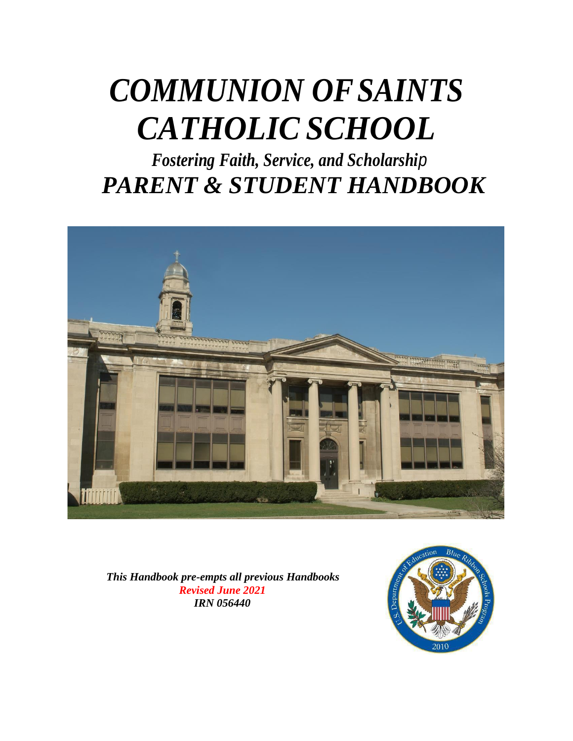# *COMMUNION OF SAINTS CATHOLIC SCHOOL*

## *Fostering Faith, Service, and Scholarship*

# *PARENT & STUDENT HANDBOOK*

***This Handbook pre-empts all previous Handbooks***

***Revised June 2021***

***IRN 056440***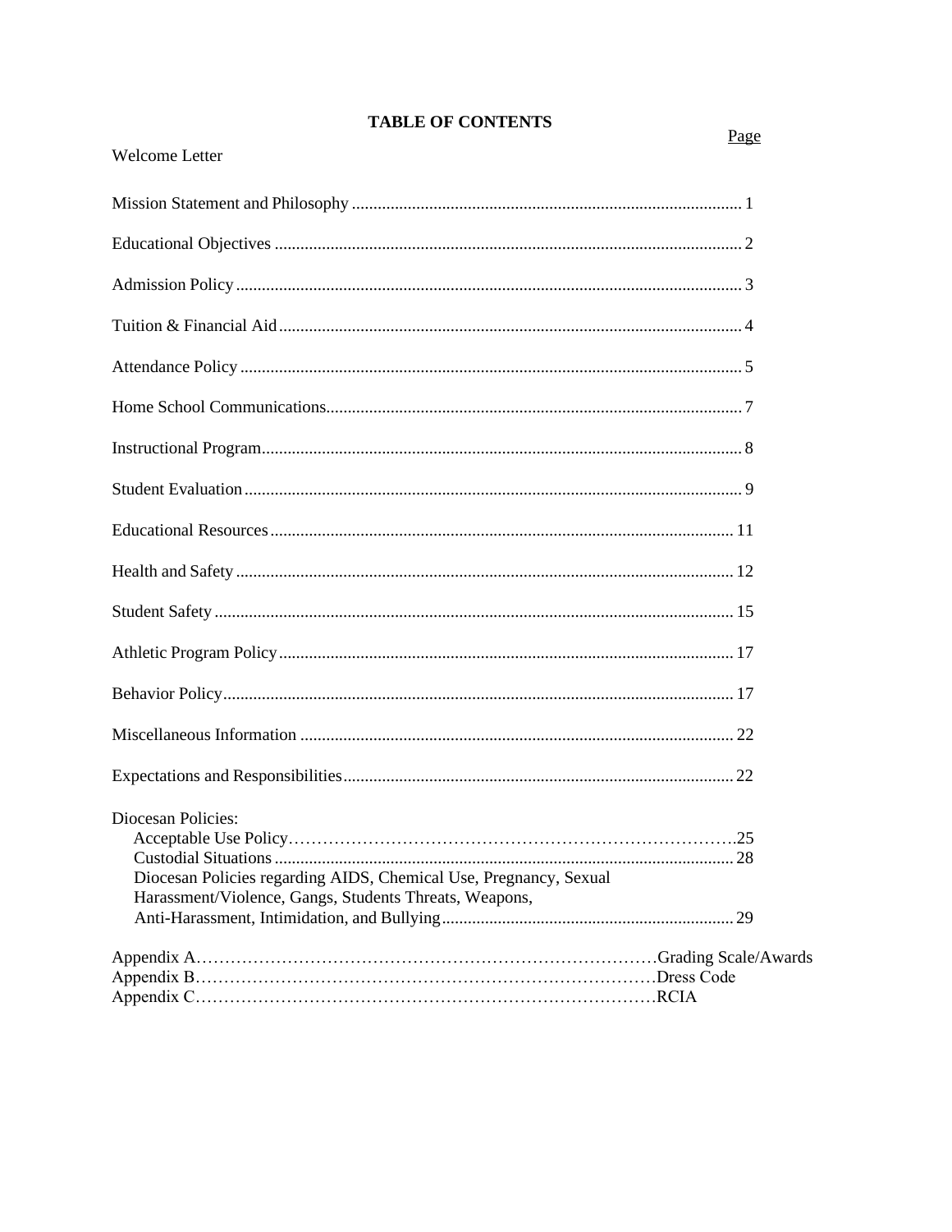# TABLE OF CONTENTS

| | Page |
|---|---|
| Welcome Letter | |
| Mission Statement and Philosophy | 1 |
| Educational Objectives | 2 |
| Admission Policy | 3 |
| Tuition & Financial Aid | 4 |
| Attendance Policy | 5 |
| Home School Communications | 7 |
| Instructional Program | 8 |
| Student Evaluation | 9 |
| Educational Resources | 11 |
| Health and Safety | 12 |
| Student Safety | 15 |
| Athletic Program Policy | 17 |
| Behavior Policy | 17 |
| Miscellaneous Information | 22 |
| Expectations and Responsibilities | 22 |
| Diocesan Policies: | |
| Acceptable Use Policy | 25 |
| Custodial Situations | 28 |
| Diocesan Policies regarding AIDS, Chemical Use, Pregnancy, Sexual Harassment/Violence, Gangs, Students Threats, Weapons, Anti-Harassment, Intimidation, and Bullying | 29 |
| Appendix A | Grading Scale/Awards |
| Appendix B | Dress Code |
| Appendix C | RCIA |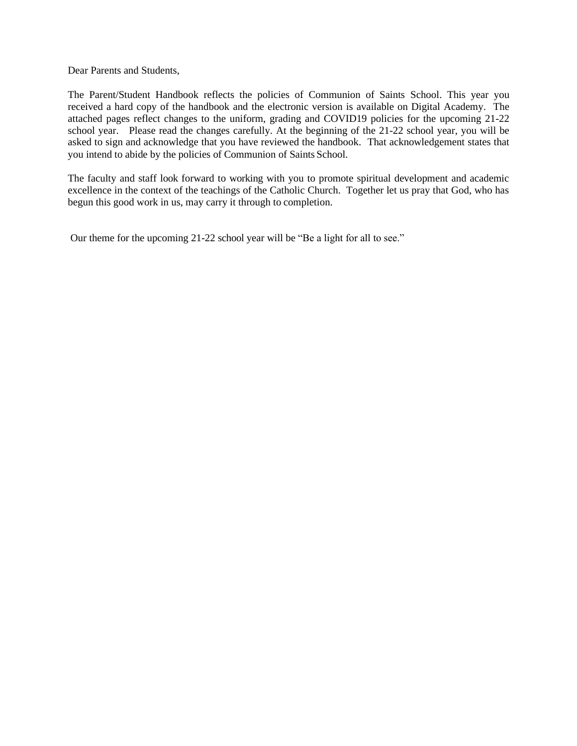Dear Parents and Students,

The Parent/Student Handbook reflects the policies of Communion of Saints School. This year you received a hard copy of the handbook and the electronic version is available on Digital Academy. The attached pages reflect changes to the uniform, grading and COVID19 policies for the upcoming 21-22 school year. Please read the changes carefully. At the beginning of the 21-22 school year, you will be asked to sign and acknowledge that you have reviewed the handbook. That acknowledgement states that you intend to abide by the policies of Communion of Saints School.

The faculty and staff look forward to working with you to promote spiritual development and academic excellence in the context of the teachings of the Catholic Church. Together let us pray that God, who has begun this good work in us, may carry it through to completion.

Our theme for the upcoming 21-22 school year will be "Be a light for all to see."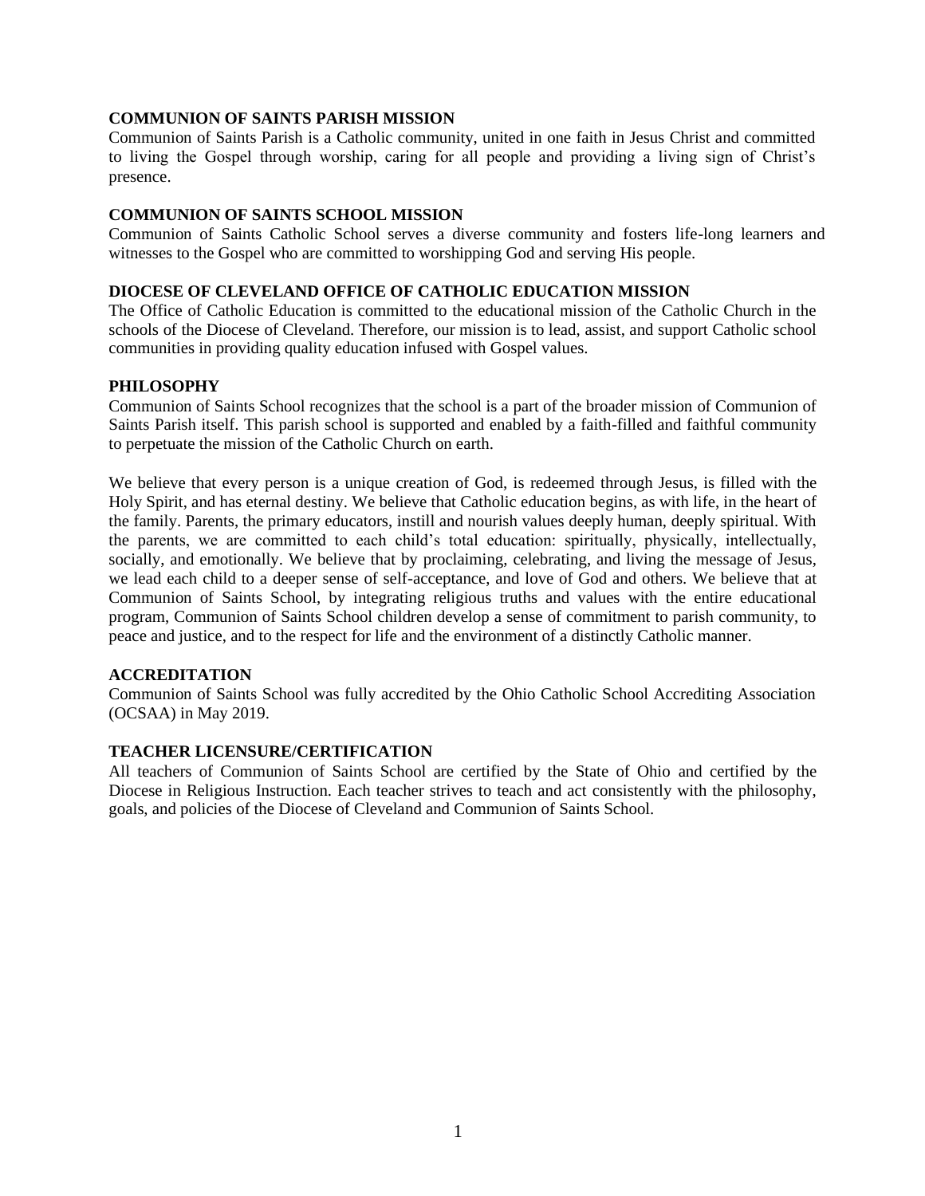## COMMUNION OF SAINTS PARISH MISSION

Communion of Saints Parish is a Catholic community, united in one faith in Jesus Christ and committed to living the Gospel through worship, caring for all people and providing a living sign of Christ's presence.

## COMMUNION OF SAINTS SCHOOL MISSION

Communion of Saints Catholic School serves a diverse community and fosters life-long learners and witnesses to the Gospel who are committed to worshipping God and serving His people.

## DIOCESE OF CLEVELAND OFFICE OF CATHOLIC EDUCATION MISSION

The Office of Catholic Education is committed to the educational mission of the Catholic Church in the schools of the Diocese of Cleveland. Therefore, our mission is to lead, assist, and support Catholic school communities in providing quality education infused with Gospel values.

## PHILOSOPHY

Communion of Saints School recognizes that the school is a part of the broader mission of Communion of Saints Parish itself. This parish school is supported and enabled by a faith-filled and faithful community to perpetuate the mission of the Catholic Church on earth.

We believe that every person is a unique creation of God, is redeemed through Jesus, is filled with the Holy Spirit, and has eternal destiny. We believe that Catholic education begins, as with life, in the heart of the family. Parents, the primary educators, instill and nourish values deeply human, deeply spiritual. With the parents, we are committed to each child's total education: spiritually, physically, intellectually, socially, and emotionally. We believe that by proclaiming, celebrating, and living the message of Jesus, we lead each child to a deeper sense of self-acceptance, and love of God and others. We believe that at Communion of Saints School, by integrating religious truths and values with the entire educational program, Communion of Saints School children develop a sense of commitment to parish community, to peace and justice, and to the respect for life and the environment of a distinctly Catholic manner.

## ACCREDITATION

Communion of Saints School was fully accredited by the Ohio Catholic School Accrediting Association (OCSAA) in May 2019.

## TEACHER LICENSURE/CERTIFICATION

All teachers of Communion of Saints School are certified by the State of Ohio and certified by the Diocese in Religious Instruction. Each teacher strives to teach and act consistently with the philosophy, goals, and policies of the Diocese of Cleveland and Communion of Saints School.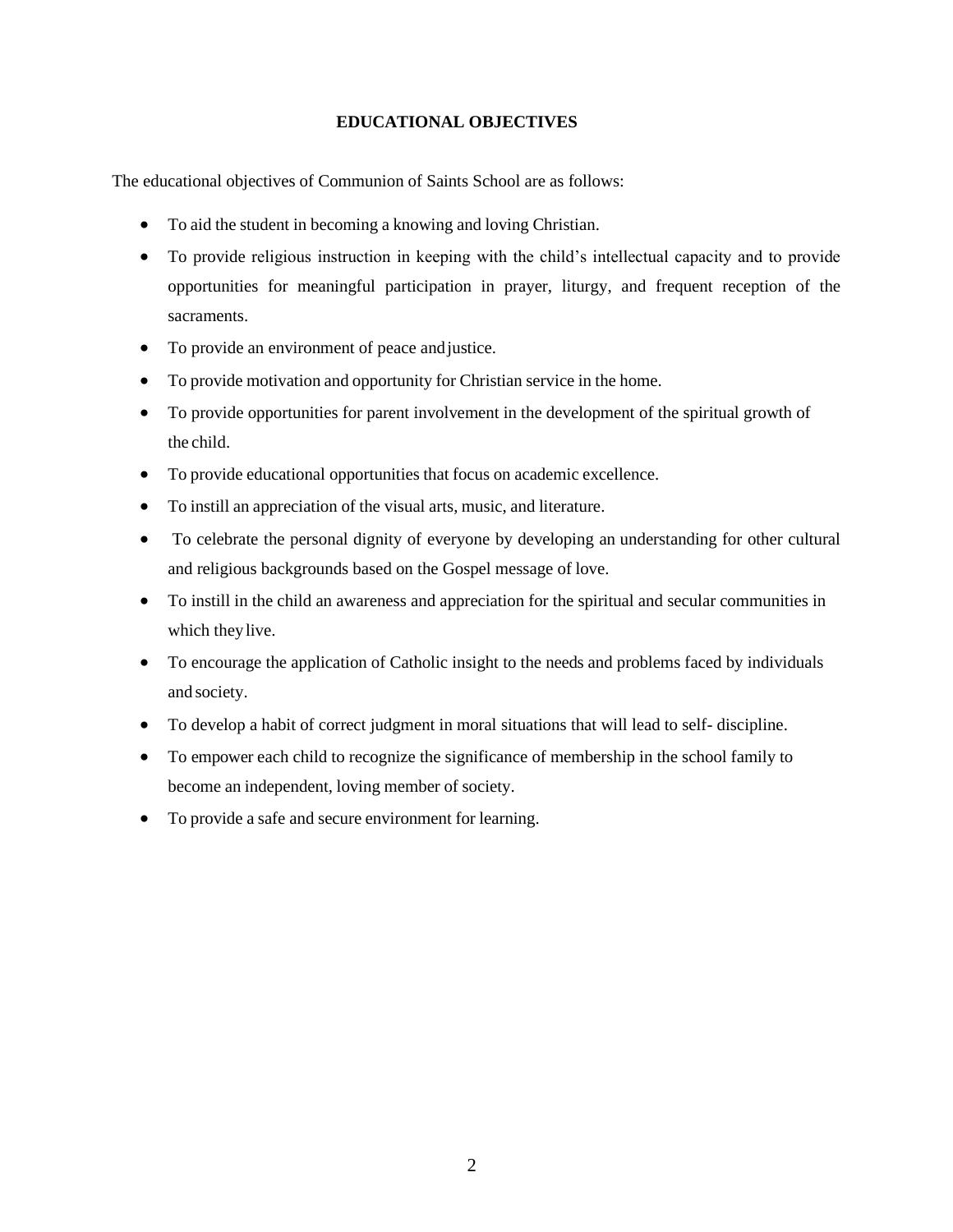## EDUCATIONAL OBJECTIVES

The educational objectives of Communion of Saints School are as follows:

- To aid the student in becoming a knowing and loving Christian.
- To provide religious instruction in keeping with the child's intellectual capacity and to provide opportunities for meaningful participation in prayer, liturgy, and frequent reception of the sacraments.
- To provide an environment of peace and justice.
- To provide motivation and opportunity for Christian service in the home.
- To provide opportunities for parent involvement in the development of the spiritual growth of the child.
- To provide educational opportunities that focus on academic excellence.
- To instill an appreciation of the visual arts, music, and literature.
- To celebrate the personal dignity of everyone by developing an understanding for other cultural and religious backgrounds based on the Gospel message of love.
- To instill in the child an awareness and appreciation for the spiritual and secular communities in which they live.
- To encourage the application of Catholic insight to the needs and problems faced by individuals and society.
- To develop a habit of correct judgment in moral situations that will lead to self- discipline.
- To empower each child to recognize the significance of membership in the school family to become an independent, loving member of society.
- To provide a safe and secure environment for learning.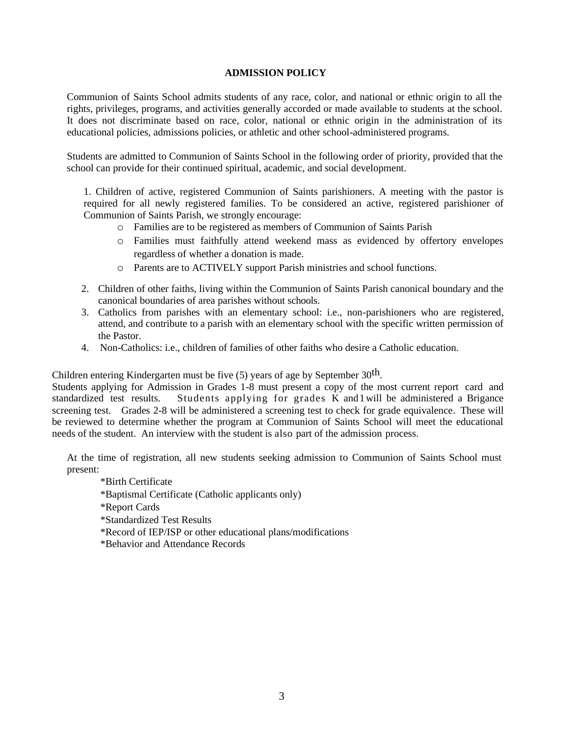## ADMISSION POLICY

Communion of Saints School admits students of any race, color, and national or ethnic origin to all the rights, privileges, programs, and activities generally accorded or made available to students at the school. It does not discriminate based on race, color, national or ethnic origin in the administration of its educational policies, admissions policies, or athletic and other school-administered programs.

Students are admitted to Communion of Saints School in the following order of priority, provided that the school can provide for their continued spiritual, academic, and social development.

1. Children of active, registered Communion of Saints parishioners. A meeting with the pastor is required for all newly registered families. To be considered an active, registered parishioner of Communion of Saints Parish, we strongly encourage:
   - Families are to be registered as members of Communion of Saints Parish
   - Families must faithfully attend weekend mass as evidenced by offertory envelopes regardless of whether a donation is made.
   - Parents are to ACTIVELY support Parish ministries and school functions.
2. Children of other faiths, living within the Communion of Saints Parish canonical boundary and the canonical boundaries of area parishes without schools.
3. Catholics from parishes with an elementary school: i.e., non-parishioners who are registered, attend, and contribute to a parish with an elementary school with the specific written permission of the Pastor.
4. Non-Catholics: i.e., children of families of other faiths who desire a Catholic education.

Children entering Kindergarten must be five (5) years of age by September 30th.
Students applying for Admission in Grades 1-8 must present a copy of the most current report card and standardized test results. Students applying for grades K and 1 will be administered a Brigance screening test. Grades 2-8 will be administered a screening test to check for grade equivalence. These will be reviewed to determine whether the program at Communion of Saints School will meet the educational needs of the student. An interview with the student is also part of the admission process.

At the time of registration, all new students seeking admission to Communion of Saints School must present:

*Birth Certificate
*Baptismal Certificate (Catholic applicants only)
*Report Cards
*Standardized Test Results
*Record of IEP/ISP or other educational plans/modifications
*Behavior and Attendance Records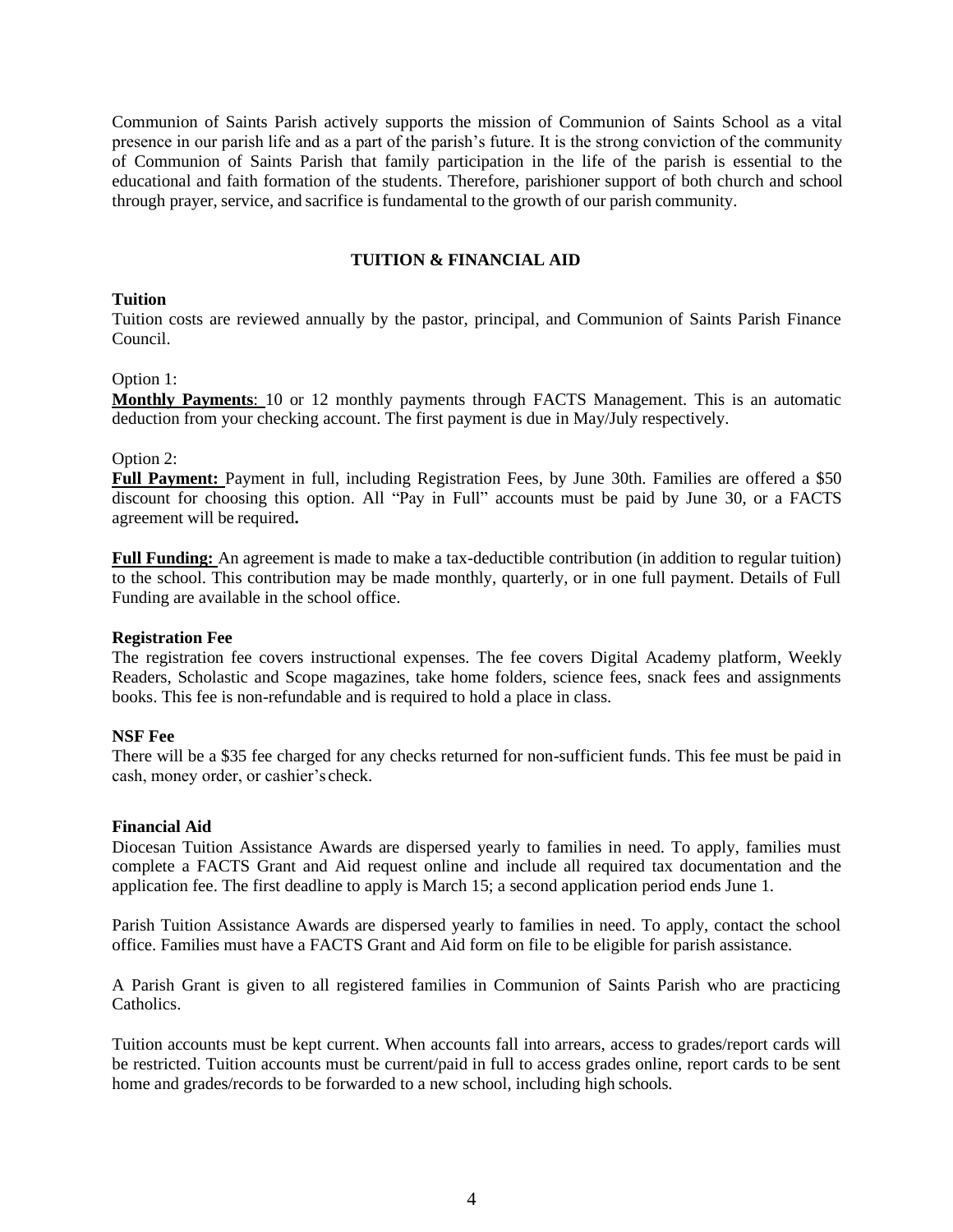Communion of Saints Parish actively supports the mission of Communion of Saints School as a vital presence in our parish life and as a part of the parish's future. It is the strong conviction of the community of Communion of Saints Parish that family participation in the life of the parish is essential to the educational and faith formation of the students. Therefore, parishioner support of both church and school through prayer, service, and sacrifice is fundamental to the growth of our parish community.

## TUITION & FINANCIAL AID

### Tuition

Tuition costs are reviewed annually by the pastor, principal, and Communion of Saints Parish Finance Council.

Option 1:

**Monthly Payments**: 10 or 12 monthly payments through FACTS Management. This is an automatic deduction from your checking account. The first payment is due in May/July respectively.

Option 2:

**Full Payment:** Payment in full, including Registration Fees, by June 30th. Families are offered a $50 discount for choosing this option. All "Pay in Full" accounts must be paid by June 30, or a FACTS agreement will be required**.**

**Full Funding:** An agreement is made to make a tax-deductible contribution (in addition to regular tuition) to the school. This contribution may be made monthly, quarterly, or in one full payment. Details of Full Funding are available in the school office.

### Registration Fee

The registration fee covers instructional expenses. The fee covers Digital Academy platform, Weekly Readers, Scholastic and Scope magazines, take home folders, science fees, snack fees and assignments books. This fee is non-refundable and is required to hold a place in class.

### NSF Fee

There will be a $35 fee charged for any checks returned for non-sufficient funds. This fee must be paid in cash, money order, or cashier's check.

### Financial Aid

Diocesan Tuition Assistance Awards are dispersed yearly to families in need. To apply, families must complete a FACTS Grant and Aid request online and include all required tax documentation and the application fee. The first deadline to apply is March 15; a second application period ends June 1.

Parish Tuition Assistance Awards are dispersed yearly to families in need. To apply, contact the school office. Families must have a FACTS Grant and Aid form on file to be eligible for parish assistance.

A Parish Grant is given to all registered families in Communion of Saints Parish who are practicing Catholics.

Tuition accounts must be kept current. When accounts fall into arrears, access to grades/report cards will be restricted. Tuition accounts must be current/paid in full to access grades online, report cards to be sent home and grades/records to be forwarded to a new school, including high schools.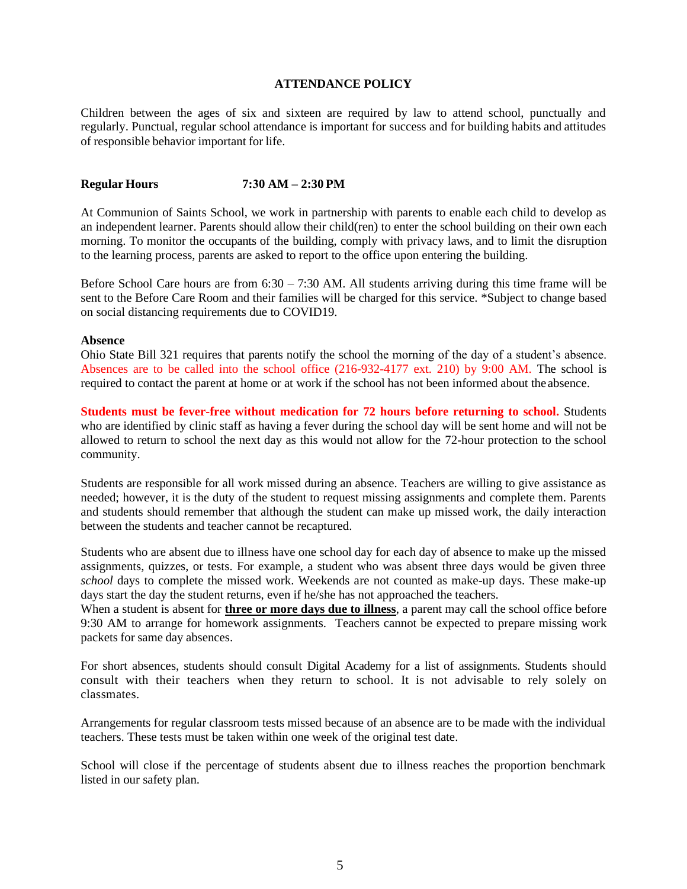## ATTENDANCE POLICY

Children between the ages of six and sixteen are required by law to attend school, punctually and regularly. Punctual, regular school attendance is important for success and for building habits and attitudes of responsible behavior important for life.

**Regular Hours 7:30 AM – 2:30 PM**

At Communion of Saints School, we work in partnership with parents to enable each child to develop as an independent learner. Parents should allow their child(ren) to enter the school building on their own each morning. To monitor the occupants of the building, comply with privacy laws, and to limit the disruption to the learning process, parents are asked to report to the office upon entering the building.

Before School Care hours are from 6:30 – 7:30 AM. All students arriving during this time frame will be sent to the Before Care Room and their families will be charged for this service. *Subject to change based on social distancing requirements due to COVID19.

**Absence**

Ohio State Bill 321 requires that parents notify the school the morning of the day of a student's absence. Absences are to be called into the school office (216-932-4177 ext. 210) by 9:00 AM. The school is required to contact the parent at home or at work if the school has not been informed about the absence.

**Students must be fever-free without medication for 72 hours before returning to school.** Students who are identified by clinic staff as having a fever during the school day will be sent home and will not be allowed to return to school the next day as this would not allow for the 72-hour protection to the school community.

Students are responsible for all work missed during an absence. Teachers are willing to give assistance as needed; however, it is the duty of the student to request missing assignments and complete them. Parents and students should remember that although the student can make up missed work, the daily interaction between the students and teacher cannot be recaptured.

Students who are absent due to illness have one school day for each day of absence to make up the missed assignments, quizzes, or tests. For example, a student who was absent three days would be given three *school* days to complete the missed work. Weekends are not counted as make-up days. These make-up days start the day the student returns, even if he/she has not approached the teachers.

When a student is absent for **three or more days due to illness**, a parent may call the school office before 9:30 AM to arrange for homework assignments. Teachers cannot be expected to prepare missing work packets for same day absences.

For short absences, students should consult Digital Academy for a list of assignments. Students should consult with their teachers when they return to school. It is not advisable to rely solely on classmates.

Arrangements for regular classroom tests missed because of an absence are to be made with the individual teachers. These tests must be taken within one week of the original test date.

School will close if the percentage of students absent due to illness reaches the proportion benchmark listed in our safety plan.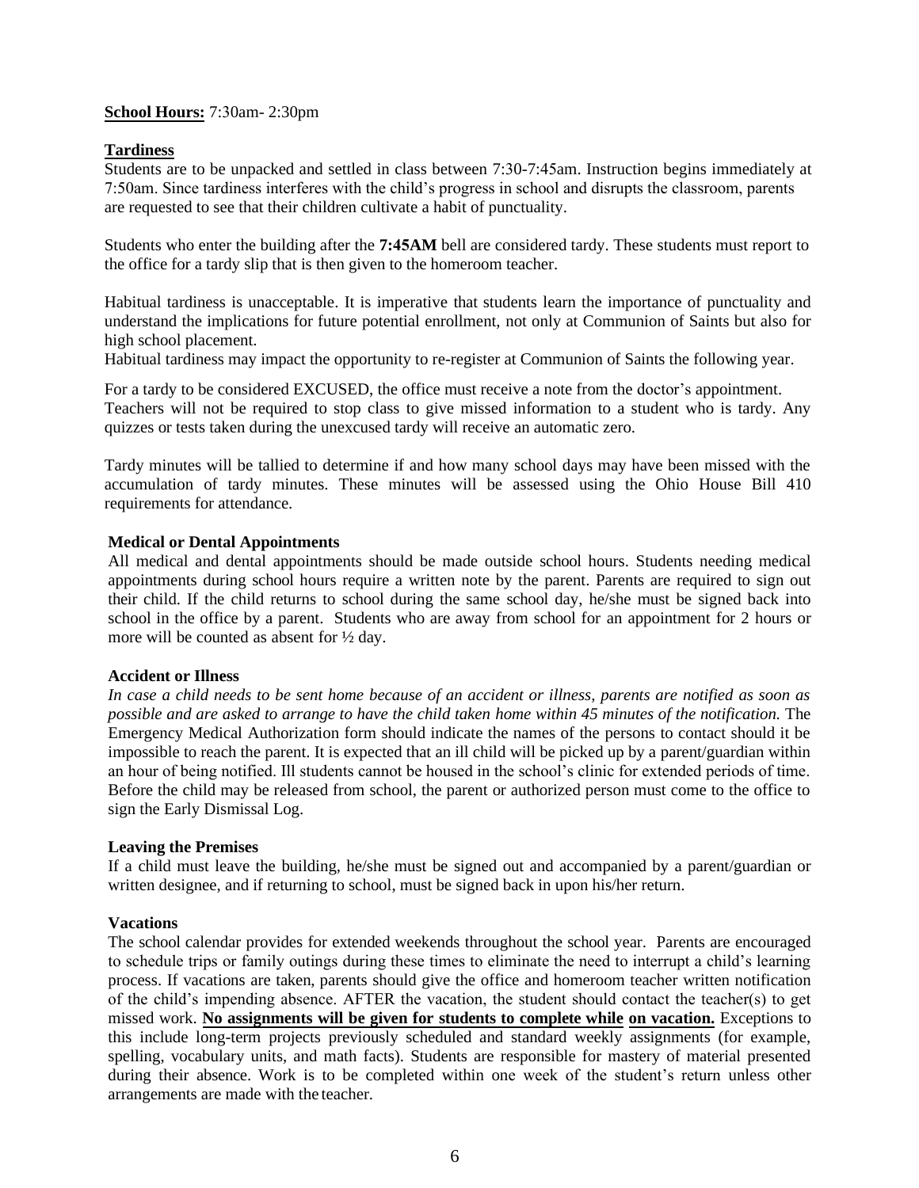**School Hours:** 7:30am- 2:30pm

**Tardiness**

Students are to be unpacked and settled in class between 7:30-7:45am. Instruction begins immediately at 7:50am. Since tardiness interferes with the child's progress in school and disrupts the classroom, parents are requested to see that their children cultivate a habit of punctuality.

Students who enter the building after the **7:45AM** bell are considered tardy. These students must report to the office for a tardy slip that is then given to the homeroom teacher.

Habitual tardiness is unacceptable. It is imperative that students learn the importance of punctuality and understand the implications for future potential enrollment, not only at Communion of Saints but also for high school placement.

Habitual tardiness may impact the opportunity to re-register at Communion of Saints the following year.

For a tardy to be considered EXCUSED, the office must receive a note from the doctor's appointment. Teachers will not be required to stop class to give missed information to a student who is tardy. Any quizzes or tests taken during the unexcused tardy will receive an automatic zero.

Tardy minutes will be tallied to determine if and how many school days may have been missed with the accumulation of tardy minutes. These minutes will be assessed using the Ohio House Bill 410 requirements for attendance.

**Medical or Dental Appointments**

All medical and dental appointments should be made outside school hours. Students needing medical appointments during school hours require a written note by the parent. Parents are required to sign out their child. If the child returns to school during the same school day, he/she must be signed back into school in the office by a parent. Students who are away from school for an appointment for 2 hours or more will be counted as absent for ½ day.

**Accident or Illness**

*In case a child needs to be sent home because of an accident or illness, parents are notified as soon as possible and are asked to arrange to have the child taken home within 45 minutes of the notification.* The Emergency Medical Authorization form should indicate the names of the persons to contact should it be impossible to reach the parent. It is expected that an ill child will be picked up by a parent/guardian within an hour of being notified. Ill students cannot be housed in the school's clinic for extended periods of time. Before the child may be released from school, the parent or authorized person must come to the office to sign the Early Dismissal Log.

**Leaving the Premises**

If a child must leave the building, he/she must be signed out and accompanied by a parent/guardian or written designee, and if returning to school, must be signed back in upon his/her return.

**Vacations**

The school calendar provides for extended weekends throughout the school year. Parents are encouraged to schedule trips or family outings during these times to eliminate the need to interrupt a child's learning process. If vacations are taken, parents should give the office and homeroom teacher written notification of the child's impending absence. AFTER the vacation, the student should contact the teacher(s) to get missed work. **No assignments will be given for students to complete while on vacation.** Exceptions to this include long-term projects previously scheduled and standard weekly assignments (for example, spelling, vocabulary units, and math facts). Students are responsible for mastery of material presented during their absence. Work is to be completed within one week of the student's return unless other arrangements are made with the teacher.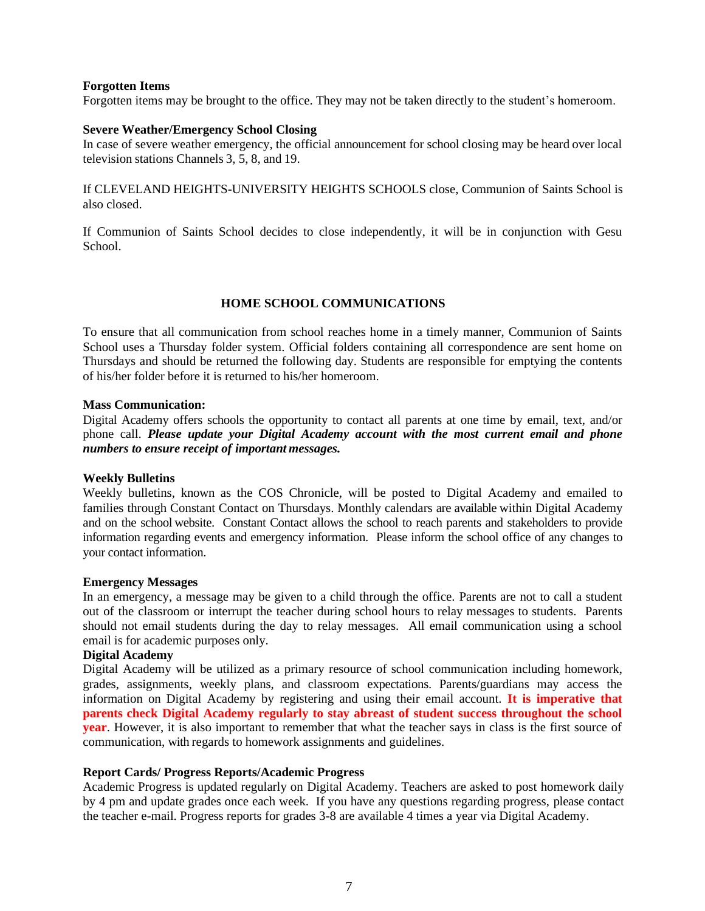**Forgotten Items**
Forgotten items may be brought to the office. They may not be taken directly to the student's homeroom.

**Severe Weather/Emergency School Closing**
In case of severe weather emergency, the official announcement for school closing may be heard over local television stations Channels 3, 5, 8, and 19.

If CLEVELAND HEIGHTS-UNIVERSITY HEIGHTS SCHOOLS close, Communion of Saints School is also closed.

If Communion of Saints School decides to close independently, it will be in conjunction with Gesu School.

## HOME SCHOOL COMMUNICATIONS

To ensure that all communication from school reaches home in a timely manner, Communion of Saints School uses a Thursday folder system. Official folders containing all correspondence are sent home on Thursdays and should be returned the following day. Students are responsible for emptying the contents of his/her folder before it is returned to his/her homeroom.

**Mass Communication:**
Digital Academy offers schools the opportunity to contact all parents at one time by email, text, and/or phone call. ***Please update your Digital Academy account with the most current email and phone numbers to ensure receipt of important messages.***

**Weekly Bulletins**
Weekly bulletins, known as the COS Chronicle, will be posted to Digital Academy and emailed to families through Constant Contact on Thursdays. Monthly calendars are available within Digital Academy and on the school website. Constant Contact allows the school to reach parents and stakeholders to provide information regarding events and emergency information. Please inform the school office of any changes to your contact information.

**Emergency Messages**
In an emergency, a message may be given to a child through the office. Parents are not to call a student out of the classroom or interrupt the teacher during school hours to relay messages to students. Parents should not email students during the day to relay messages. All email communication using a school email is for academic purposes only.

**Digital Academy**
Digital Academy will be utilized as a primary resource of school communication including homework, grades, assignments, weekly plans, and classroom expectations. Parents/guardians may access the information on Digital Academy by registering and using their email account. **It is imperative that parents check Digital Academy regularly to stay abreast of student success throughout the school year**. However, it is also important to remember that what the teacher says in class is the first source of communication, with regards to homework assignments and guidelines.

**Report Cards/ Progress Reports/Academic Progress**
Academic Progress is updated regularly on Digital Academy. Teachers are asked to post homework daily by 4 pm and update grades once each week. If you have any questions regarding progress, please contact the teacher e-mail. Progress reports for grades 3-8 are available 4 times a year via Digital Academy.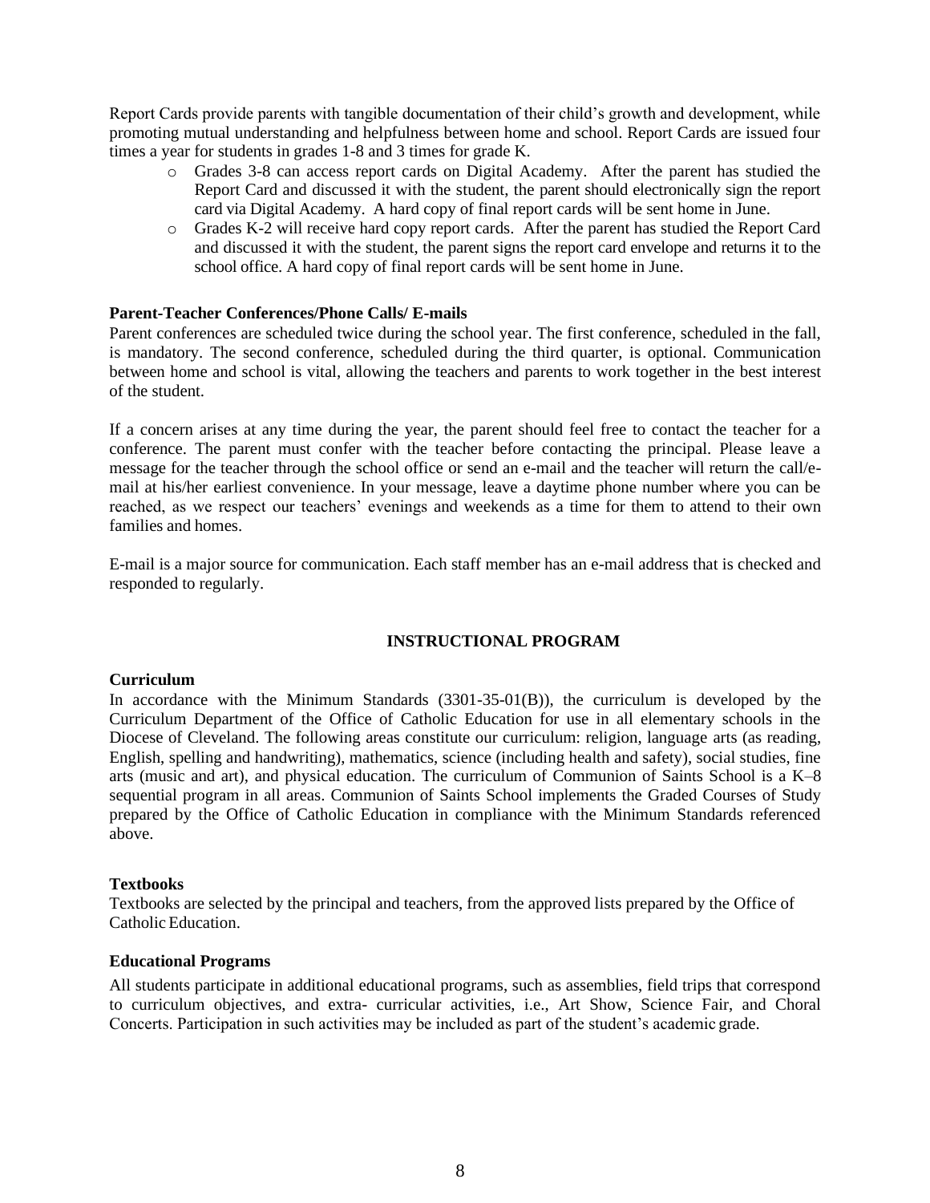Report Cards provide parents with tangible documentation of their child's growth and development, while promoting mutual understanding and helpfulness between home and school. Report Cards are issued four times a year for students in grades 1-8 and 3 times for grade K.

- Grades 3-8 can access report cards on Digital Academy. After the parent has studied the Report Card and discussed it with the student, the parent should electronically sign the report card via Digital Academy. A hard copy of final report cards will be sent home in June.
- Grades K-2 will receive hard copy report cards. After the parent has studied the Report Card and discussed it with the student, the parent signs the report card envelope and returns it to the school office. A hard copy of final report cards will be sent home in June.

**Parent-Teacher Conferences/Phone Calls/ E-mails**

Parent conferences are scheduled twice during the school year. The first conference, scheduled in the fall, is mandatory. The second conference, scheduled during the third quarter, is optional. Communication between home and school is vital, allowing the teachers and parents to work together in the best interest of the student.

If a concern arises at any time during the year, the parent should feel free to contact the teacher for a conference. The parent must confer with the teacher before contacting the principal. Please leave a message for the teacher through the school office or send an e-mail and the teacher will return the call/e-mail at his/her earliest convenience. In your message, leave a daytime phone number where you can be reached, as we respect our teachers' evenings and weekends as a time for them to attend to their own families and homes.

E-mail is a major source for communication. Each staff member has an e-mail address that is checked and responded to regularly.

## INSTRUCTIONAL PROGRAM

**Curriculum**

In accordance with the Minimum Standards (3301-35-01(B)), the curriculum is developed by the Curriculum Department of the Office of Catholic Education for use in all elementary schools in the Diocese of Cleveland. The following areas constitute our curriculum: religion, language arts (as reading, English, spelling and handwriting), mathematics, science (including health and safety), social studies, fine arts (music and art), and physical education. The curriculum of Communion of Saints School is a K–8 sequential program in all areas. Communion of Saints School implements the Graded Courses of Study prepared by the Office of Catholic Education in compliance with the Minimum Standards referenced above.

**Textbooks**

Textbooks are selected by the principal and teachers, from the approved lists prepared by the Office of Catholic Education.

**Educational Programs**

All students participate in additional educational programs, such as assemblies, field trips that correspond to curriculum objectives, and extra- curricular activities, i.e., Art Show, Science Fair, and Choral Concerts. Participation in such activities may be included as part of the student's academic grade.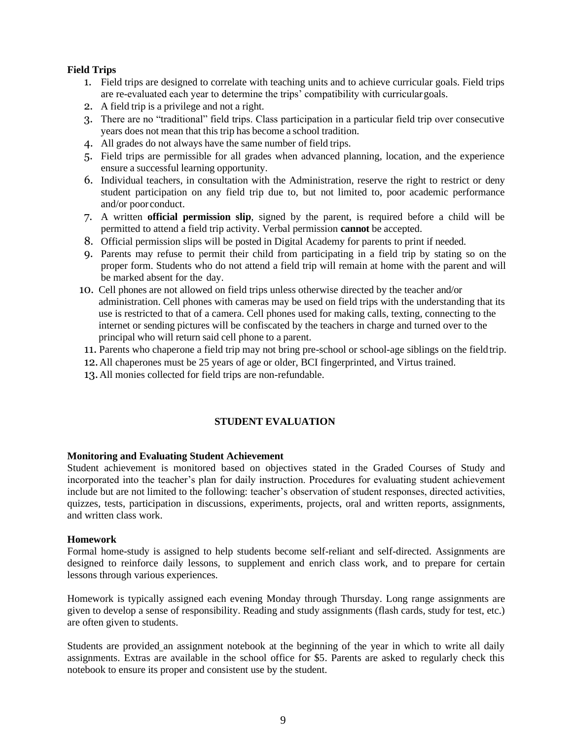**Field Trips**

1. Field trips are designed to correlate with teaching units and to achieve curricular goals. Field trips are re-evaluated each year to determine the trips' compatibility with curricular goals.
2. A field trip is a privilege and not a right.
3. There are no "traditional" field trips. Class participation in a particular field trip over consecutive years does not mean that this trip has become a school tradition.
4. All grades do not always have the same number of field trips.
5. Field trips are permissible for all grades when advanced planning, location, and the experience ensure a successful learning opportunity.
6. Individual teachers, in consultation with the Administration, reserve the right to restrict or deny student participation on any field trip due to, but not limited to, poor academic performance and/or poor conduct.
7. A written **official permission slip**, signed by the parent, is required before a child will be permitted to attend a field trip activity. Verbal permission **cannot** be accepted.
8. Official permission slips will be posted in Digital Academy for parents to print if needed.
9. Parents may refuse to permit their child from participating in a field trip by stating so on the proper form. Students who do not attend a field trip will remain at home with the parent and will be marked absent for the day.
10. Cell phones are not allowed on field trips unless otherwise directed by the teacher and/or administration. Cell phones with cameras may be used on field trips with the understanding that its use is restricted to that of a camera. Cell phones used for making calls, texting, connecting to the internet or sending pictures will be confiscated by the teachers in charge and turned over to the principal who will return said cell phone to a parent.
11. Parents who chaperone a field trip may not bring pre-school or school-age siblings on the field trip.
12. All chaperones must be 25 years of age or older, BCI fingerprinted, and Virtus trained.
13. All monies collected for field trips are non-refundable.

## STUDENT EVALUATION

**Monitoring and Evaluating Student Achievement**

Student achievement is monitored based on objectives stated in the Graded Courses of Study and incorporated into the teacher's plan for daily instruction. Procedures for evaluating student achievement include but are not limited to the following: teacher's observation of student responses, directed activities, quizzes, tests, participation in discussions, experiments, projects, oral and written reports, assignments, and written class work.

**Homework**

Formal home-study is assigned to help students become self-reliant and self-directed. Assignments are designed to reinforce daily lessons, to supplement and enrich class work, and to prepare for certain lessons through various experiences.

Homework is typically assigned each evening Monday through Thursday. Long range assignments are given to develop a sense of responsibility. Reading and study assignments (flash cards, study for test, etc.) are often given to students.

Students are provided an assignment notebook at the beginning of the year in which to write all daily assignments. Extras are available in the school office for $5. Parents are asked to regularly check this notebook to ensure its proper and consistent use by the student.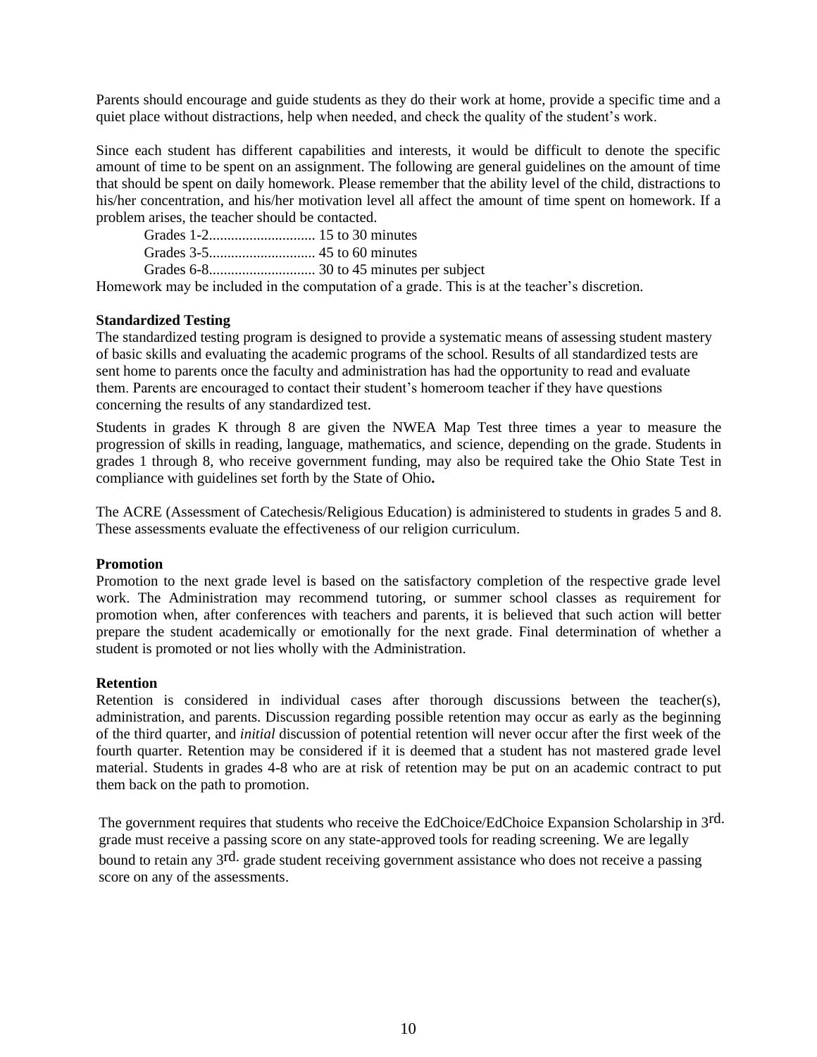Parents should encourage and guide students as they do their work at home, provide a specific time and a quiet place without distractions, help when needed, and check the quality of the student's work.

Since each student has different capabilities and interests, it would be difficult to denote the specific amount of time to be spent on an assignment. The following are general guidelines on the amount of time that should be spent on daily homework. Please remember that the ability level of the child, distractions to his/her concentration, and his/her motivation level all affect the amount of time spent on homework. If a problem arises, the teacher should be contacted.

Grades 1-2............................ 15 to 30 minutes
Grades 3-5............................ 45 to 60 minutes
Grades 6-8............................ 30 to 45 minutes per subject

Homework may be included in the computation of a grade. This is at the teacher's discretion.

**Standardized Testing**

The standardized testing program is designed to provide a systematic means of assessing student mastery of basic skills and evaluating the academic programs of the school. Results of all standardized tests are sent home to parents once the faculty and administration has had the opportunity to read and evaluate them. Parents are encouraged to contact their student's homeroom teacher if they have questions concerning the results of any standardized test.

Students in grades K through 8 are given the NWEA Map Test three times a year to measure the progression of skills in reading, language, mathematics, and science, depending on the grade. Students in grades 1 through 8, who receive government funding, may also be required take the Ohio State Test in compliance with guidelines set forth by the State of Ohio**.**

The ACRE (Assessment of Catechesis/Religious Education) is administered to students in grades 5 and 8. These assessments evaluate the effectiveness of our religion curriculum.

**Promotion**

Promotion to the next grade level is based on the satisfactory completion of the respective grade level work. The Administration may recommend tutoring, or summer school classes as requirement for promotion when, after conferences with teachers and parents, it is believed that such action will better prepare the student academically or emotionally for the next grade. Final determination of whether a student is promoted or not lies wholly with the Administration.

**Retention**

Retention is considered in individual cases after thorough discussions between the teacher(s), administration, and parents. Discussion regarding possible retention may occur as early as the beginning of the third quarter, and *initial* discussion of potential retention will never occur after the first week of the fourth quarter. Retention may be considered if it is deemed that a student has not mastered grade level material. Students in grades 4-8 who are at risk of retention may be put on an academic contract to put them back on the path to promotion.

The government requires that students who receive the EdChoice/EdChoice Expansion Scholarship in 3rd. grade must receive a passing score on any state-approved tools for reading screening. We are legally bound to retain any 3rd. grade student receiving government assistance who does not receive a passing score on any of the assessments.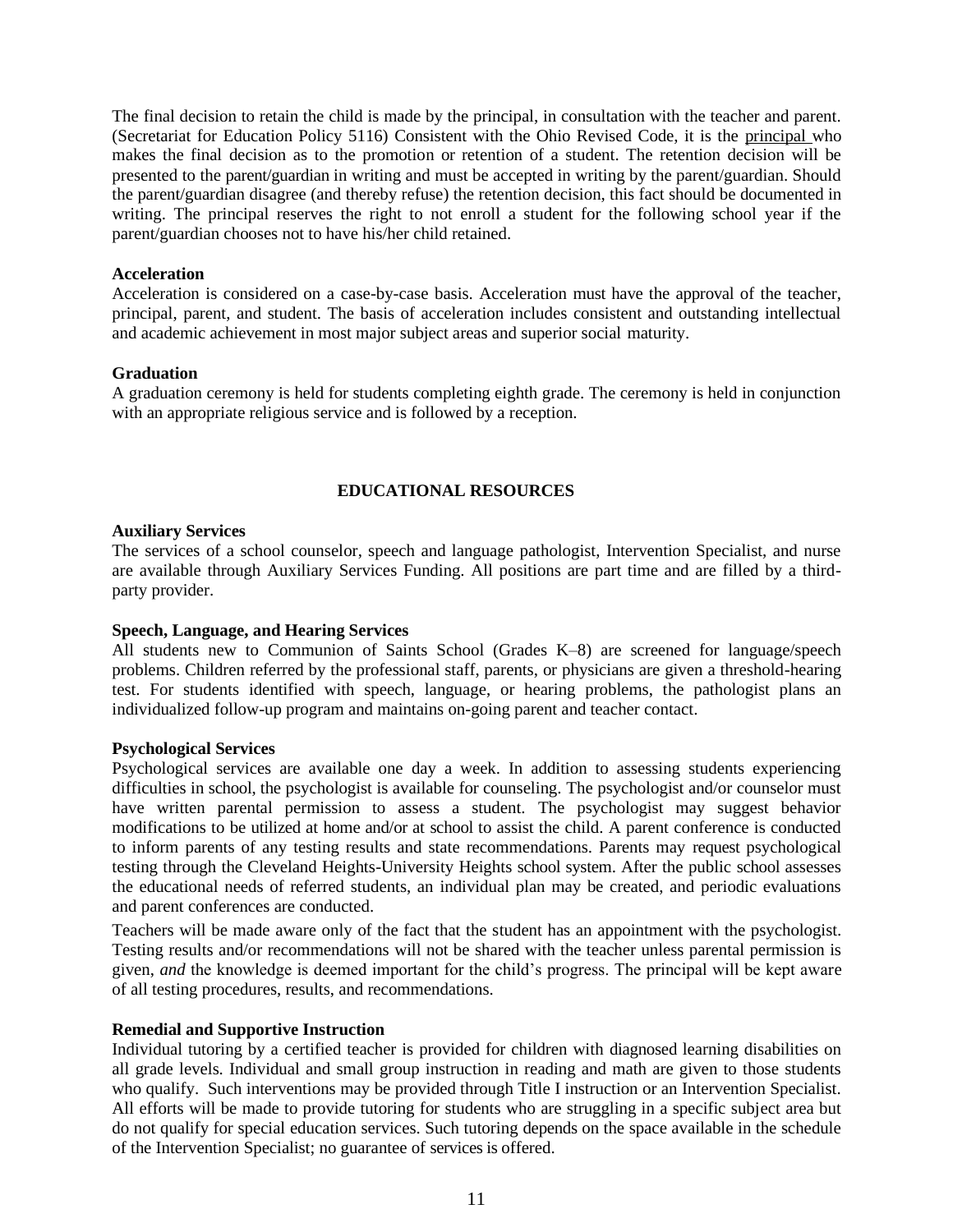The final decision to retain the child is made by the principal, in consultation with the teacher and parent. (Secretariat for Education Policy 5116) Consistent with the Ohio Revised Code, it is the principal who makes the final decision as to the promotion or retention of a student. The retention decision will be presented to the parent/guardian in writing and must be accepted in writing by the parent/guardian. Should the parent/guardian disagree (and thereby refuse) the retention decision, this fact should be documented in writing. The principal reserves the right to not enroll a student for the following school year if the parent/guardian chooses not to have his/her child retained.

**Acceleration**

Acceleration is considered on a case-by-case basis. Acceleration must have the approval of the teacher, principal, parent, and student. The basis of acceleration includes consistent and outstanding intellectual and academic achievement in most major subject areas and superior social maturity.

**Graduation**

A graduation ceremony is held for students completing eighth grade. The ceremony is held in conjunction with an appropriate religious service and is followed by a reception.

## EDUCATIONAL RESOURCES

**Auxiliary Services**

The services of a school counselor, speech and language pathologist, Intervention Specialist, and nurse are available through Auxiliary Services Funding. All positions are part time and are filled by a third-party provider.

**Speech, Language, and Hearing Services**

All students new to Communion of Saints School (Grades K–8) are screened for language/speech problems. Children referred by the professional staff, parents, or physicians are given a threshold-hearing test. For students identified with speech, language, or hearing problems, the pathologist plans an individualized follow-up program and maintains on-going parent and teacher contact.

**Psychological Services**

Psychological services are available one day a week. In addition to assessing students experiencing difficulties in school, the psychologist is available for counseling. The psychologist and/or counselor must have written parental permission to assess a student. The psychologist may suggest behavior modifications to be utilized at home and/or at school to assist the child. A parent conference is conducted to inform parents of any testing results and state recommendations. Parents may request psychological testing through the Cleveland Heights-University Heights school system. After the public school assesses the educational needs of referred students, an individual plan may be created, and periodic evaluations and parent conferences are conducted.

Teachers will be made aware only of the fact that the student has an appointment with the psychologist. Testing results and/or recommendations will not be shared with the teacher unless parental permission is given, *and* the knowledge is deemed important for the child's progress. The principal will be kept aware of all testing procedures, results, and recommendations.

**Remedial and Supportive Instruction**

Individual tutoring by a certified teacher is provided for children with diagnosed learning disabilities on all grade levels. Individual and small group instruction in reading and math are given to those students who qualify. Such interventions may be provided through Title I instruction or an Intervention Specialist. All efforts will be made to provide tutoring for students who are struggling in a specific subject area but do not qualify for special education services. Such tutoring depends on the space available in the schedule of the Intervention Specialist; no guarantee of services is offered.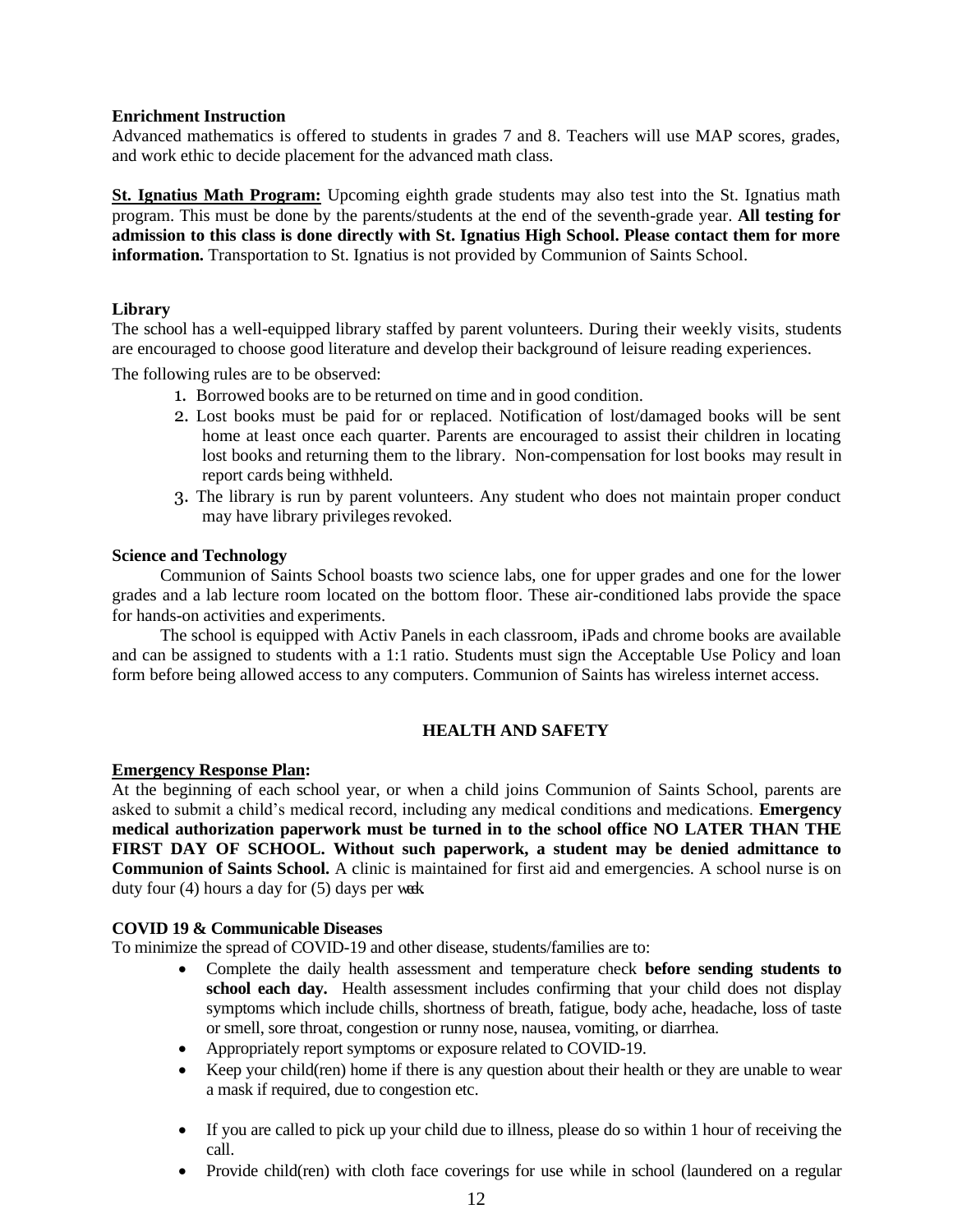**Enrichment Instruction**

Advanced mathematics is offered to students in grades 7 and 8. Teachers will use MAP scores, grades, and work ethic to decide placement for the advanced math class.

**St. Ignatius Math Program:** Upcoming eighth grade students may also test into the St. Ignatius math program. This must be done by the parents/students at the end of the seventh-grade year. **All testing for admission to this class is done directly with St. Ignatius High School. Please contact them for more information.** Transportation to St. Ignatius is not provided by Communion of Saints School.

**Library**

The school has a well-equipped library staffed by parent volunteers. During their weekly visits, students are encouraged to choose good literature and develop their background of leisure reading experiences.

The following rules are to be observed:

1. Borrowed books are to be returned on time and in good condition.
2. Lost books must be paid for or replaced. Notification of lost/damaged books will be sent home at least once each quarter. Parents are encouraged to assist their children in locating lost books and returning them to the library. Non-compensation for lost books may result in report cards being withheld.
3. The library is run by parent volunteers. Any student who does not maintain proper conduct may have library privileges revoked.

**Science and Technology**

Communion of Saints School boasts two science labs, one for upper grades and one for the lower grades and a lab lecture room located on the bottom floor. These air-conditioned labs provide the space for hands-on activities and experiments.

The school is equipped with Activ Panels in each classroom, iPads and chrome books are available and can be assigned to students with a 1:1 ratio. Students must sign the Acceptable Use Policy and loan form before being allowed access to any computers. Communion of Saints has wireless internet access.

## HEALTH AND SAFETY

**Emergency Response Plan:**

At the beginning of each school year, or when a child joins Communion of Saints School, parents are asked to submit a child's medical record, including any medical conditions and medications. **Emergency medical authorization paperwork must be turned in to the school office NO LATER THAN THE FIRST DAY OF SCHOOL. Without such paperwork, a student may be denied admittance to Communion of Saints School.** A clinic is maintained for first aid and emergencies. A school nurse is on duty four (4) hours a day for (5) days per week.

**COVID 19 & Communicable Diseases**

To minimize the spread of COVID-19 and other disease, students/families are to:

- Complete the daily health assessment and temperature check **before sending students to school each day.** Health assessment includes confirming that your child does not display symptoms which include chills, shortness of breath, fatigue, body ache, headache, loss of taste or smell, sore throat, congestion or runny nose, nausea, vomiting, or diarrhea.
- Appropriately report symptoms or exposure related to COVID-19.
- Keep your child(ren) home if there is any question about their health or they are unable to wear a mask if required, due to congestion etc.
- If you are called to pick up your child due to illness, please do so within 1 hour of receiving the call.
- Provide child(ren) with cloth face coverings for use while in school (laundered on a regular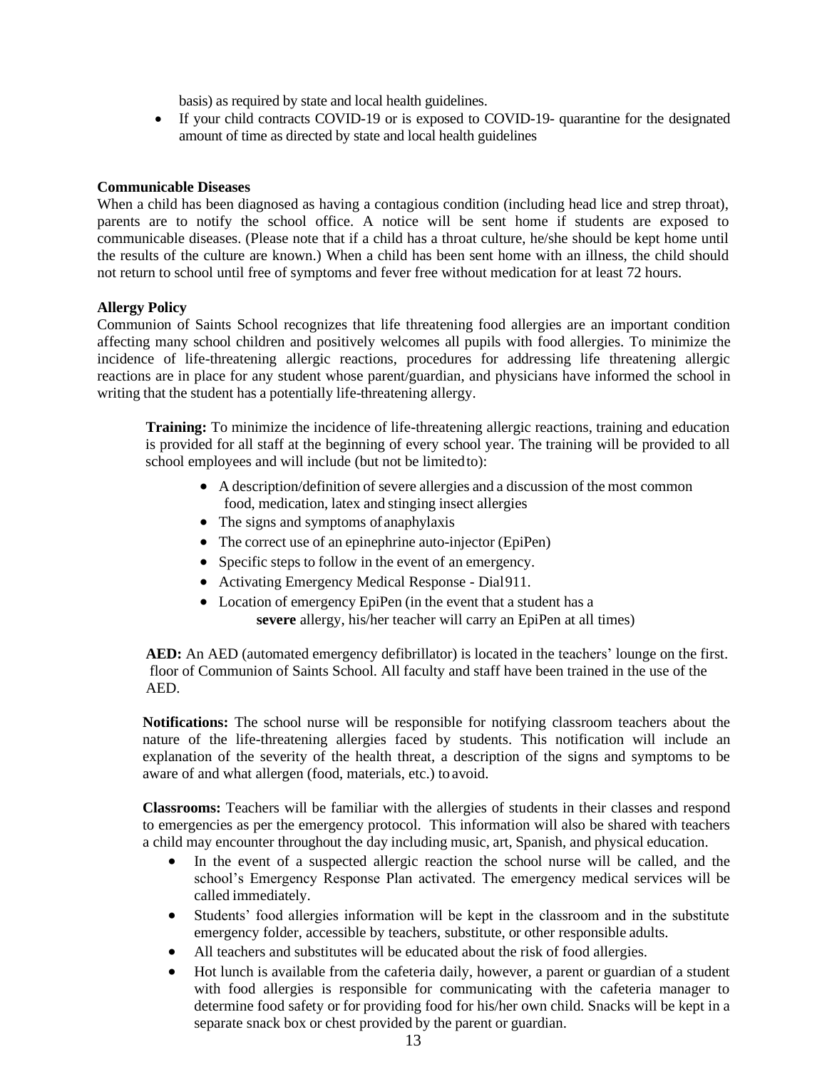basis) as required by state and local health guidelines.

- If your child contracts COVID-19 or is exposed to COVID-19- quarantine for the designated amount of time as directed by state and local health guidelines

**Communicable Diseases**

When a child has been diagnosed as having a contagious condition (including head lice and strep throat), parents are to notify the school office. A notice will be sent home if students are exposed to communicable diseases. (Please note that if a child has a throat culture, he/she should be kept home until the results of the culture are known.) When a child has been sent home with an illness, the child should not return to school until free of symptoms and fever free without medication for at least 72 hours.

**Allergy Policy**

Communion of Saints School recognizes that life threatening food allergies are an important condition affecting many school children and positively welcomes all pupils with food allergies. To minimize the incidence of life-threatening allergic reactions, procedures for addressing life threatening allergic reactions are in place for any student whose parent/guardian, and physicians have informed the school in writing that the student has a potentially life-threatening allergy.

**Training:** To minimize the incidence of life-threatening allergic reactions, training and education is provided for all staff at the beginning of every school year. The training will be provided to all school employees and will include (but not be limited to):

- A description/definition of severe allergies and a discussion of the most common food, medication, latex and stinging insect allergies
- The signs and symptoms of anaphylaxis
- The correct use of an epinephrine auto-injector (EpiPen)
- Specific steps to follow in the event of an emergency.
- Activating Emergency Medical Response - Dial 911.
- Location of emergency EpiPen (in the event that a student has a **severe** allergy, his/her teacher will carry an EpiPen at all times)

**AED:** An AED (automated emergency defibrillator) is located in the teachers' lounge on the first. floor of Communion of Saints School. All faculty and staff have been trained in the use of the AED.

**Notifications:** The school nurse will be responsible for notifying classroom teachers about the nature of the life-threatening allergies faced by students. This notification will include an explanation of the severity of the health threat, a description of the signs and symptoms to be aware of and what allergen (food, materials, etc.) to avoid.

**Classrooms:** Teachers will be familiar with the allergies of students in their classes and respond to emergencies as per the emergency protocol. This information will also be shared with teachers a child may encounter throughout the day including music, art, Spanish, and physical education.

- In the event of a suspected allergic reaction the school nurse will be called, and the school's Emergency Response Plan activated. The emergency medical services will be called immediately.
- Students' food allergies information will be kept in the classroom and in the substitute emergency folder, accessible by teachers, substitute, or other responsible adults.
- All teachers and substitutes will be educated about the risk of food allergies.
- Hot lunch is available from the cafeteria daily, however, a parent or guardian of a student with food allergies is responsible for communicating with the cafeteria manager to determine food safety or for providing food for his/her own child. Snacks will be kept in a separate snack box or chest provided by the parent or guardian.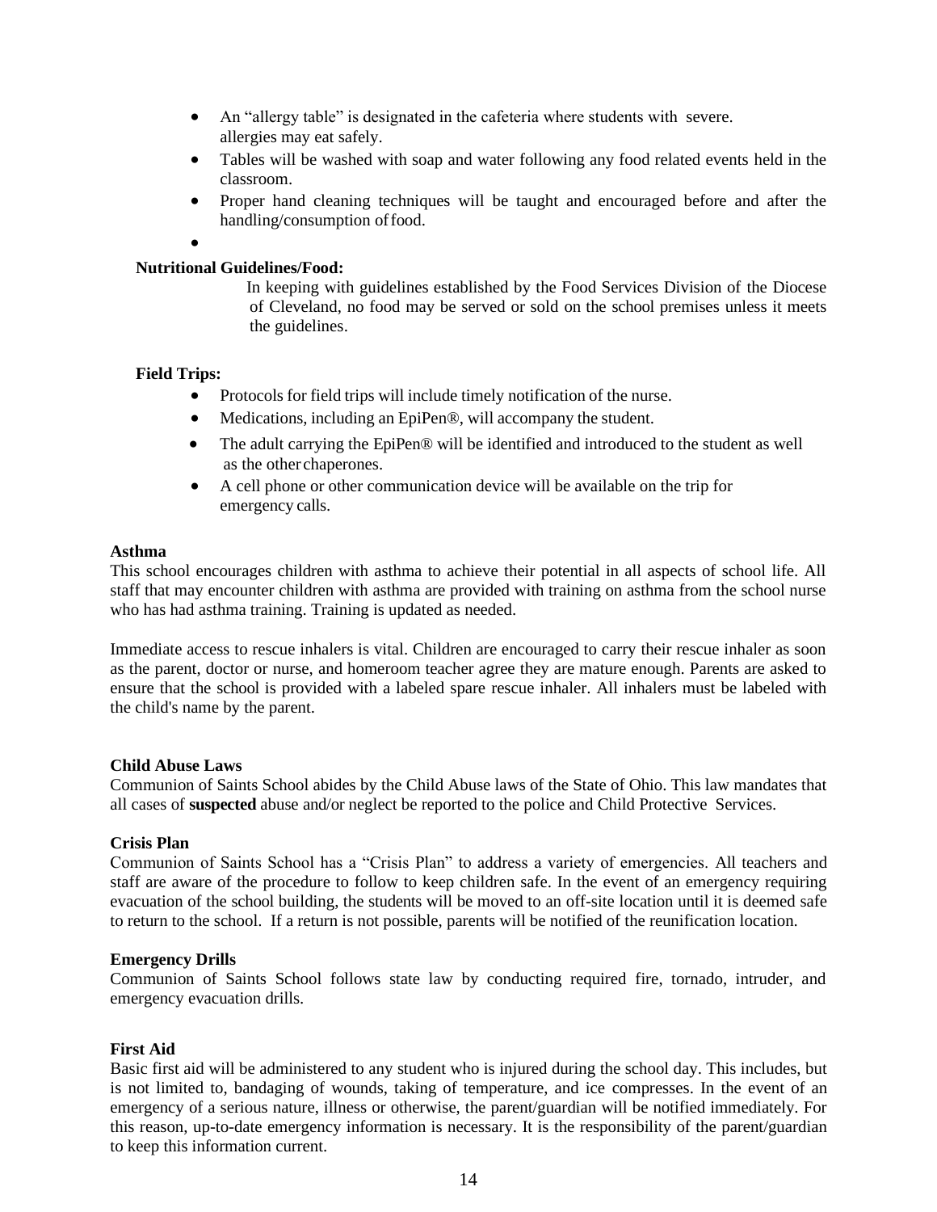- An "allergy table" is designated in the cafeteria where students with severe. allergies may eat safely.
- Tables will be washed with soap and water following any food related events held in the classroom.
- Proper hand cleaning techniques will be taught and encouraged before and after the handling/consumption of food.
-

**Nutritional Guidelines/Food:**

In keeping with guidelines established by the Food Services Division of the Diocese of Cleveland, no food may be served or sold on the school premises unless it meets the guidelines.

**Field Trips:**

- Protocols for field trips will include timely notification of the nurse.
- Medications, including an EpiPen®, will accompany the student.
- The adult carrying the EpiPen® will be identified and introduced to the student as well as the other chaperones.
- A cell phone or other communication device will be available on the trip for emergency calls.

**Asthma**

This school encourages children with asthma to achieve their potential in all aspects of school life. All staff that may encounter children with asthma are provided with training on asthma from the school nurse who has had asthma training. Training is updated as needed.

Immediate access to rescue inhalers is vital. Children are encouraged to carry their rescue inhaler as soon as the parent, doctor or nurse, and homeroom teacher agree they are mature enough. Parents are asked to ensure that the school is provided with a labeled spare rescue inhaler. All inhalers must be labeled with the child's name by the parent.

**Child Abuse Laws**

Communion of Saints School abides by the Child Abuse laws of the State of Ohio. This law mandates that all cases of **suspected** abuse and/or neglect be reported to the police and Child Protective Services.

**Crisis Plan**

Communion of Saints School has a "Crisis Plan" to address a variety of emergencies. All teachers and staff are aware of the procedure to follow to keep children safe. In the event of an emergency requiring evacuation of the school building, the students will be moved to an off-site location until it is deemed safe to return to the school. If a return is not possible, parents will be notified of the reunification location.

**Emergency Drills**

Communion of Saints School follows state law by conducting required fire, tornado, intruder, and emergency evacuation drills.

**First Aid**

Basic first aid will be administered to any student who is injured during the school day. This includes, but is not limited to, bandaging of wounds, taking of temperature, and ice compresses. In the event of an emergency of a serious nature, illness or otherwise, the parent/guardian will be notified immediately. For this reason, up-to-date emergency information is necessary. It is the responsibility of the parent/guardian to keep this information current.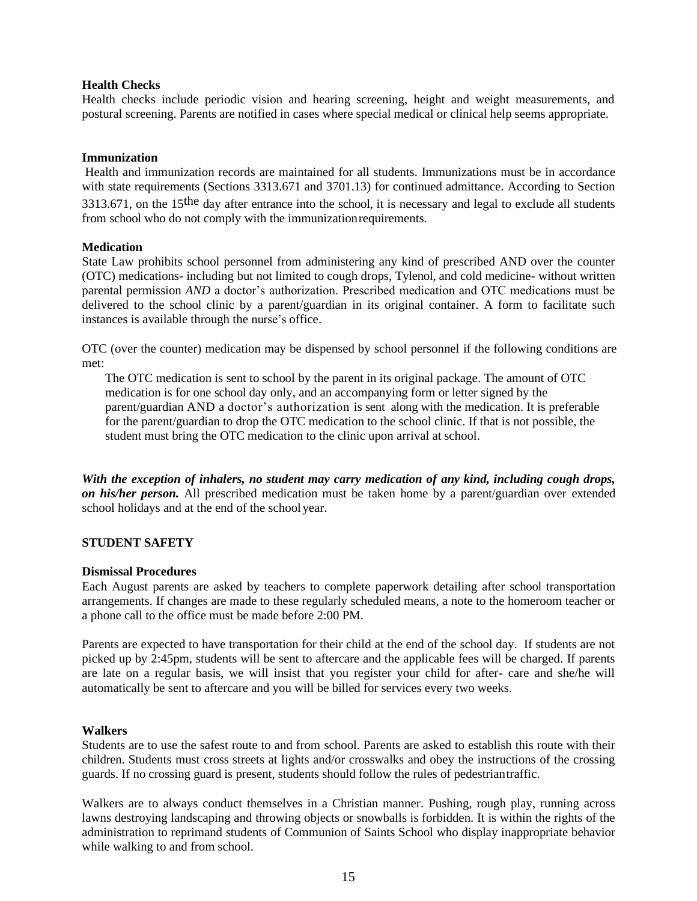### Health Checks

Health checks include periodic vision and hearing screening, height and weight measurements, and postural screening. Parents are notified in cases where special medical or clinical help seems appropriate.

### Immunization

Health and immunization records are maintained for all students. Immunizations must be in accordance with state requirements (Sections 3313.671 and 3701.13) for continued admittance. According to Section 3313.671, on the 15the day after entrance into the school, it is necessary and legal to exclude all students from school who do not comply with the immunization requirements.

### Medication

State Law prohibits school personnel from administering any kind of prescribed AND over the counter (OTC) medications- including but not limited to cough drops, Tylenol, and cold medicine- without written parental permission *AND* a doctor's authorization. Prescribed medication and OTC medications must be delivered to the school clinic by a parent/guardian in its original container. A form to facilitate such instances is available through the nurse's office.

OTC (over the counter) medication may be dispensed by school personnel if the following conditions are met:

> The OTC medication is sent to school by the parent in its original package. The amount of OTC medication is for one school day only, and an accompanying form or letter signed by the parent/guardian AND a doctor's authorization is sent along with the medication. It is preferable for the parent/guardian to drop the OTC medication to the school clinic. If that is not possible, the student must bring the OTC medication to the clinic upon arrival at school.

***With the exception of inhalers, no student may carry medication of any kind, including cough drops, on his/her person.*** All prescribed medication must be taken home by a parent/guardian over extended school holidays and at the end of the school year.

## STUDENT SAFETY

### Dismissal Procedures

Each August parents are asked by teachers to complete paperwork detailing after school transportation arrangements. If changes are made to these regularly scheduled means, a note to the homeroom teacher or a phone call to the office must be made before 2:00 PM.

Parents are expected to have transportation for their child at the end of the school day. If students are not picked up by 2:45pm, students will be sent to aftercare and the applicable fees will be charged. If parents are late on a regular basis, we will insist that you register your child for after- care and she/he will automatically be sent to aftercare and you will be billed for services every two weeks.

### Walkers

Students are to use the safest route to and from school. Parents are asked to establish this route with their children. Students must cross streets at lights and/or crosswalks and obey the instructions of the crossing guards. If no crossing guard is present, students should follow the rules of pedestrian traffic.

Walkers are to always conduct themselves in a Christian manner. Pushing, rough play, running across lawns destroying landscaping and throwing objects or snowballs is forbidden. It is within the rights of the administration to reprimand students of Communion of Saints School who display inappropriate behavior while walking to and from school.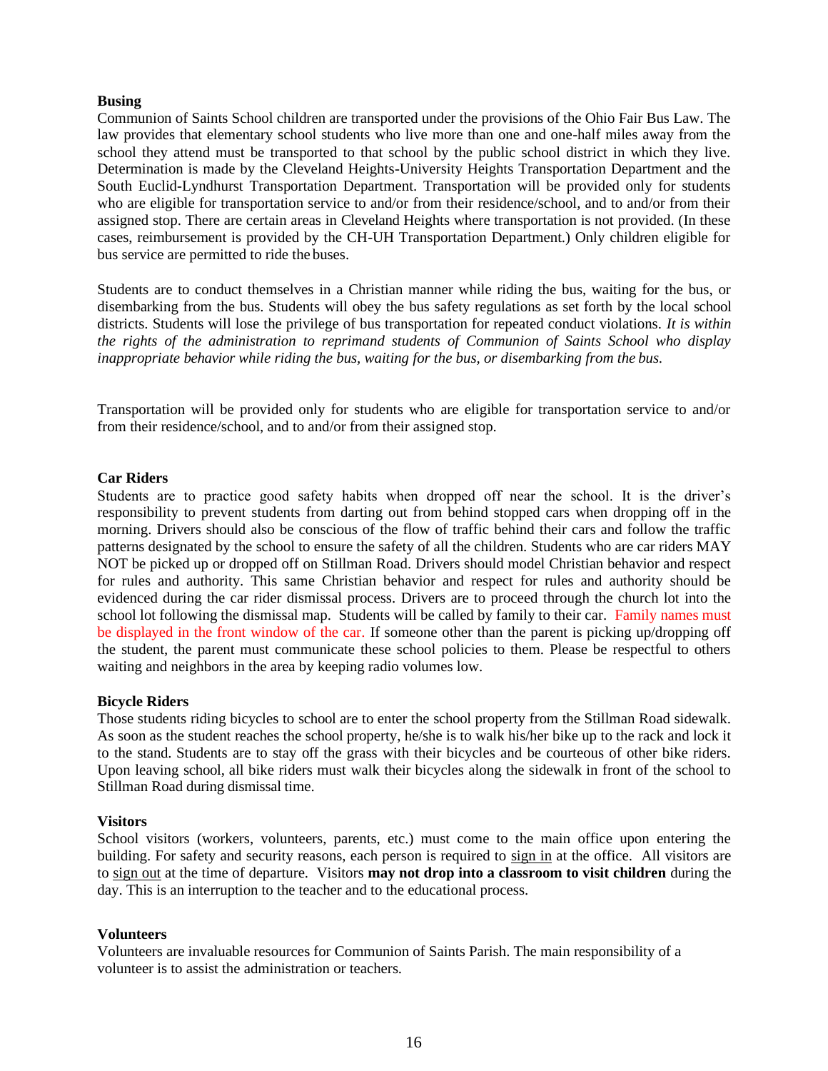### Busing

Communion of Saints School children are transported under the provisions of the Ohio Fair Bus Law. The law provides that elementary school students who live more than one and one-half miles away from the school they attend must be transported to that school by the public school district in which they live. Determination is made by the Cleveland Heights-University Heights Transportation Department and the South Euclid-Lyndhurst Transportation Department. Transportation will be provided only for students who are eligible for transportation service to and/or from their residence/school, and to and/or from their assigned stop. There are certain areas in Cleveland Heights where transportation is not provided. (In these cases, reimbursement is provided by the CH-UH Transportation Department.) Only children eligible for bus service are permitted to ride the buses.

Students are to conduct themselves in a Christian manner while riding the bus, waiting for the bus, or disembarking from the bus. Students will obey the bus safety regulations as set forth by the local school districts. Students will lose the privilege of bus transportation for repeated conduct violations. *It is within the rights of the administration to reprimand students of Communion of Saints School who display inappropriate behavior while riding the bus, waiting for the bus, or disembarking from the bus.*

Transportation will be provided only for students who are eligible for transportation service to and/or from their residence/school, and to and/or from their assigned stop.

### Car Riders

Students are to practice good safety habits when dropped off near the school. It is the driver's responsibility to prevent students from darting out from behind stopped cars when dropping off in the morning. Drivers should also be conscious of the flow of traffic behind their cars and follow the traffic patterns designated by the school to ensure the safety of all the children. Students who are car riders MAY NOT be picked up or dropped off on Stillman Road. Drivers should model Christian behavior and respect for rules and authority. This same Christian behavior and respect for rules and authority should be evidenced during the car rider dismissal process. Drivers are to proceed through the church lot into the school lot following the dismissal map. Students will be called by family to their car. Family names must be displayed in the front window of the car. If someone other than the parent is picking up/dropping off the student, the parent must communicate these school policies to them. Please be respectful to others waiting and neighbors in the area by keeping radio volumes low.

### Bicycle Riders

Those students riding bicycles to school are to enter the school property from the Stillman Road sidewalk. As soon as the student reaches the school property, he/she is to walk his/her bike up to the rack and lock it to the stand. Students are to stay off the grass with their bicycles and be courteous of other bike riders. Upon leaving school, all bike riders must walk their bicycles along the sidewalk in front of the school to Stillman Road during dismissal time.

### Visitors

School visitors (workers, volunteers, parents, etc.) must come to the main office upon entering the building. For safety and security reasons, each person is required to sign in at the office. All visitors are to sign out at the time of departure. Visitors **may not drop into a classroom to visit children** during the day. This is an interruption to the teacher and to the educational process.

### Volunteers

Volunteers are invaluable resources for Communion of Saints Parish. The main responsibility of a volunteer is to assist the administration or teachers.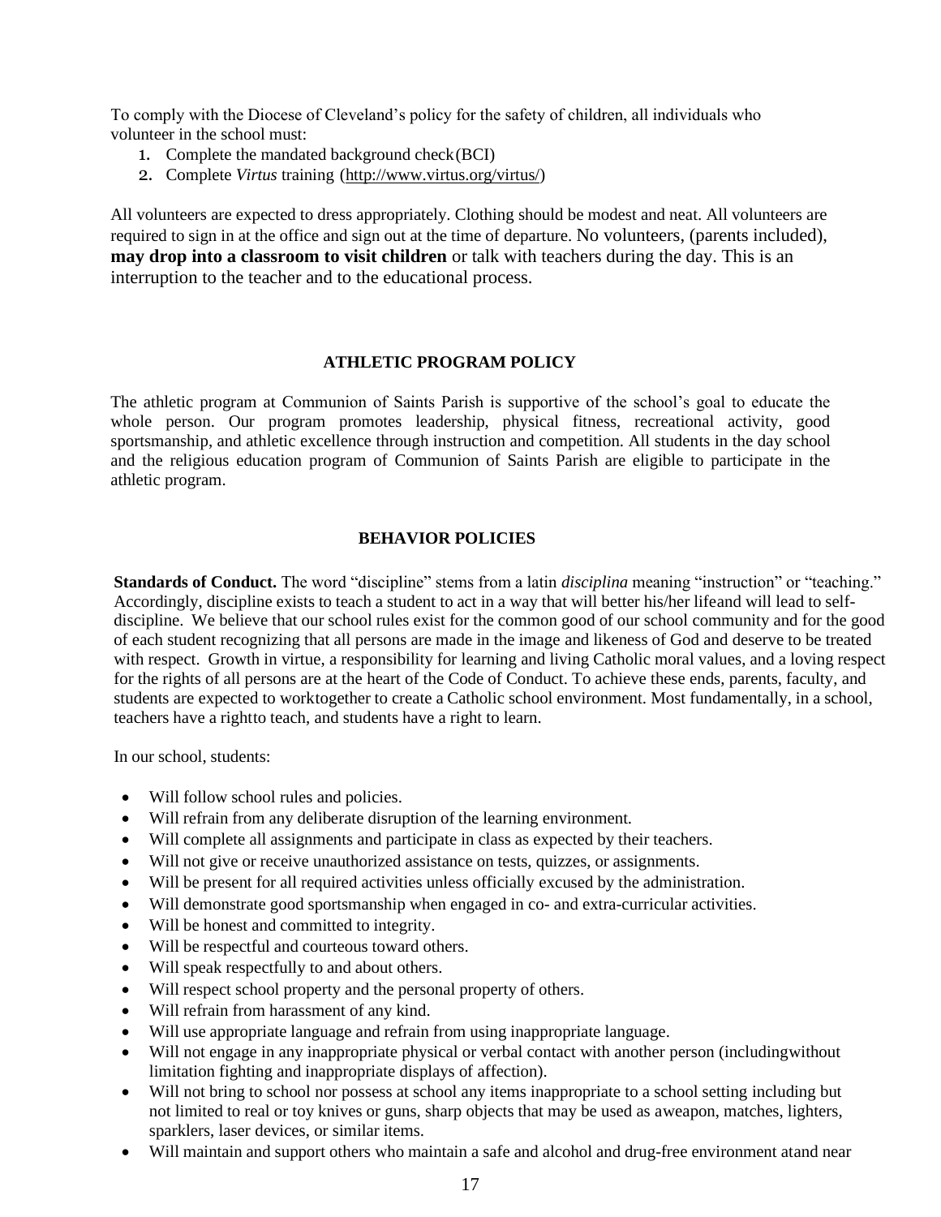To comply with the Diocese of Cleveland's policy for the safety of children, all individuals who volunteer in the school must:

1. Complete the mandated background check(BCI)
2. Complete *Virtus* training (http://www.virtus.org/virtus/)

All volunteers are expected to dress appropriately. Clothing should be modest and neat. All volunteers are required to sign in at the office and sign out at the time of departure. No volunteers, (parents included), **may drop into a classroom to visit children** or talk with teachers during the day. This is an interruption to the teacher and to the educational process.

## ATHLETIC PROGRAM POLICY

The athletic program at Communion of Saints Parish is supportive of the school's goal to educate the whole person. Our program promotes leadership, physical fitness, recreational activity, good sportsmanship, and athletic excellence through instruction and competition. All students in the day school and the religious education program of Communion of Saints Parish are eligible to participate in the athletic program.

## BEHAVIOR POLICIES

**Standards of Conduct.** The word "discipline" stems from a latin *disciplina* meaning "instruction" or "teaching." Accordingly, discipline exists to teach a student to act in a way that will better his/her lifeand will lead to self-discipline. We believe that our school rules exist for the common good of our school community and for the good of each student recognizing that all persons are made in the image and likeness of God and deserve to be treated with respect. Growth in virtue, a responsibility for learning and living Catholic moral values, and a loving respect for the rights of all persons are at the heart of the Code of Conduct. To achieve these ends, parents, faculty, and students are expected to worktogether to create a Catholic school environment. Most fundamentally, in a school, teachers have a rightto teach, and students have a right to learn.

In our school, students:

- Will follow school rules and policies.
- Will refrain from any deliberate disruption of the learning environment.
- Will complete all assignments and participate in class as expected by their teachers.
- Will not give or receive unauthorized assistance on tests, quizzes, or assignments.
- Will be present for all required activities unless officially excused by the administration.
- Will demonstrate good sportsmanship when engaged in co- and extra-curricular activities.
- Will be honest and committed to integrity.
- Will be respectful and courteous toward others.
- Will speak respectfully to and about others.
- Will respect school property and the personal property of others.
- Will refrain from harassment of any kind.
- Will use appropriate language and refrain from using inappropriate language.
- Will not engage in any inappropriate physical or verbal contact with another person (includingwithout limitation fighting and inappropriate displays of affection).
- Will not bring to school nor possess at school any items inappropriate to a school setting including but not limited to real or toy knives or guns, sharp objects that may be used as aweapon, matches, lighters, sparklers, laser devices, or similar items.
- Will maintain and support others who maintain a safe and alcohol and drug-free environment atand near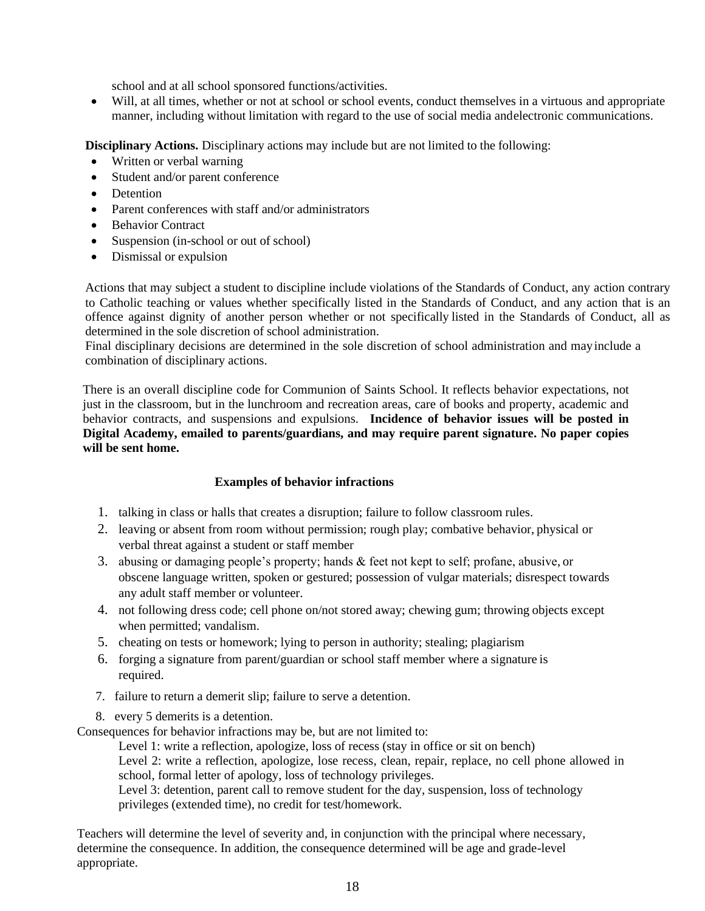school and at all school sponsored functions/activities.

- Will, at all times, whether or not at school or school events, conduct themselves in a virtuous and appropriate manner, including without limitation with regard to the use of social media andelectronic communications.

**Disciplinary Actions.** Disciplinary actions may include but are not limited to the following:

- Written or verbal warning
- Student and/or parent conference
- Detention
- Parent conferences with staff and/or administrators
- Behavior Contract
- Suspension (in-school or out of school)
- Dismissal or expulsion

Actions that may subject a student to discipline include violations of the Standards of Conduct, any action contrary to Catholic teaching or values whether specifically listed in the Standards of Conduct, and any action that is an offence against dignity of another person whether or not specifically listed in the Standards of Conduct, all as determined in the sole discretion of school administration.

Final disciplinary decisions are determined in the sole discretion of school administration and mayinclude a combination of disciplinary actions.

There is an overall discipline code for Communion of Saints School. It reflects behavior expectations, not just in the classroom, but in the lunchroom and recreation areas, care of books and property, academic and behavior contracts, and suspensions and expulsions. **Incidence of behavior issues will be posted in Digital Academy, emailed to parents/guardians, and may require parent signature. No paper copies will be sent home.**

**Examples of behavior infractions**

1. talking in class or halls that creates a disruption; failure to follow classroom rules.
2. leaving or absent from room without permission; rough play; combative behavior, physical or verbal threat against a student or staff member
3. abusing or damaging people's property; hands & feet not kept to self; profane, abusive, or obscene language written, spoken or gestured; possession of vulgar materials; disrespect towards any adult staff member or volunteer.
4. not following dress code; cell phone on/not stored away; chewing gum; throwing objects except when permitted; vandalism.
5. cheating on tests or homework; lying to person in authority; stealing; plagiarism
6. forging a signature from parent/guardian or school staff member where a signature is required.
7. failure to return a demerit slip; failure to serve a detention.
8. every 5 demerits is a detention.

Consequences for behavior infractions may be, but are not limited to:

Level 1: write a reflection, apologize, loss of recess (stay in office or sit on bench)

Level 2: write a reflection, apologize, lose recess, clean, repair, replace, no cell phone allowed in school, formal letter of apology, loss of technology privileges.

Level 3: detention, parent call to remove student for the day, suspension, loss of technology privileges (extended time), no credit for test/homework.

Teachers will determine the level of severity and, in conjunction with the principal where necessary, determine the consequence. In addition, the consequence determined will be age and grade-level appropriate.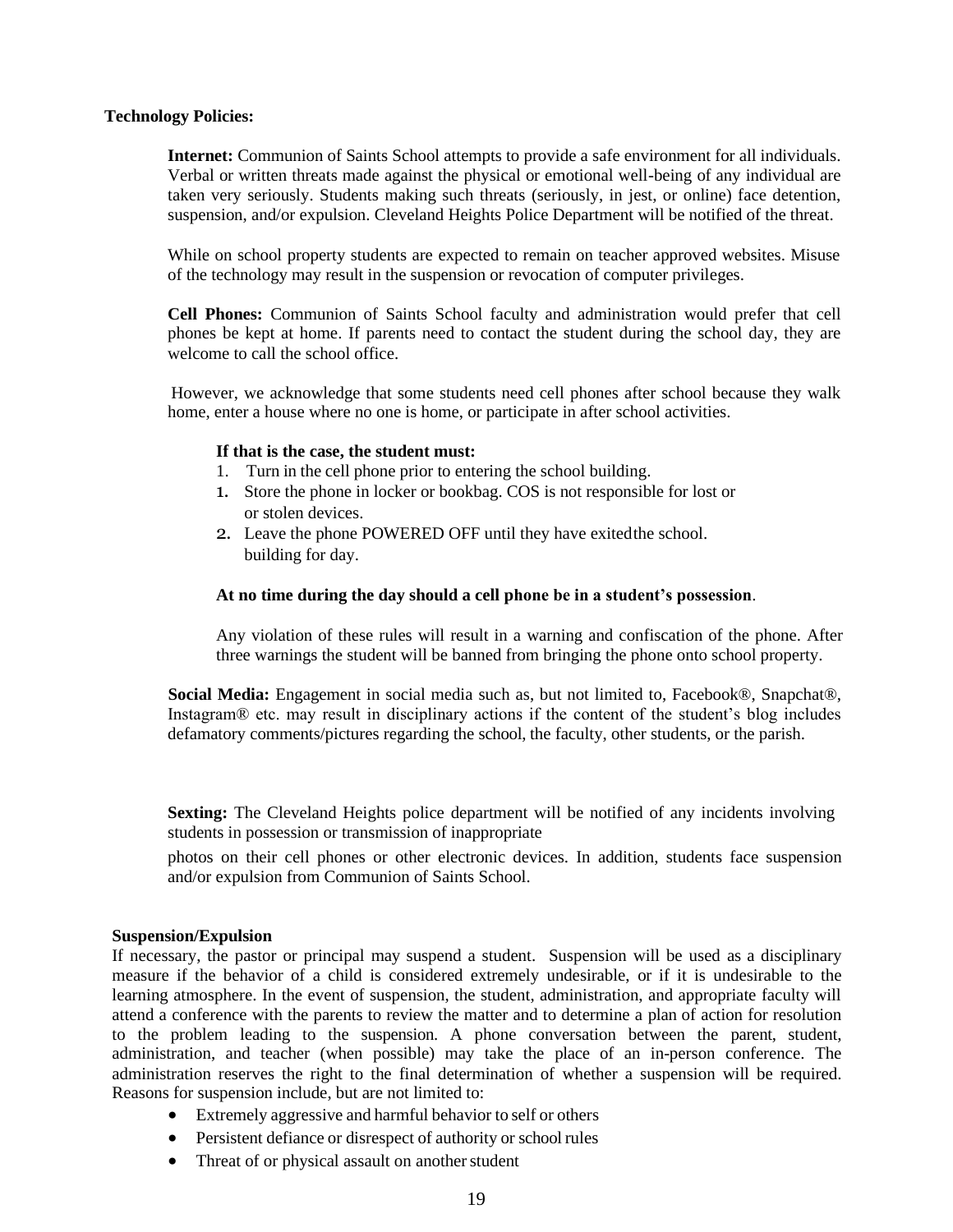**Technology Policies:**

**Internet:** Communion of Saints School attempts to provide a safe environment for all individuals. Verbal or written threats made against the physical or emotional well-being of any individual are taken very seriously. Students making such threats (seriously, in jest, or online) face detention, suspension, and/or expulsion. Cleveland Heights Police Department will be notified of the threat.

While on school property students are expected to remain on teacher approved websites. Misuse of the technology may result in the suspension or revocation of computer privileges.

**Cell Phones:** Communion of Saints School faculty and administration would prefer that cell phones be kept at home. If parents need to contact the student during the school day, they are welcome to call the school office.

However, we acknowledge that some students need cell phones after school because they walk home, enter a house where no one is home, or participate in after school activities.

**If that is the case, the student must:**

1. Turn in the cell phone prior to entering the school building.
1. Store the phone in locker or bookbag. COS is not responsible for lost or or stolen devices.
2. Leave the phone POWERED OFF until they have exitedthe school. building for day.

**At no time during the day should a cell phone be in a student's possession**.

Any violation of these rules will result in a warning and confiscation of the phone. After three warnings the student will be banned from bringing the phone onto school property.

**Social Media:** Engagement in social media such as, but not limited to, Facebook®, Snapchat®, Instagram® etc. may result in disciplinary actions if the content of the student's blog includes defamatory comments/pictures regarding the school, the faculty, other students, or the parish.

**Sexting:** The Cleveland Heights police department will be notified of any incidents involving students in possession or transmission of inappropriate

photos on their cell phones or other electronic devices. In addition, students face suspension and/or expulsion from Communion of Saints School.

**Suspension/Expulsion**

If necessary, the pastor or principal may suspend a student. Suspension will be used as a disciplinary measure if the behavior of a child is considered extremely undesirable, or if it is undesirable to the learning atmosphere. In the event of suspension, the student, administration, and appropriate faculty will attend a conference with the parents to review the matter and to determine a plan of action for resolution to the problem leading to the suspension. A phone conversation between the parent, student, administration, and teacher (when possible) may take the place of an in-person conference. The administration reserves the right to the final determination of whether a suspension will be required. Reasons for suspension include, but are not limited to:

- Extremely aggressive and harmful behavior to self or others
- Persistent defiance or disrespect of authority or school rules
- Threat of or physical assault on another student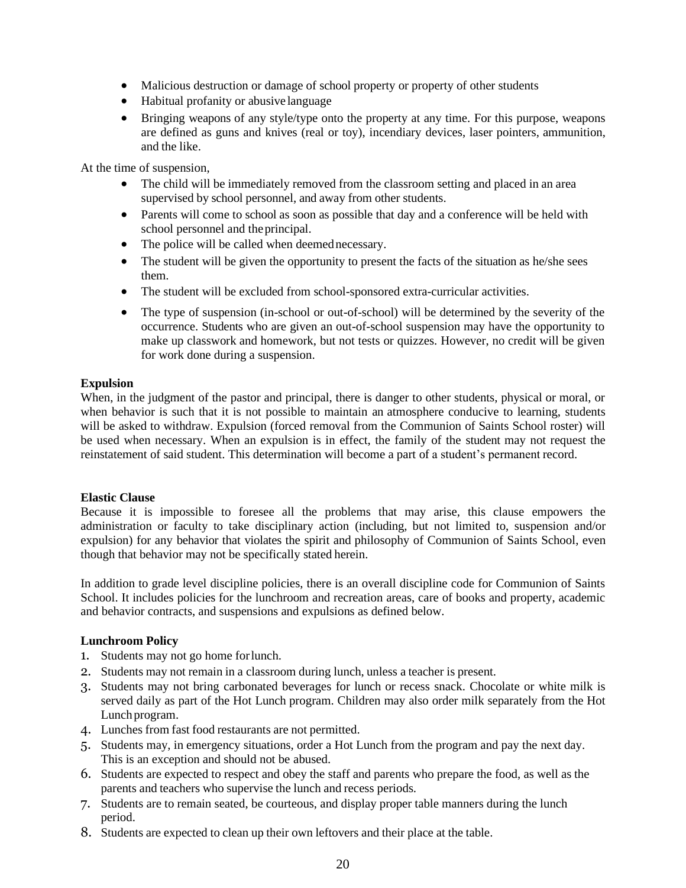- Malicious destruction or damage of school property or property of other students
- Habitual profanity or abusive language
- Bringing weapons of any style/type onto the property at any time. For this purpose, weapons are defined as guns and knives (real or toy), incendiary devices, laser pointers, ammunition, and the like.

At the time of suspension,

- The child will be immediately removed from the classroom setting and placed in an area supervised by school personnel, and away from other students.
- Parents will come to school as soon as possible that day and a conference will be held with school personnel and the principal.
- The police will be called when deemed necessary.
- The student will be given the opportunity to present the facts of the situation as he/she sees them.
- The student will be excluded from school-sponsored extra-curricular activities.
- The type of suspension (in-school or out-of-school) will be determined by the severity of the occurrence. Students who are given an out-of-school suspension may have the opportunity to make up classwork and homework, but not tests or quizzes. However, no credit will be given for work done during a suspension.

**Expulsion**

When, in the judgment of the pastor and principal, there is danger to other students, physical or moral, or when behavior is such that it is not possible to maintain an atmosphere conducive to learning, students will be asked to withdraw. Expulsion (forced removal from the Communion of Saints School roster) will be used when necessary. When an expulsion is in effect, the family of the student may not request the reinstatement of said student. This determination will become a part of a student's permanent record.

**Elastic Clause**

Because it is impossible to foresee all the problems that may arise, this clause empowers the administration or faculty to take disciplinary action (including, but not limited to, suspension and/or expulsion) for any behavior that violates the spirit and philosophy of Communion of Saints School, even though that behavior may not be specifically stated herein.

In addition to grade level discipline policies, there is an overall discipline code for Communion of Saints School. It includes policies for the lunchroom and recreation areas, care of books and property, academic and behavior contracts, and suspensions and expulsions as defined below.

**Lunchroom Policy**

1. Students may not go home for lunch.
2. Students may not remain in a classroom during lunch, unless a teacher is present.
3. Students may not bring carbonated beverages for lunch or recess snack. Chocolate or white milk is served daily as part of the Hot Lunch program. Children may also order milk separately from the Hot Lunch program.
4. Lunches from fast food restaurants are not permitted.
5. Students may, in emergency situations, order a Hot Lunch from the program and pay the next day. This is an exception and should not be abused.
6. Students are expected to respect and obey the staff and parents who prepare the food, as well as the parents and teachers who supervise the lunch and recess periods.
7. Students are to remain seated, be courteous, and display proper table manners during the lunch period.
8. Students are expected to clean up their own leftovers and their place at the table.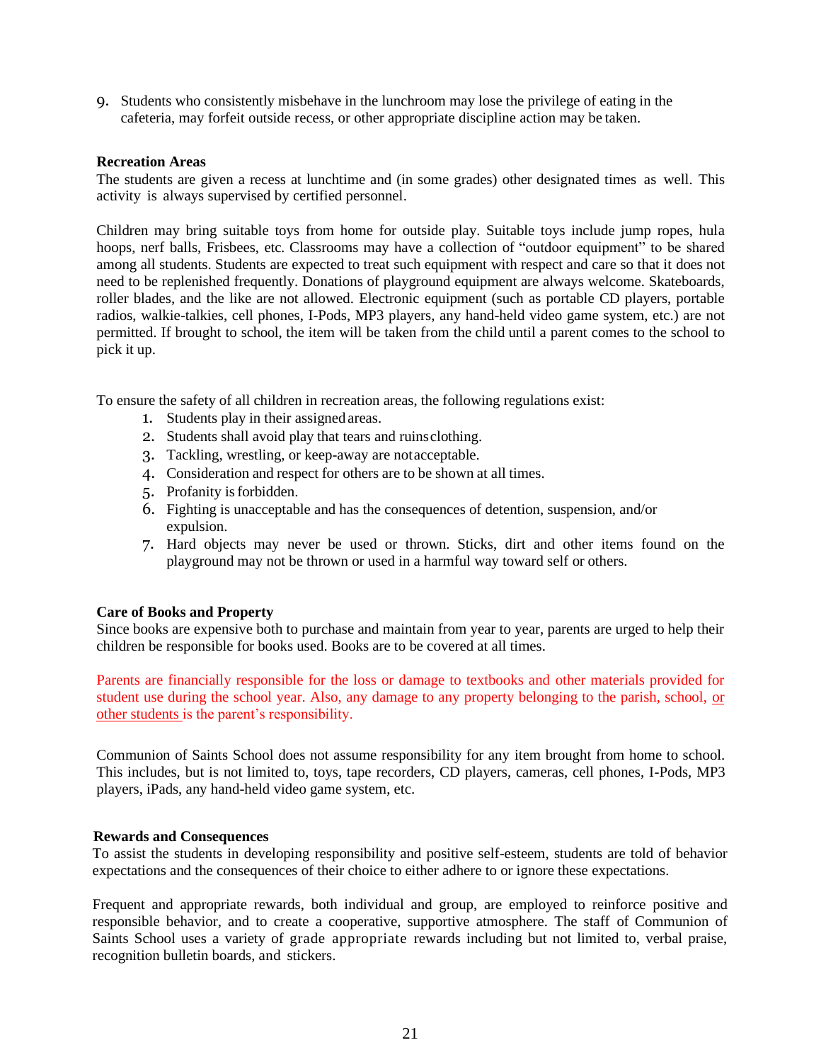9. Students who consistently misbehave in the lunchroom may lose the privilege of eating in the cafeteria, may forfeit outside recess, or other appropriate discipline action may be taken.

**Recreation Areas**

The students are given a recess at lunchtime and (in some grades) other designated times as well. This activity is always supervised by certified personnel.

Children may bring suitable toys from home for outside play. Suitable toys include jump ropes, hula hoops, nerf balls, Frisbees, etc. Classrooms may have a collection of "outdoor equipment" to be shared among all students. Students are expected to treat such equipment with respect and care so that it does not need to be replenished frequently. Donations of playground equipment are always welcome. Skateboards, roller blades, and the like are not allowed. Electronic equipment (such as portable CD players, portable radios, walkie-talkies, cell phones, I-Pods, MP3 players, any hand-held video game system, etc.) are not permitted. If brought to school, the item will be taken from the child until a parent comes to the school to pick it up.

To ensure the safety of all children in recreation areas, the following regulations exist:

1. Students play in their assigned areas.
2. Students shall avoid play that tears and ruins clothing.
3. Tackling, wrestling, or keep-away are not acceptable.
4. Consideration and respect for others are to be shown at all times.
5. Profanity is forbidden.
6. Fighting is unacceptable and has the consequences of detention, suspension, and/or expulsion.
7. Hard objects may never be used or thrown. Sticks, dirt and other items found on the playground may not be thrown or used in a harmful way toward self or others.

**Care of Books and Property**

Since books are expensive both to purchase and maintain from year to year, parents are urged to help their children be responsible for books used. Books are to be covered at all times.

Parents are financially responsible for the loss or damage to textbooks and other materials provided for student use during the school year. Also, any damage to any property belonging to the parish, school, <u>or other students</u> is the parent's responsibility.

Communion of Saints School does not assume responsibility for any item brought from home to school. This includes, but is not limited to, toys, tape recorders, CD players, cameras, cell phones, I-Pods, MP3 players, iPads, any hand-held video game system, etc.

**Rewards and Consequences**

To assist the students in developing responsibility and positive self-esteem, students are told of behavior expectations and the consequences of their choice to either adhere to or ignore these expectations.

Frequent and appropriate rewards, both individual and group, are employed to reinforce positive and responsible behavior, and to create a cooperative, supportive atmosphere. The staff of Communion of Saints School uses a variety of grade appropriate rewards including but not limited to, verbal praise, recognition bulletin boards, and stickers.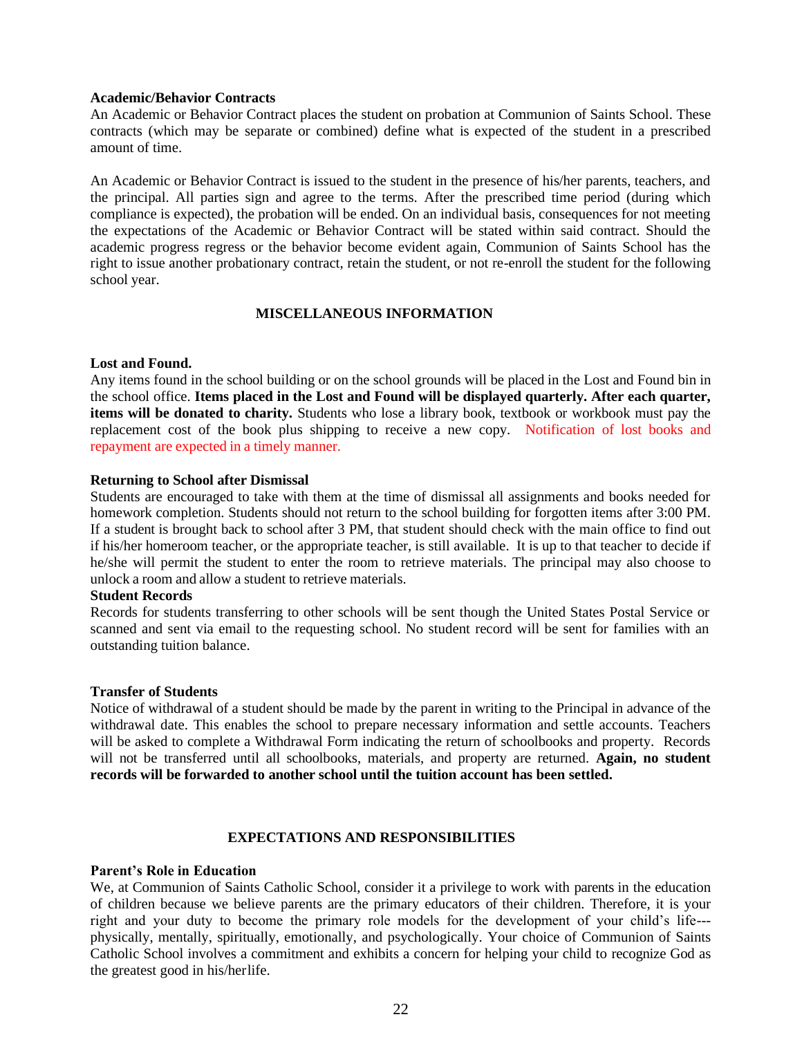**Academic/Behavior Contracts**

An Academic or Behavior Contract places the student on probation at Communion of Saints School. These contracts (which may be separate or combined) define what is expected of the student in a prescribed amount of time.

An Academic or Behavior Contract is issued to the student in the presence of his/her parents, teachers, and the principal. All parties sign and agree to the terms. After the prescribed time period (during which compliance is expected), the probation will be ended. On an individual basis, consequences for not meeting the expectations of the Academic or Behavior Contract will be stated within said contract. Should the academic progress regress or the behavior become evident again, Communion of Saints School has the right to issue another probationary contract, retain the student, or not re-enroll the student for the following school year.

## MISCELLANEOUS INFORMATION

**Lost and Found.**

Any items found in the school building or on the school grounds will be placed in the Lost and Found bin in the school office. **Items placed in the Lost and Found will be displayed quarterly. After each quarter, items will be donated to charity.** Students who lose a library book, textbook or workbook must pay the replacement cost of the book plus shipping to receive a new copy. Notification of lost books and repayment are expected in a timely manner.

**Returning to School after Dismissal**

Students are encouraged to take with them at the time of dismissal all assignments and books needed for homework completion. Students should not return to the school building for forgotten items after 3:00 PM. If a student is brought back to school after 3 PM, that student should check with the main office to find out if his/her homeroom teacher, or the appropriate teacher, is still available. It is up to that teacher to decide if he/she will permit the student to enter the room to retrieve materials. The principal may also choose to unlock a room and allow a student to retrieve materials.

**Student Records**

Records for students transferring to other schools will be sent though the United States Postal Service or scanned and sent via email to the requesting school. No student record will be sent for families with an outstanding tuition balance.

**Transfer of Students**

Notice of withdrawal of a student should be made by the parent in writing to the Principal in advance of the withdrawal date. This enables the school to prepare necessary information and settle accounts. Teachers will be asked to complete a Withdrawal Form indicating the return of schoolbooks and property. Records will not be transferred until all schoolbooks, materials, and property are returned. **Again, no student records will be forwarded to another school until the tuition account has been settled.**

## EXPECTATIONS AND RESPONSIBILITIES

**Parent's Role in Education**

We, at Communion of Saints Catholic School, consider it a privilege to work with parents in the education of children because we believe parents are the primary educators of their children. Therefore, it is your right and your duty to become the primary role models for the development of your child's life---physically, mentally, spiritually, emotionally, and psychologically. Your choice of Communion of Saints Catholic School involves a commitment and exhibits a concern for helping your child to recognize God as the greatest good in his/herlife.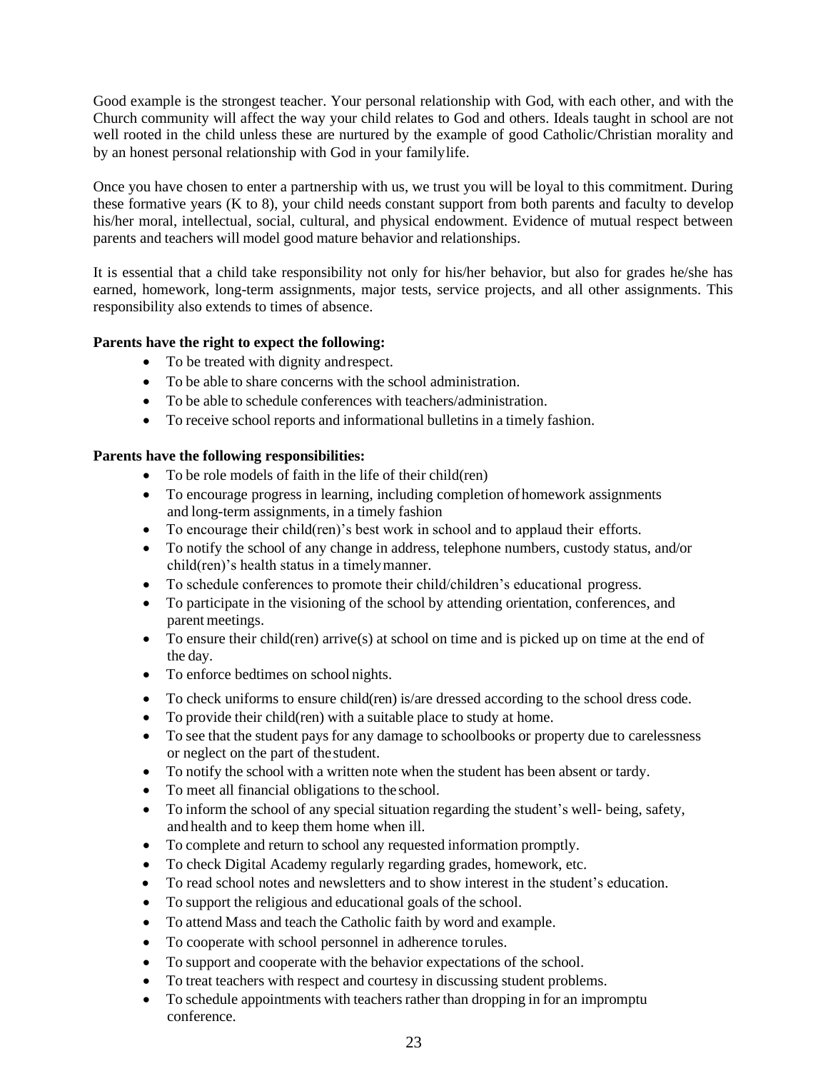Good example is the strongest teacher. Your personal relationship with God, with each other, and with the Church community will affect the way your child relates to God and others. Ideals taught in school are not well rooted in the child unless these are nurtured by the example of good Catholic/Christian morality and by an honest personal relationship with God in your family life.

Once you have chosen to enter a partnership with us, we trust you will be loyal to this commitment. During these formative years (K to 8), your child needs constant support from both parents and faculty to develop his/her moral, intellectual, social, cultural, and physical endowment. Evidence of mutual respect between parents and teachers will model good mature behavior and relationships.

It is essential that a child take responsibility not only for his/her behavior, but also for grades he/she has earned, homework, long-term assignments, major tests, service projects, and all other assignments. This responsibility also extends to times of absence.

**Parents have the right to expect the following:**

- To be treated with dignity and respect.
- To be able to share concerns with the school administration.
- To be able to schedule conferences with teachers/administration.
- To receive school reports and informational bulletins in a timely fashion.

**Parents have the following responsibilities:**

- To be role models of faith in the life of their child(ren)
- To encourage progress in learning, including completion of homework assignments and long-term assignments, in a timely fashion
- To encourage their child(ren)'s best work in school and to applaud their efforts.
- To notify the school of any change in address, telephone numbers, custody status, and/or child(ren)'s health status in a timely manner.
- To schedule conferences to promote their child/children's educational progress.
- To participate in the visioning of the school by attending orientation, conferences, and parent meetings.
- To ensure their child(ren) arrive(s) at school on time and is picked up on time at the end of the day.
- To enforce bedtimes on school nights.
- To check uniforms to ensure child(ren) is/are dressed according to the school dress code.
- To provide their child(ren) with a suitable place to study at home.
- To see that the student pays for any damage to schoolbooks or property due to carelessness or neglect on the part of the student.
- To notify the school with a written note when the student has been absent or tardy.
- To meet all financial obligations to the school.
- To inform the school of any special situation regarding the student's well- being, safety, and health and to keep them home when ill.
- To complete and return to school any requested information promptly.
- To check Digital Academy regularly regarding grades, homework, etc.
- To read school notes and newsletters and to show interest in the student's education.
- To support the religious and educational goals of the school.
- To attend Mass and teach the Catholic faith by word and example.
- To cooperate with school personnel in adherence to rules.
- To support and cooperate with the behavior expectations of the school.
- To treat teachers with respect and courtesy in discussing student problems.
- To schedule appointments with teachers rather than dropping in for an impromptu conference.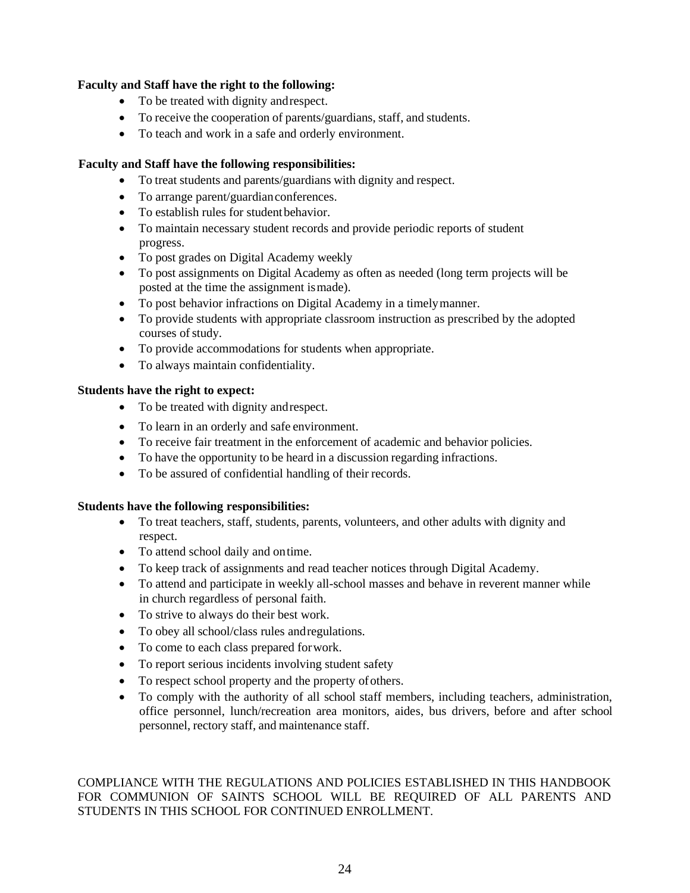**Faculty and Staff have the right to the following:**

- To be treated with dignity and respect.
- To receive the cooperation of parents/guardians, staff, and students.
- To teach and work in a safe and orderly environment.

**Faculty and Staff have the following responsibilities:**

- To treat students and parents/guardians with dignity and respect.
- To arrange parent/guardian conferences.
- To establish rules for student behavior.
- To maintain necessary student records and provide periodic reports of student progress.
- To post grades on Digital Academy weekly
- To post assignments on Digital Academy as often as needed (long term projects will be posted at the time the assignment is made).
- To post behavior infractions on Digital Academy in a timely manner.
- To provide students with appropriate classroom instruction as prescribed by the adopted courses of study.
- To provide accommodations for students when appropriate.
- To always maintain confidentiality.

**Students have the right to expect:**

- To be treated with dignity and respect.
- To learn in an orderly and safe environment.
- To receive fair treatment in the enforcement of academic and behavior policies.
- To have the opportunity to be heard in a discussion regarding infractions.
- To be assured of confidential handling of their records.

**Students have the following responsibilities:**

- To treat teachers, staff, students, parents, volunteers, and other adults with dignity and respect.
- To attend school daily and on time.
- To keep track of assignments and read teacher notices through Digital Academy.
- To attend and participate in weekly all-school masses and behave in reverent manner while in church regardless of personal faith.
- To strive to always do their best work.
- To obey all school/class rules and regulations.
- To come to each class prepared for work.
- To report serious incidents involving student safety
- To respect school property and the property of others.
- To comply with the authority of all school staff members, including teachers, administration, office personnel, lunch/recreation area monitors, aides, bus drivers, before and after school personnel, rectory staff, and maintenance staff.

COMPLIANCE WITH THE REGULATIONS AND POLICIES ESTABLISHED IN THIS HANDBOOK FOR COMMUNION OF SAINTS SCHOOL WILL BE REQUIRED OF ALL PARENTS AND STUDENTS IN THIS SCHOOL FOR CONTINUED ENROLLMENT.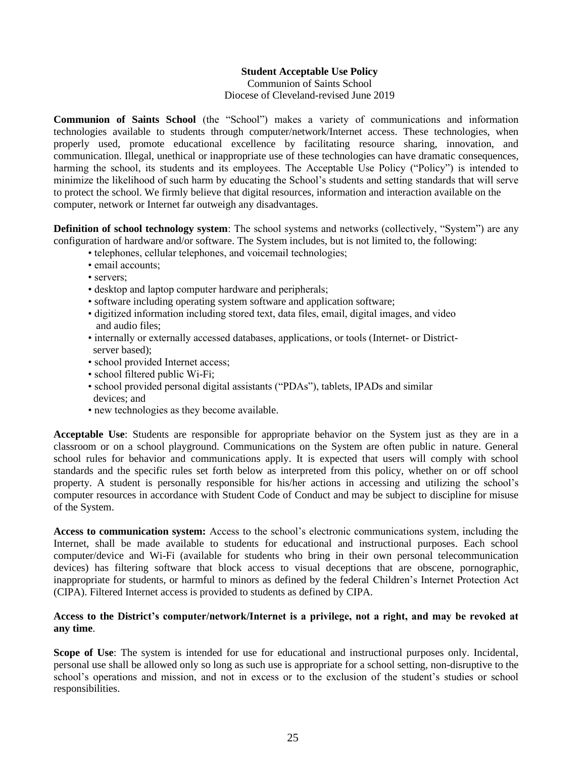**Student Acceptable Use Policy**

Communion of Saints School

Diocese of Cleveland-revised June 2019

**Communion of Saints School** (the "School") makes a variety of communications and information technologies available to students through computer/network/Internet access. These technologies, when properly used, promote educational excellence by facilitating resource sharing, innovation, and communication. Illegal, unethical or inappropriate use of these technologies can have dramatic consequences, harming the school, its students and its employees. The Acceptable Use Policy ("Policy") is intended to minimize the likelihood of such harm by educating the School's students and setting standards that will serve to protect the school. We firmly believe that digital resources, information and interaction available on the computer, network or Internet far outweigh any disadvantages.

**Definition of school technology system**: The school systems and networks (collectively, "System") are any configuration of hardware and/or software. The System includes, but is not limited to, the following:

- telephones, cellular telephones, and voicemail technologies;
- email accounts;
- servers;
- desktop and laptop computer hardware and peripherals;
- software including operating system software and application software;
- digitized information including stored text, data files, email, digital images, and video and audio files;
- internally or externally accessed databases, applications, or tools (Internet- or District-server based);
- school provided Internet access;
- school filtered public Wi-Fi;
- school provided personal digital assistants ("PDAs"), tablets, IPADs and similar devices; and
- new technologies as they become available.

**Acceptable Use**: Students are responsible for appropriate behavior on the System just as they are in a classroom or on a school playground. Communications on the System are often public in nature. General school rules for behavior and communications apply. It is expected that users will comply with school standards and the specific rules set forth below as interpreted from this policy, whether on or off school property. A student is personally responsible for his/her actions in accessing and utilizing the school's computer resources in accordance with Student Code of Conduct and may be subject to discipline for misuse of the System.

**Access to communication system:** Access to the school's electronic communications system, including the Internet, shall be made available to students for educational and instructional purposes. Each school computer/device and Wi-Fi (available for students who bring in their own personal telecommunication devices) has filtering software that block access to visual deceptions that are obscene, pornographic, inappropriate for students, or harmful to minors as defined by the federal Children's Internet Protection Act (CIPA). Filtered Internet access is provided to students as defined by CIPA.

**Access to the District's computer/network/Internet is a privilege, not a right, and may be revoked at any time**.

**Scope of Use**: The system is intended for use for educational and instructional purposes only. Incidental, personal use shall be allowed only so long as such use is appropriate for a school setting, non-disruptive to the school's operations and mission, and not in excess or to the exclusion of the student's studies or school responsibilities.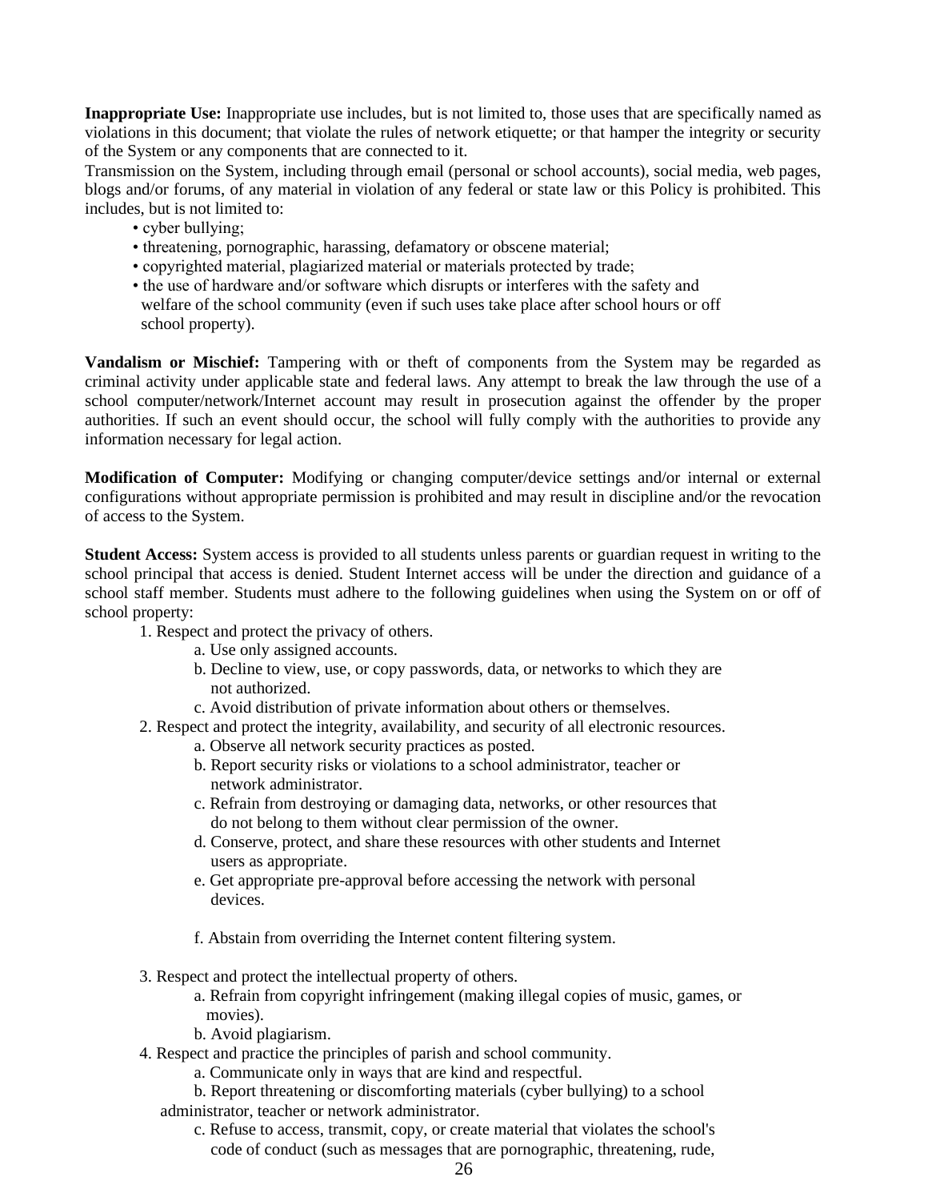**Inappropriate Use:** Inappropriate use includes, but is not limited to, those uses that are specifically named as violations in this document; that violate the rules of network etiquette; or that hamper the integrity or security of the System or any components that are connected to it.

Transmission on the System, including through email (personal or school accounts), social media, web pages, blogs and/or forums, of any material in violation of any federal or state law or this Policy is prohibited. This includes, but is not limited to:

- cyber bullying;
- threatening, pornographic, harassing, defamatory or obscene material;
- copyrighted material, plagiarized material or materials protected by trade;
- the use of hardware and/or software which disrupts or interferes with the safety and welfare of the school community (even if such uses take place after school hours or off school property).

**Vandalism or Mischief:** Tampering with or theft of components from the System may be regarded as criminal activity under applicable state and federal laws. Any attempt to break the law through the use of a school computer/network/Internet account may result in prosecution against the offender by the proper authorities. If such an event should occur, the school will fully comply with the authorities to provide any information necessary for legal action.

**Modification of Computer:** Modifying or changing computer/device settings and/or internal or external configurations without appropriate permission is prohibited and may result in discipline and/or the revocation of access to the System.

**Student Access:** System access is provided to all students unless parents or guardian request in writing to the school principal that access is denied. Student Internet access will be under the direction and guidance of a school staff member. Students must adhere to the following guidelines when using the System on or off of school property:

1. Respect and protect the privacy of others.
    a. Use only assigned accounts.
    b. Decline to view, use, or copy passwords, data, or networks to which they are not authorized.
    c. Avoid distribution of private information about others or themselves.
2. Respect and protect the integrity, availability, and security of all electronic resources.
    a. Observe all network security practices as posted.
    b. Report security risks or violations to a school administrator, teacher or network administrator.
    c. Refrain from destroying or damaging data, networks, or other resources that do not belong to them without clear permission of the owner.
    d. Conserve, protect, and share these resources with other students and Internet users as appropriate.
    e. Get appropriate pre-approval before accessing the network with personal devices.
    f. Abstain from overriding the Internet content filtering system.
3. Respect and protect the intellectual property of others.
    a. Refrain from copyright infringement (making illegal copies of music, games, or movies).
    b. Avoid plagiarism.
4. Respect and practice the principles of parish and school community.
    a. Communicate only in ways that are kind and respectful.
    b. Report threatening or discomforting materials (cyber bullying) to a school administrator, teacher or network administrator.
    c. Refuse to access, transmit, copy, or create material that violates the school's code of conduct (such as messages that are pornographic, threatening, rude,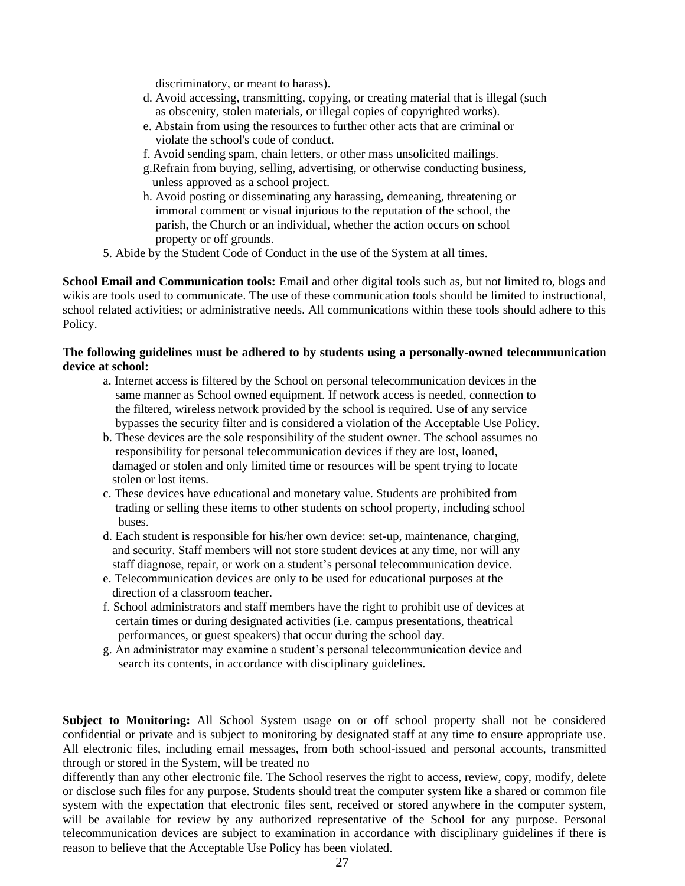discriminatory, or meant to harass).

d. Avoid accessing, transmitting, copying, or creating material that is illegal (such as obscenity, stolen materials, or illegal copies of copyrighted works).
e. Abstain from using the resources to further other acts that are criminal or violate the school's code of conduct.
f. Avoid sending spam, chain letters, or other mass unsolicited mailings.
g. Refrain from buying, selling, advertising, or otherwise conducting business, unless approved as a school project.
h. Avoid posting or disseminating any harassing, demeaning, threatening or immoral comment or visual injurious to the reputation of the school, the parish, the Church or an individual, whether the action occurs on school property or off grounds.

5. Abide by the Student Code of Conduct in the use of the System at all times.

**School Email and Communication tools:** Email and other digital tools such as, but not limited to, blogs and wikis are tools used to communicate. The use of these communication tools should be limited to instructional, school related activities; or administrative needs. All communications within these tools should adhere to this Policy.

**The following guidelines must be adhered to by students using a personally-owned telecommunication device at school:**

a. Internet access is filtered by the School on personal telecommunication devices in the same manner as School owned equipment. If network access is needed, connection to the filtered, wireless network provided by the school is required. Use of any service bypasses the security filter and is considered a violation of the Acceptable Use Policy.
b. These devices are the sole responsibility of the student owner. The school assumes no responsibility for personal telecommunication devices if they are lost, loaned, damaged or stolen and only limited time or resources will be spent trying to locate stolen or lost items.
c. These devices have educational and monetary value. Students are prohibited from trading or selling these items to other students on school property, including school buses.
d. Each student is responsible for his/her own device: set-up, maintenance, charging, and security. Staff members will not store student devices at any time, nor will any staff diagnose, repair, or work on a student's personal telecommunication device.
e. Telecommunication devices are only to be used for educational purposes at the direction of a classroom teacher.
f. School administrators and staff members have the right to prohibit use of devices at certain times or during designated activities (i.e. campus presentations, theatrical performances, or guest speakers) that occur during the school day.
g. An administrator may examine a student's personal telecommunication device and search its contents, in accordance with disciplinary guidelines.

**Subject to Monitoring:** All School System usage on or off school property shall not be considered confidential or private and is subject to monitoring by designated staff at any time to ensure appropriate use. All electronic files, including email messages, from both school-issued and personal accounts, transmitted through or stored in the System, will be treated no differently than any other electronic file. The School reserves the right to access, review, copy, modify, delete or disclose such files for any purpose. Students should treat the computer system like a shared or common file system with the expectation that electronic files sent, received or stored anywhere in the computer system, will be available for review by any authorized representative of the School for any purpose. Personal telecommunication devices are subject to examination in accordance with disciplinary guidelines if there is reason to believe that the Acceptable Use Policy has been violated.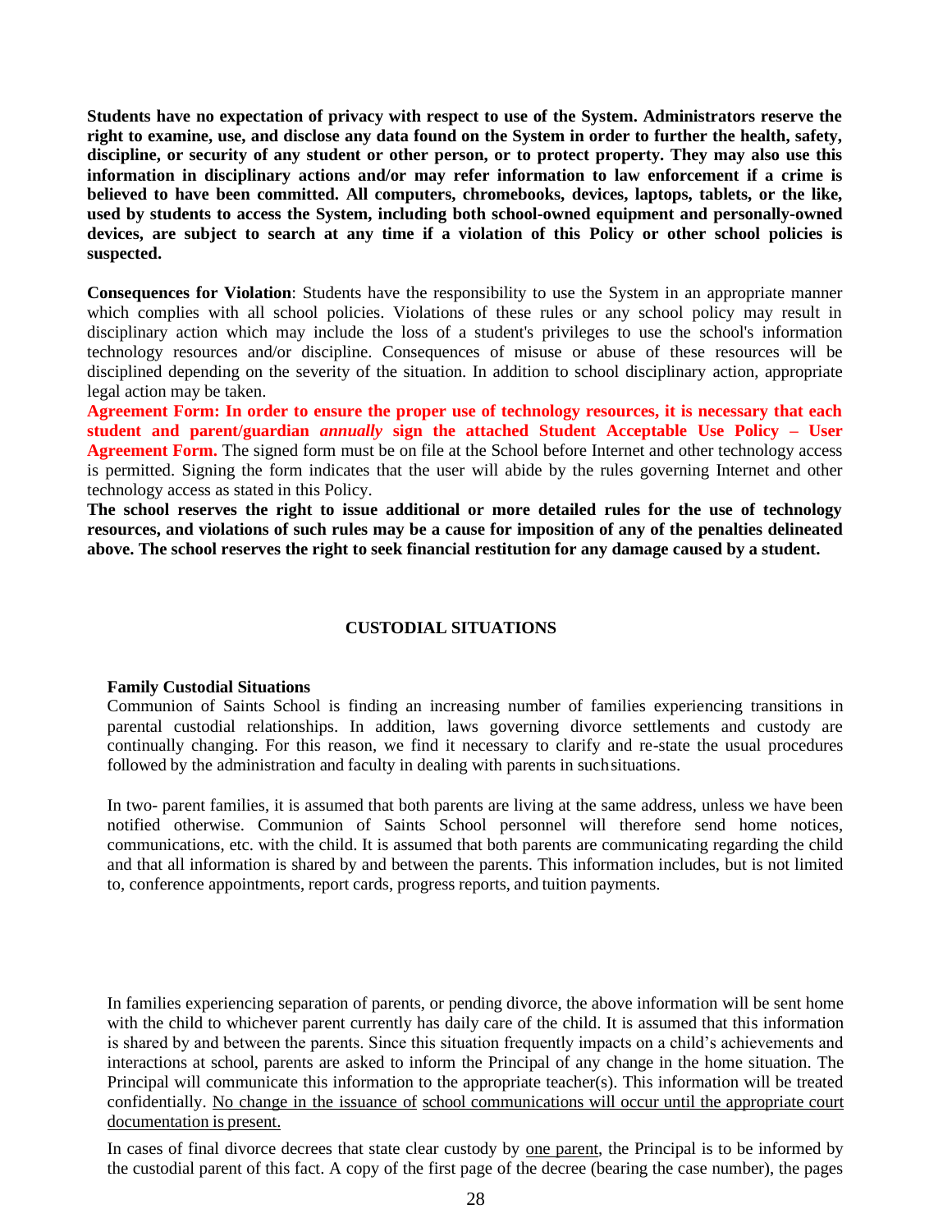**Students have no expectation of privacy with respect to use of the System. Administrators reserve the right to examine, use, and disclose any data found on the System in order to further the health, safety, discipline, or security of any student or other person, or to protect property. They may also use this information in disciplinary actions and/or may refer information to law enforcement if a crime is believed to have been committed. All computers, chromebooks, devices, laptops, tablets, or the like, used by students to access the System, including both school-owned equipment and personally-owned devices, are subject to search at any time if a violation of this Policy or other school policies is suspected.**

**Consequences for Violation**: Students have the responsibility to use the System in an appropriate manner which complies with all school policies. Violations of these rules or any school policy may result in disciplinary action which may include the loss of a student's privileges to use the school's information technology resources and/or discipline. Consequences of misuse or abuse of these resources will be disciplined depending on the severity of the situation. In addition to school disciplinary action, appropriate legal action may be taken.

**Agreement Form: In order to ensure the proper use of technology resources, it is necessary that each student and parent/guardian *annually* sign the attached Student Acceptable Use Policy – User Agreement Form.** The signed form must be on file at the School before Internet and other technology access is permitted. Signing the form indicates that the user will abide by the rules governing Internet and other technology access as stated in this Policy.

**The school reserves the right to issue additional or more detailed rules for the use of technology resources, and violations of such rules may be a cause for imposition of any of the penalties delineated above. The school reserves the right to seek financial restitution for any damage caused by a student.**

## CUSTODIAL SITUATIONS

**Family Custodial Situations**

Communion of Saints School is finding an increasing number of families experiencing transitions in parental custodial relationships. In addition, laws governing divorce settlements and custody are continually changing. For this reason, we find it necessary to clarify and re-state the usual procedures followed by the administration and faculty in dealing with parents in such situations.

In two- parent families, it is assumed that both parents are living at the same address, unless we have been notified otherwise. Communion of Saints School personnel will therefore send home notices, communications, etc. with the child. It is assumed that both parents are communicating regarding the child and that all information is shared by and between the parents. This information includes, but is not limited to, conference appointments, report cards, progress reports, and tuition payments.

In families experiencing separation of parents, or pending divorce, the above information will be sent home with the child to whichever parent currently has daily care of the child. It is assumed that this information is shared by and between the parents. Since this situation frequently impacts on a child's achievements and interactions at school, parents are asked to inform the Principal of any change in the home situation. The Principal will communicate this information to the appropriate teacher(s). This information will be treated confidentially. <u>No change in the issuance of school communications will occur until the appropriate court documentation is present.</u>

In cases of final divorce decrees that state clear custody by <u>one parent</u>, the Principal is to be informed by the custodial parent of this fact. A copy of the first page of the decree (bearing the case number), the pages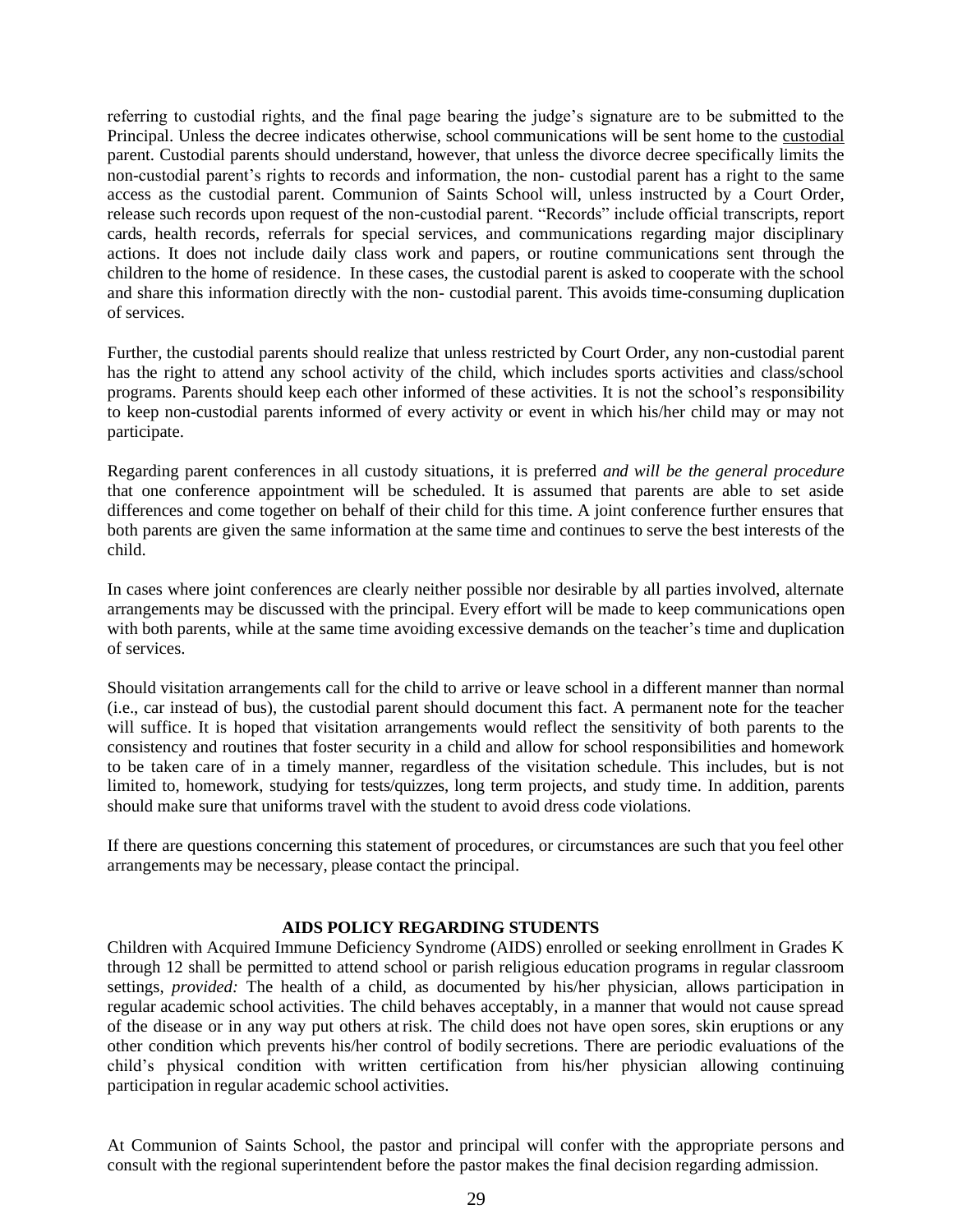referring to custodial rights, and the final page bearing the judge's signature are to be submitted to the Principal. Unless the decree indicates otherwise, school communications will be sent home to the custodial parent. Custodial parents should understand, however, that unless the divorce decree specifically limits the non-custodial parent's rights to records and information, the non- custodial parent has a right to the same access as the custodial parent. Communion of Saints School will, unless instructed by a Court Order, release such records upon request of the non-custodial parent. "Records" include official transcripts, report cards, health records, referrals for special services, and communications regarding major disciplinary actions. It does not include daily class work and papers, or routine communications sent through the children to the home of residence. In these cases, the custodial parent is asked to cooperate with the school and share this information directly with the non- custodial parent. This avoids time-consuming duplication of services.

Further, the custodial parents should realize that unless restricted by Court Order, any non-custodial parent has the right to attend any school activity of the child, which includes sports activities and class/school programs. Parents should keep each other informed of these activities. It is not the school's responsibility to keep non-custodial parents informed of every activity or event in which his/her child may or may not participate.

Regarding parent conferences in all custody situations, it is preferred *and will be the general procedure* that one conference appointment will be scheduled. It is assumed that parents are able to set aside differences and come together on behalf of their child for this time. A joint conference further ensures that both parents are given the same information at the same time and continues to serve the best interests of the child.

In cases where joint conferences are clearly neither possible nor desirable by all parties involved, alternate arrangements may be discussed with the principal. Every effort will be made to keep communications open with both parents, while at the same time avoiding excessive demands on the teacher's time and duplication of services.

Should visitation arrangements call for the child to arrive or leave school in a different manner than normal (i.e., car instead of bus), the custodial parent should document this fact. A permanent note for the teacher will suffice. It is hoped that visitation arrangements would reflect the sensitivity of both parents to the consistency and routines that foster security in a child and allow for school responsibilities and homework to be taken care of in a timely manner, regardless of the visitation schedule. This includes, but is not limited to, homework, studying for tests/quizzes, long term projects, and study time. In addition, parents should make sure that uniforms travel with the student to avoid dress code violations.

If there are questions concerning this statement of procedures, or circumstances are such that you feel other arrangements may be necessary, please contact the principal.

## AIDS POLICY REGARDING STUDENTS

Children with Acquired Immune Deficiency Syndrome (AIDS) enrolled or seeking enrollment in Grades K through 12 shall be permitted to attend school or parish religious education programs in regular classroom settings, *provided:* The health of a child, as documented by his/her physician, allows participation in regular academic school activities. The child behaves acceptably, in a manner that would not cause spread of the disease or in any way put others at risk. The child does not have open sores, skin eruptions or any other condition which prevents his/her control of bodily secretions. There are periodic evaluations of the child's physical condition with written certification from his/her physician allowing continuing participation in regular academic school activities.

At Communion of Saints School, the pastor and principal will confer with the appropriate persons and consult with the regional superintendent before the pastor makes the final decision regarding admission.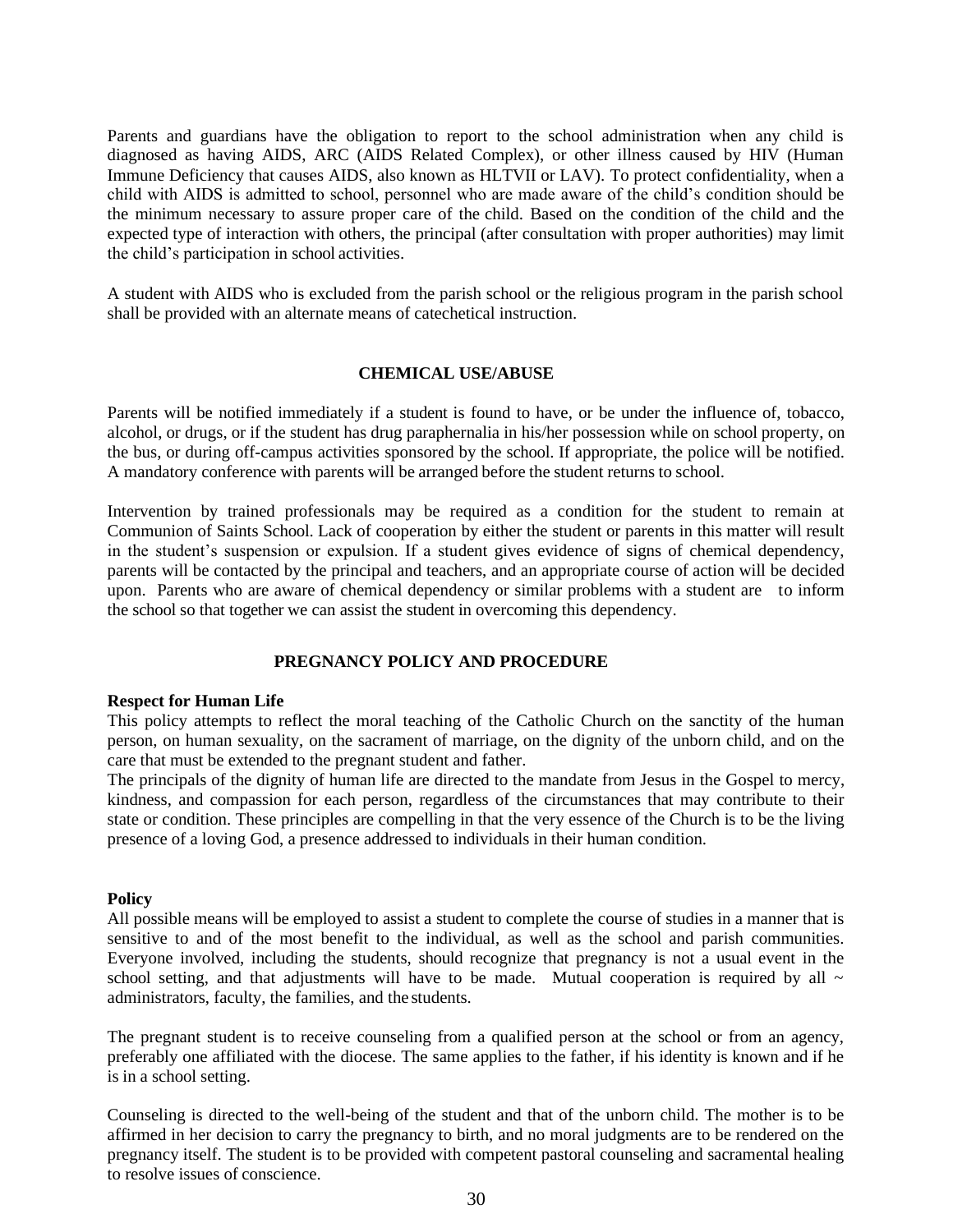Parents and guardians have the obligation to report to the school administration when any child is diagnosed as having AIDS, ARC (AIDS Related Complex), or other illness caused by HIV (Human Immune Deficiency that causes AIDS, also known as HLTVII or LAV). To protect confidentiality, when a child with AIDS is admitted to school, personnel who are made aware of the child's condition should be the minimum necessary to assure proper care of the child. Based on the condition of the child and the expected type of interaction with others, the principal (after consultation with proper authorities) may limit the child's participation in school activities.

A student with AIDS who is excluded from the parish school or the religious program in the parish school shall be provided with an alternate means of catechetical instruction.

## CHEMICAL USE/ABUSE

Parents will be notified immediately if a student is found to have, or be under the influence of, tobacco, alcohol, or drugs, or if the student has drug paraphernalia in his/her possession while on school property, on the bus, or during off-campus activities sponsored by the school. If appropriate, the police will be notified. A mandatory conference with parents will be arranged before the student returns to school.

Intervention by trained professionals may be required as a condition for the student to remain at Communion of Saints School. Lack of cooperation by either the student or parents in this matter will result in the student's suspension or expulsion. If a student gives evidence of signs of chemical dependency, parents will be contacted by the principal and teachers, and an appropriate course of action will be decided upon. Parents who are aware of chemical dependency or similar problems with a student are to inform the school so that together we can assist the student in overcoming this dependency.

## PREGNANCY POLICY AND PROCEDURE

**Respect for Human Life**

This policy attempts to reflect the moral teaching of the Catholic Church on the sanctity of the human person, on human sexuality, on the sacrament of marriage, on the dignity of the unborn child, and on the care that must be extended to the pregnant student and father.

The principals of the dignity of human life are directed to the mandate from Jesus in the Gospel to mercy, kindness, and compassion for each person, regardless of the circumstances that may contribute to their state or condition. These principles are compelling in that the very essence of the Church is to be the living presence of a loving God, a presence addressed to individuals in their human condition.

**Policy**

All possible means will be employed to assist a student to complete the course of studies in a manner that is sensitive to and of the most benefit to the individual, as well as the school and parish communities. Everyone involved, including the students, should recognize that pregnancy is not a usual event in the school setting, and that adjustments will have to be made. Mutual cooperation is required by all ~ administrators, faculty, the families, and the students.

The pregnant student is to receive counseling from a qualified person at the school or from an agency, preferably one affiliated with the diocese. The same applies to the father, if his identity is known and if he is in a school setting.

Counseling is directed to the well-being of the student and that of the unborn child. The mother is to be affirmed in her decision to carry the pregnancy to birth, and no moral judgments are to be rendered on the pregnancy itself. The student is to be provided with competent pastoral counseling and sacramental healing to resolve issues of conscience.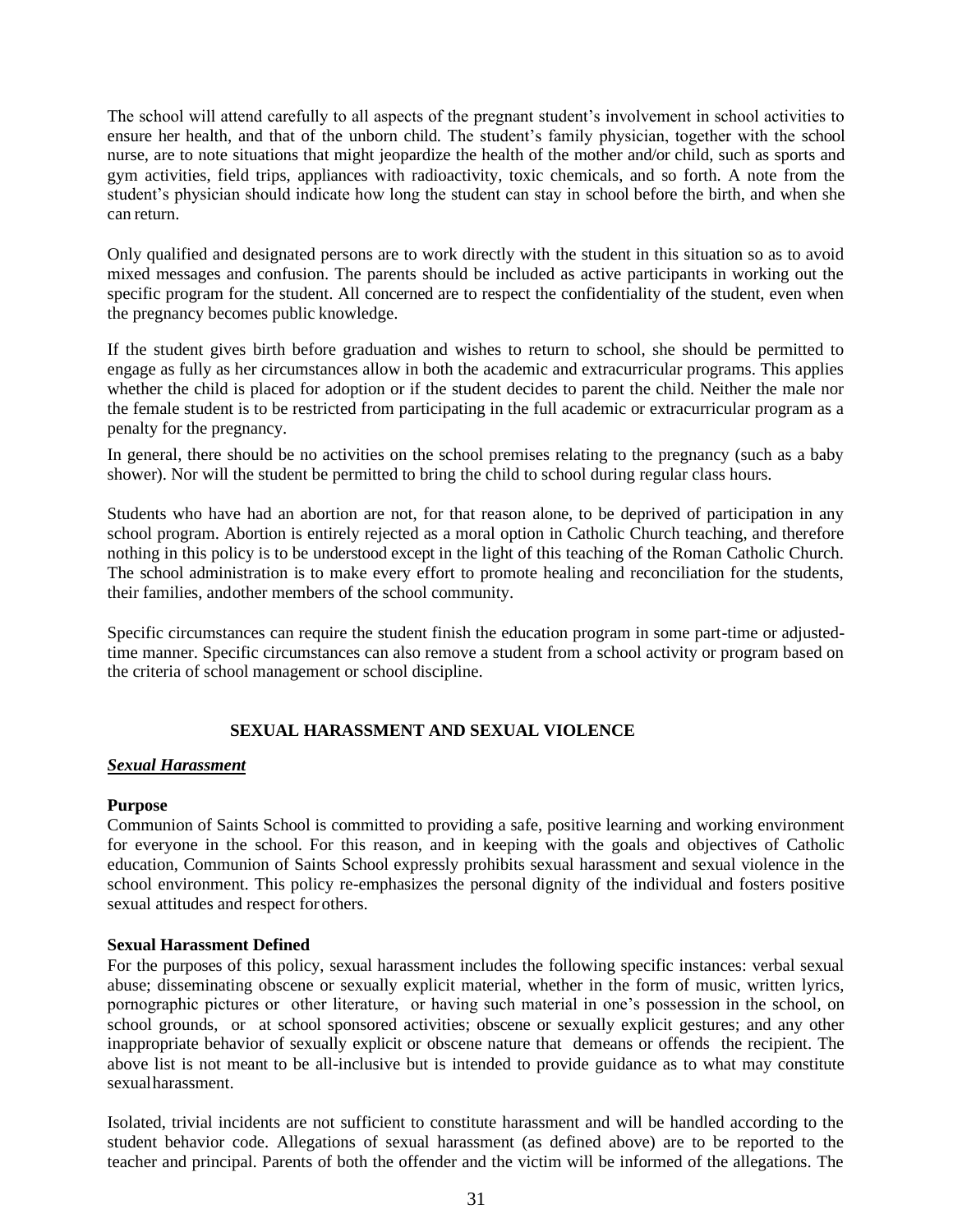The school will attend carefully to all aspects of the pregnant student's involvement in school activities to ensure her health, and that of the unborn child. The student's family physician, together with the school nurse, are to note situations that might jeopardize the health of the mother and/or child, such as sports and gym activities, field trips, appliances with radioactivity, toxic chemicals, and so forth. A note from the student's physician should indicate how long the student can stay in school before the birth, and when she can return.

Only qualified and designated persons are to work directly with the student in this situation so as to avoid mixed messages and confusion. The parents should be included as active participants in working out the specific program for the student. All concerned are to respect the confidentiality of the student, even when the pregnancy becomes public knowledge.

If the student gives birth before graduation and wishes to return to school, she should be permitted to engage as fully as her circumstances allow in both the academic and extracurricular programs. This applies whether the child is placed for adoption or if the student decides to parent the child. Neither the male nor the female student is to be restricted from participating in the full academic or extracurricular program as a penalty for the pregnancy.

In general, there should be no activities on the school premises relating to the pregnancy (such as a baby shower). Nor will the student be permitted to bring the child to school during regular class hours.

Students who have had an abortion are not, for that reason alone, to be deprived of participation in any school program. Abortion is entirely rejected as a moral option in Catholic Church teaching, and therefore nothing in this policy is to be understood except in the light of this teaching of the Roman Catholic Church. The school administration is to make every effort to promote healing and reconciliation for the students, their families, andother members of the school community.

Specific circumstances can require the student finish the education program in some part-time or adjusted-time manner. Specific circumstances can also remove a student from a school activity or program based on the criteria of school management or school discipline.

## SEXUAL HARASSMENT AND SEXUAL VIOLENCE

### ***Sexual Harassment***

**Purpose**

Communion of Saints School is committed to providing a safe, positive learning and working environment for everyone in the school. For this reason, and in keeping with the goals and objectives of Catholic education, Communion of Saints School expressly prohibits sexual harassment and sexual violence in the school environment. This policy re-emphasizes the personal dignity of the individual and fosters positive sexual attitudes and respect for others.

**Sexual Harassment Defined**

For the purposes of this policy, sexual harassment includes the following specific instances: verbal sexual abuse; disseminating obscene or sexually explicit material, whether in the form of music, written lyrics, pornographic pictures or other literature, or having such material in one's possession in the school, on school grounds, or at school sponsored activities; obscene or sexually explicit gestures; and any other inappropriate behavior of sexually explicit or obscene nature that demeans or offends the recipient. The above list is not meant to be all-inclusive but is intended to provide guidance as to what may constitute sexualharassment.

Isolated, trivial incidents are not sufficient to constitute harassment and will be handled according to the student behavior code. Allegations of sexual harassment (as defined above) are to be reported to the teacher and principal. Parents of both the offender and the victim will be informed of the allegations. The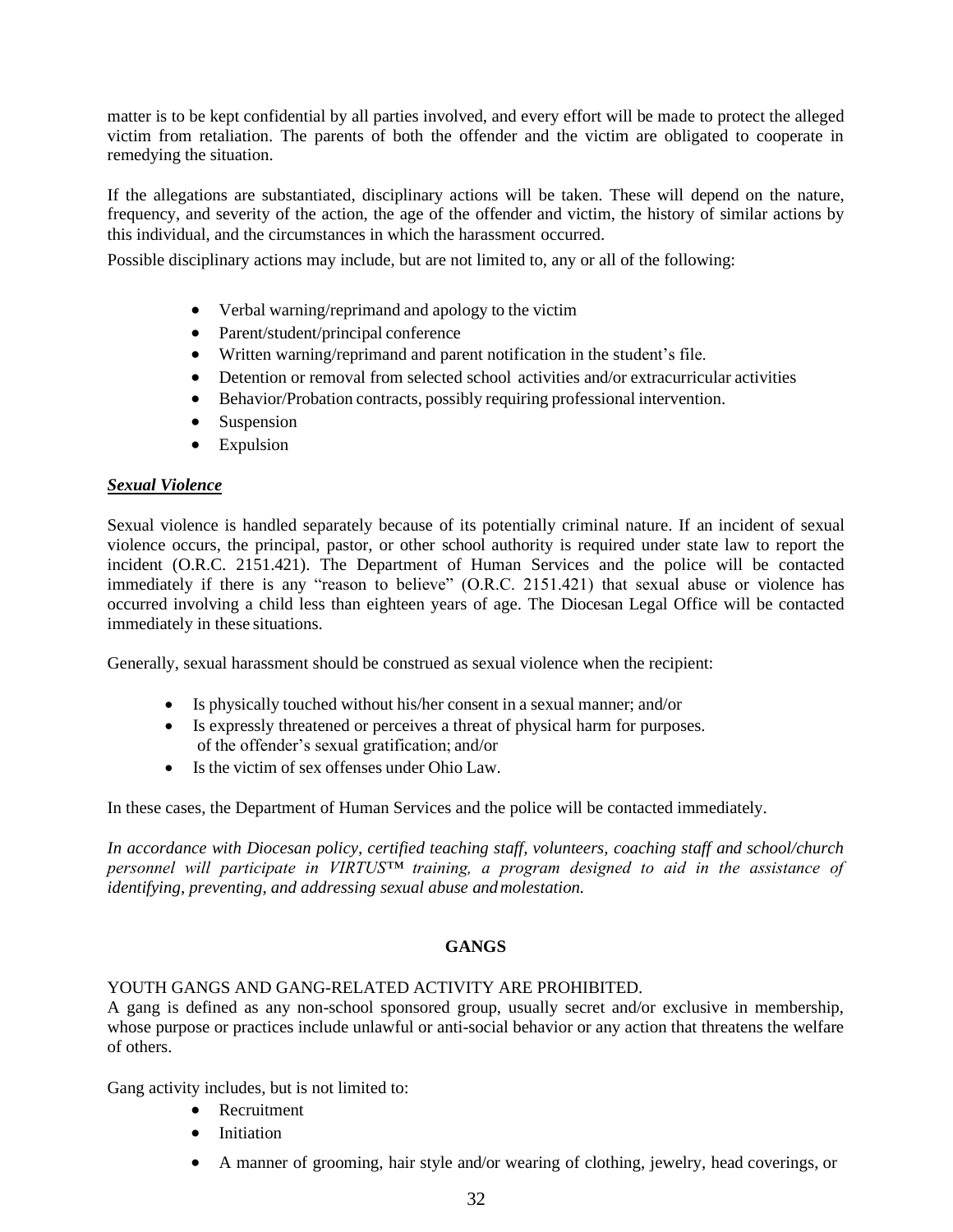matter is to be kept confidential by all parties involved, and every effort will be made to protect the alleged victim from retaliation. The parents of both the offender and the victim are obligated to cooperate in remedying the situation.

If the allegations are substantiated, disciplinary actions will be taken. These will depend on the nature, frequency, and severity of the action, the age of the offender and victim, the history of similar actions by this individual, and the circumstances in which the harassment occurred.

Possible disciplinary actions may include, but are not limited to, any or all of the following:

- Verbal warning/reprimand and apology to the victim
- Parent/student/principal conference
- Written warning/reprimand and parent notification in the student's file.
- Detention or removal from selected school activities and/or extracurricular activities
- Behavior/Probation contracts, possibly requiring professional intervention.
- Suspension
- Expulsion

***Sexual Violence***

Sexual violence is handled separately because of its potentially criminal nature. If an incident of sexual violence occurs, the principal, pastor, or other school authority is required under state law to report the incident (O.R.C. 2151.421). The Department of Human Services and the police will be contacted immediately if there is any "reason to believe" (O.R.C. 2151.421) that sexual abuse or violence has occurred involving a child less than eighteen years of age. The Diocesan Legal Office will be contacted immediately in these situations.

Generally, sexual harassment should be construed as sexual violence when the recipient:

- Is physically touched without his/her consent in a sexual manner; and/or
- Is expressly threatened or perceives a threat of physical harm for purposes. of the offender's sexual gratification; and/or
- Is the victim of sex offenses under Ohio Law.

In these cases, the Department of Human Services and the police will be contacted immediately.

*In accordance with Diocesan policy, certified teaching staff, volunteers, coaching staff and school/church personnel will participate in VIRTUS™ training, a program designed to aid in the assistance of identifying, preventing, and addressing sexual abuse and molestation.*

**GANGS**

YOUTH GANGS AND GANG-RELATED ACTIVITY ARE PROHIBITED.

A gang is defined as any non-school sponsored group, usually secret and/or exclusive in membership, whose purpose or practices include unlawful or anti-social behavior or any action that threatens the welfare of others.

Gang activity includes, but is not limited to:

- Recruitment
- Initiation
- A manner of grooming, hair style and/or wearing of clothing, jewelry, head coverings, or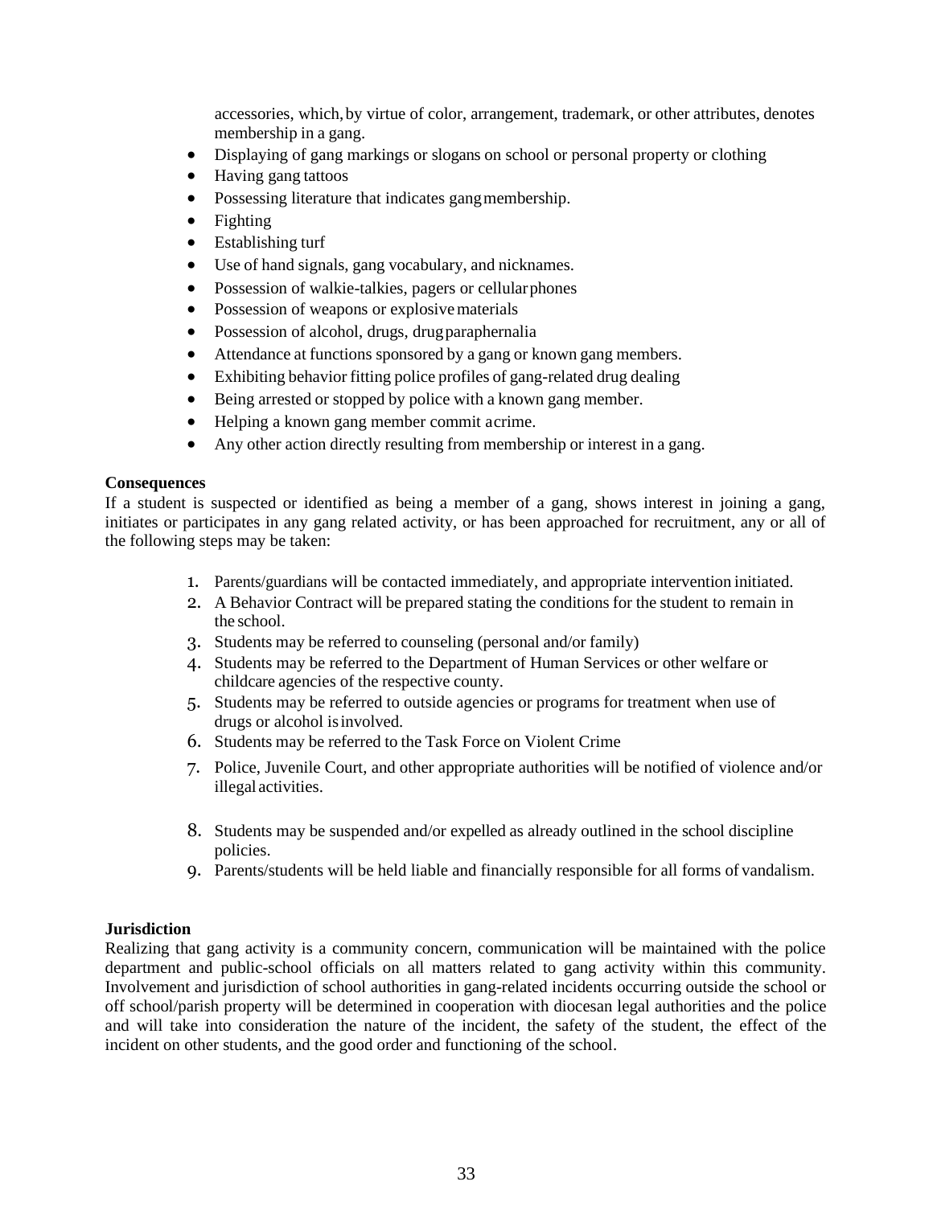accessories, which, by virtue of color, arrangement, trademark, or other attributes, denotes membership in a gang.

- Displaying of gang markings or slogans on school or personal property or clothing
- Having gang tattoos
- Possessing literature that indicates gang membership.
- Fighting
- Establishing turf
- Use of hand signals, gang vocabulary, and nicknames.
- Possession of walkie-talkies, pagers or cellular phones
- Possession of weapons or explosive materials
- Possession of alcohol, drugs, drug paraphernalia
- Attendance at functions sponsored by a gang or known gang members.
- Exhibiting behavior fitting police profiles of gang-related drug dealing
- Being arrested or stopped by police with a known gang member.
- Helping a known gang member commit a crime.
- Any other action directly resulting from membership or interest in a gang.

**Consequences**

If a student is suspected or identified as being a member of a gang, shows interest in joining a gang, initiates or participates in any gang related activity, or has been approached for recruitment, any or all of the following steps may be taken:

1. Parents/guardians will be contacted immediately, and appropriate intervention initiated.
2. A Behavior Contract will be prepared stating the conditions for the student to remain in the school.
3. Students may be referred to counseling (personal and/or family)
4. Students may be referred to the Department of Human Services or other welfare or childcare agencies of the respective county.
5. Students may be referred to outside agencies or programs for treatment when use of drugs or alcohol is involved.
6. Students may be referred to the Task Force on Violent Crime
7. Police, Juvenile Court, and other appropriate authorities will be notified of violence and/or illegal activities.
8. Students may be suspended and/or expelled as already outlined in the school discipline policies.
9. Parents/students will be held liable and financially responsible for all forms of vandalism.

**Jurisdiction**

Realizing that gang activity is a community concern, communication will be maintained with the police department and public-school officials on all matters related to gang activity within this community. Involvement and jurisdiction of school authorities in gang-related incidents occurring outside the school or off school/parish property will be determined in cooperation with diocesan legal authorities and the police and will take into consideration the nature of the incident, the safety of the student, the effect of the incident on other students, and the good order and functioning of the school.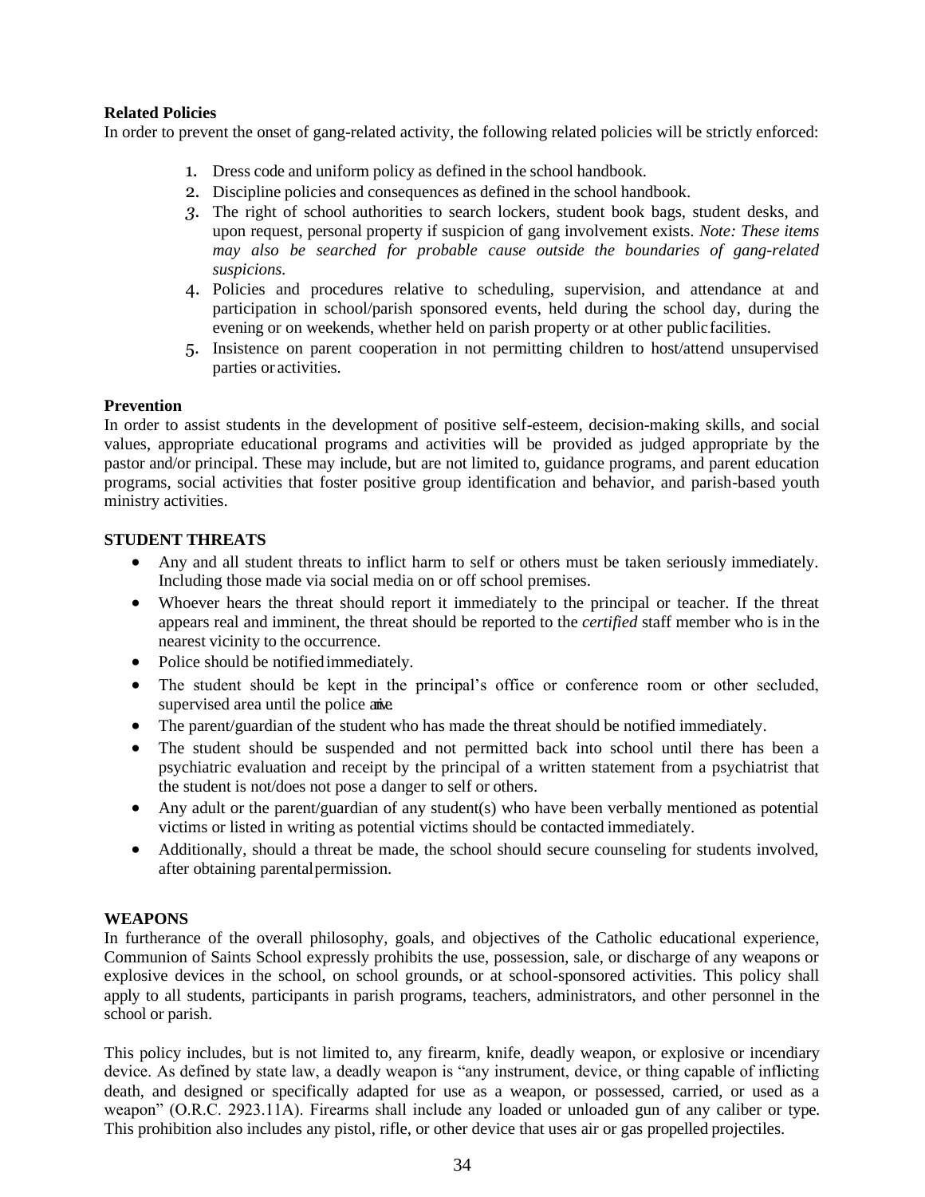**Related Policies**

In order to prevent the onset of gang-related activity, the following related policies will be strictly enforced:

1. Dress code and uniform policy as defined in the school handbook.
2. Discipline policies and consequences as defined in the school handbook.
3. The right of school authorities to search lockers, student book bags, student desks, and upon request, personal property if suspicion of gang involvement exists. *Note: These items may also be searched for probable cause outside the boundaries of gang-related suspicions.*
4. Policies and procedures relative to scheduling, supervision, and attendance at and participation in school/parish sponsored events, held during the school day, during the evening or on weekends, whether held on parish property or at other public facilities.
5. Insistence on parent cooperation in not permitting children to host/attend unsupervised parties or activities.

**Prevention**

In order to assist students in the development of positive self-esteem, decision-making skills, and social values, appropriate educational programs and activities will be provided as judged appropriate by the pastor and/or principal. These may include, but are not limited to, guidance programs, and parent education programs, social activities that foster positive group identification and behavior, and parish-based youth ministry activities.

**STUDENT THREATS**

- Any and all student threats to inflict harm to self or others must be taken seriously immediately. Including those made via social media on or off school premises.
- Whoever hears the threat should report it immediately to the principal or teacher. If the threat appears real and imminent, the threat should be reported to the *certified* staff member who is in the nearest vicinity to the occurrence.
- Police should be notified immediately.
- The student should be kept in the principal's office or conference room or other secluded, supervised area until the police arrive.
- The parent/guardian of the student who has made the threat should be notified immediately.
- The student should be suspended and not permitted back into school until there has been a psychiatric evaluation and receipt by the principal of a written statement from a psychiatrist that the student is not/does not pose a danger to self or others.
- Any adult or the parent/guardian of any student(s) who have been verbally mentioned as potential victims or listed in writing as potential victims should be contacted immediately.
- Additionally, should a threat be made, the school should secure counseling for students involved, after obtaining parental permission.

**WEAPONS**

In furtherance of the overall philosophy, goals, and objectives of the Catholic educational experience, Communion of Saints School expressly prohibits the use, possession, sale, or discharge of any weapons or explosive devices in the school, on school grounds, or at school-sponsored activities. This policy shall apply to all students, participants in parish programs, teachers, administrators, and other personnel in the school or parish.

This policy includes, but is not limited to, any firearm, knife, deadly weapon, or explosive or incendiary device. As defined by state law, a deadly weapon is "any instrument, device, or thing capable of inflicting death, and designed or specifically adapted for use as a weapon, or possessed, carried, or used as a weapon" (O.R.C. 2923.11A). Firearms shall include any loaded or unloaded gun of any caliber or type. This prohibition also includes any pistol, rifle, or other device that uses air or gas propelled projectiles.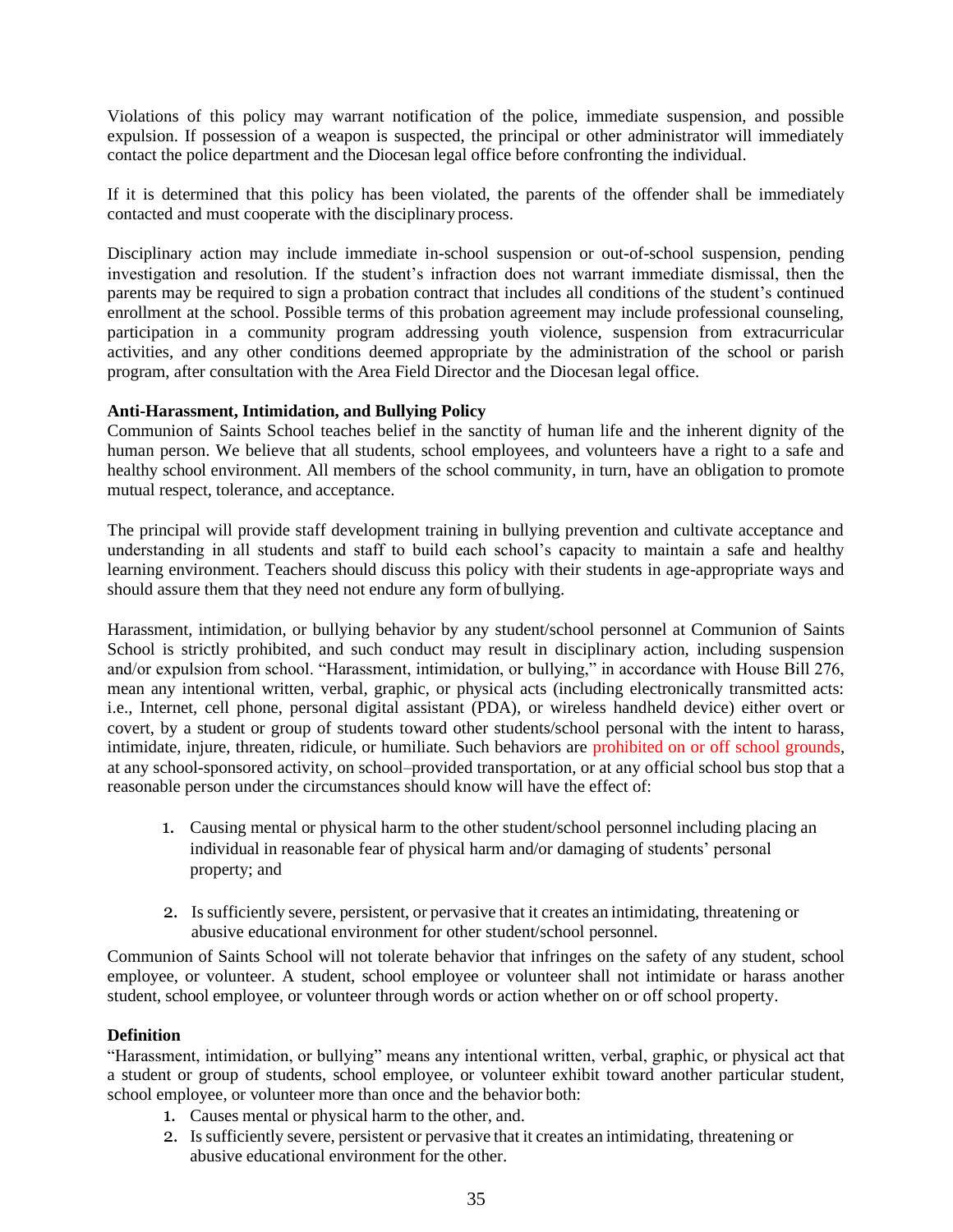Violations of this policy may warrant notification of the police, immediate suspension, and possible expulsion. If possession of a weapon is suspected, the principal or other administrator will immediately contact the police department and the Diocesan legal office before confronting the individual.

If it is determined that this policy has been violated, the parents of the offender shall be immediately contacted and must cooperate with the disciplinary process.

Disciplinary action may include immediate in-school suspension or out-of-school suspension, pending investigation and resolution. If the student's infraction does not warrant immediate dismissal, then the parents may be required to sign a probation contract that includes all conditions of the student's continued enrollment at the school. Possible terms of this probation agreement may include professional counseling, participation in a community program addressing youth violence, suspension from extracurricular activities, and any other conditions deemed appropriate by the administration of the school or parish program, after consultation with the Area Field Director and the Diocesan legal office.

**Anti-Harassment, Intimidation, and Bullying Policy**

Communion of Saints School teaches belief in the sanctity of human life and the inherent dignity of the human person. We believe that all students, school employees, and volunteers have a right to a safe and healthy school environment. All members of the school community, in turn, have an obligation to promote mutual respect, tolerance, and acceptance.

The principal will provide staff development training in bullying prevention and cultivate acceptance and understanding in all students and staff to build each school's capacity to maintain a safe and healthy learning environment. Teachers should discuss this policy with their students in age-appropriate ways and should assure them that they need not endure any form of bullying.

Harassment, intimidation, or bullying behavior by any student/school personnel at Communion of Saints School is strictly prohibited, and such conduct may result in disciplinary action, including suspension and/or expulsion from school. "Harassment, intimidation, or bullying," in accordance with House Bill 276, mean any intentional written, verbal, graphic, or physical acts (including electronically transmitted acts: i.e., Internet, cell phone, personal digital assistant (PDA), or wireless handheld device) either overt or covert, by a student or group of students toward other students/school personal with the intent to harass, intimidate, injure, threaten, ridicule, or humiliate. Such behaviors are prohibited on or off school grounds, at any school-sponsored activity, on school–provided transportation, or at any official school bus stop that a reasonable person under the circumstances should know will have the effect of:

1. Causing mental or physical harm to the other student/school personnel including placing an individual in reasonable fear of physical harm and/or damaging of students' personal property; and

2. Is sufficiently severe, persistent, or pervasive that it creates an intimidating, threatening or abusive educational environment for other student/school personnel.

Communion of Saints School will not tolerate behavior that infringes on the safety of any student, school employee, or volunteer. A student, school employee or volunteer shall not intimidate or harass another student, school employee, or volunteer through words or action whether on or off school property.

**Definition**

"Harassment, intimidation, or bullying" means any intentional written, verbal, graphic, or physical act that a student or group of students, school employee, or volunteer exhibit toward another particular student, school employee, or volunteer more than once and the behavior both:

1. Causes mental or physical harm to the other, and.
2. Is sufficiently severe, persistent or pervasive that it creates an intimidating, threatening or abusive educational environment for the other.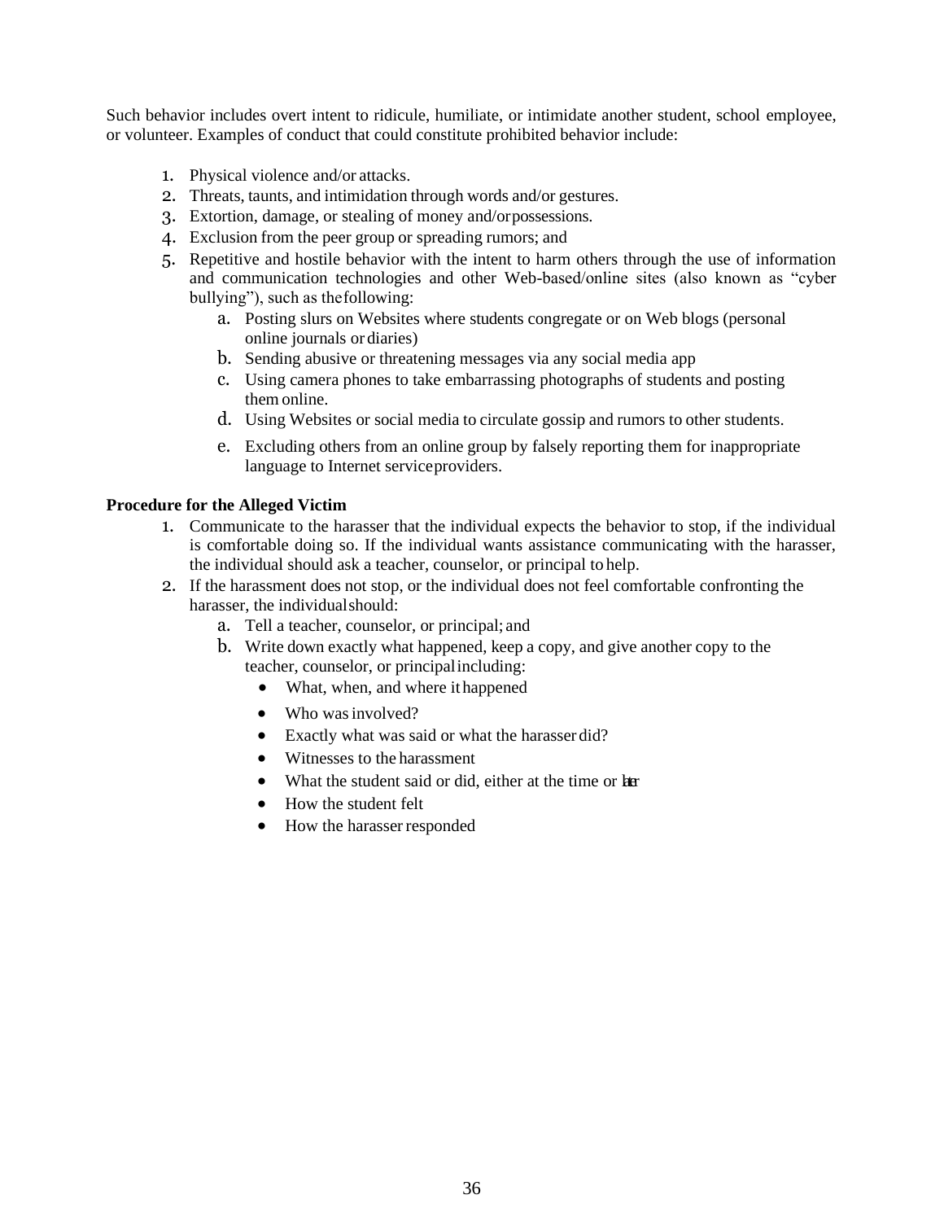Such behavior includes overt intent to ridicule, humiliate, or intimidate another student, school employee, or volunteer. Examples of conduct that could constitute prohibited behavior include:

1. Physical violence and/or attacks.
2. Threats, taunts, and intimidation through words and/or gestures.
3. Extortion, damage, or stealing of money and/or possessions.
4. Exclusion from the peer group or spreading rumors; and
5. Repetitive and hostile behavior with the intent to harm others through the use of information and communication technologies and other Web-based/online sites (also known as "cyber bullying"), such as the following:
    a. Posting slurs on Websites where students congregate or on Web blogs (personal online journals or diaries)
    b. Sending abusive or threatening messages via any social media app
    c. Using camera phones to take embarrassing photographs of students and posting them online.
    d. Using Websites or social media to circulate gossip and rumors to other students.
    e. Excluding others from an online group by falsely reporting them for inappropriate language to Internet service providers.

**Procedure for the Alleged Victim**

1. Communicate to the harasser that the individual expects the behavior to stop, if the individual is comfortable doing so. If the individual wants assistance communicating with the harasser, the individual should ask a teacher, counselor, or principal to help.
2. If the harassment does not stop, or the individual does not feel comfortable confronting the harasser, the individual should:
    a. Tell a teacher, counselor, or principal; and
    b. Write down exactly what happened, keep a copy, and give another copy to the teacher, counselor, or principal including:
        - What, when, and where it happened
        - Who was involved?
        - Exactly what was said or what the harasser did?
        - Witnesses to the harassment
        - What the student said or did, either at the time or later
        - How the student felt
        - How the harasser responded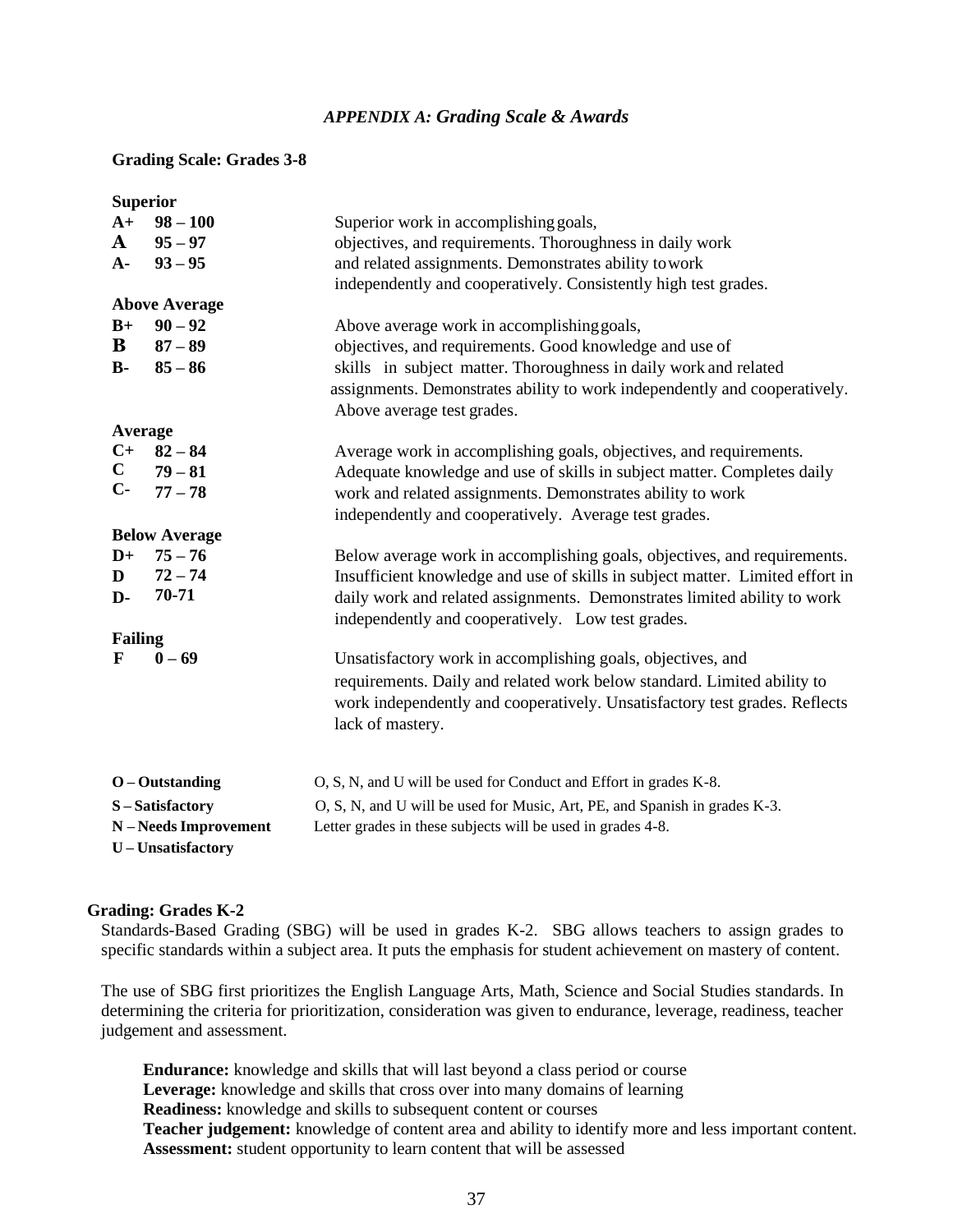## *APPENDIX A: Grading Scale & Awards*

### Grading Scale: Grades 3-8

**Superior**

| | | |
|---|---|---|
| **A+** | **98 – 100** | Superior work in accomplishing goals, objectives, and requirements. Thoroughness in daily work and related assignments. Demonstrates ability to work independently and cooperatively. Consistently high test grades. |
| **A** | **95 – 97** | |
| **A-** | **93 – 95** | |

**Above Average**

| | | |
|---|---|---|
| **B+** | **90 – 92** | Above average work in accomplishing goals, objectives, and requirements. Good knowledge and use of skills in subject matter. Thoroughness in daily work and related assignments. Demonstrates ability to work independently and cooperatively. Above average test grades. |
| **B** | **87 – 89** | |
| **B-** | **85 – 86** | |

**Average**

| | | |
|---|---|---|
| **C+** | **82 – 84** | Average work in accomplishing goals, objectives, and requirements. Adequate knowledge and use of skills in subject matter. Completes daily work and related assignments. Demonstrates ability to work independently and cooperatively. Average test grades. |
| **C** | **79 – 81** | |
| **C-** | **77 – 78** | |

**Below Average**

| | | |
|---|---|---|
| **D+** | **75 – 76** | Below average work in accomplishing goals, objectives, and requirements. Insufficient knowledge and use of skills in subject matter. Limited effort in daily work and related assignments. Demonstrates limited ability to work independently and cooperatively. Low test grades. |
| **D** | **72 – 74** | |
| **D-** | **70-71** | |

**Failing**

| | | |
|---|---|---|
| **F** | **0 – 69** | Unsatisfactory work in accomplishing goals, objectives, and requirements. Daily and related work below standard. Limited ability to work independently and cooperatively. Unsatisfactory test grades. Reflects lack of mastery. |

**O – Outstanding**
**S – Satisfactory**
**N – Needs Improvement**
**U – Unsatisfactory**

O, S, N, and U will be used for Conduct and Effort in grades K-8.
O, S, N, and U will be used for Music, Art, PE, and Spanish in grades K-3.
Letter grades in these subjects will be used in grades 4-8.

### Grading: Grades K-2

Standards-Based Grading (SBG) will be used in grades K-2. SBG allows teachers to assign grades to specific standards within a subject area. It puts the emphasis for student achievement on mastery of content.

The use of SBG first prioritizes the English Language Arts, Math, Science and Social Studies standards. In determining the criteria for prioritization, consideration was given to endurance, leverage, readiness, teacher judgement and assessment.

**Endurance:** knowledge and skills that will last beyond a class period or course
**Leverage:** knowledge and skills that cross over into many domains of learning
**Readiness:** knowledge and skills to subsequent content or courses
**Teacher judgement:** knowledge of content area and ability to identify more and less important content.
**Assessment:** student opportunity to learn content that will be assessed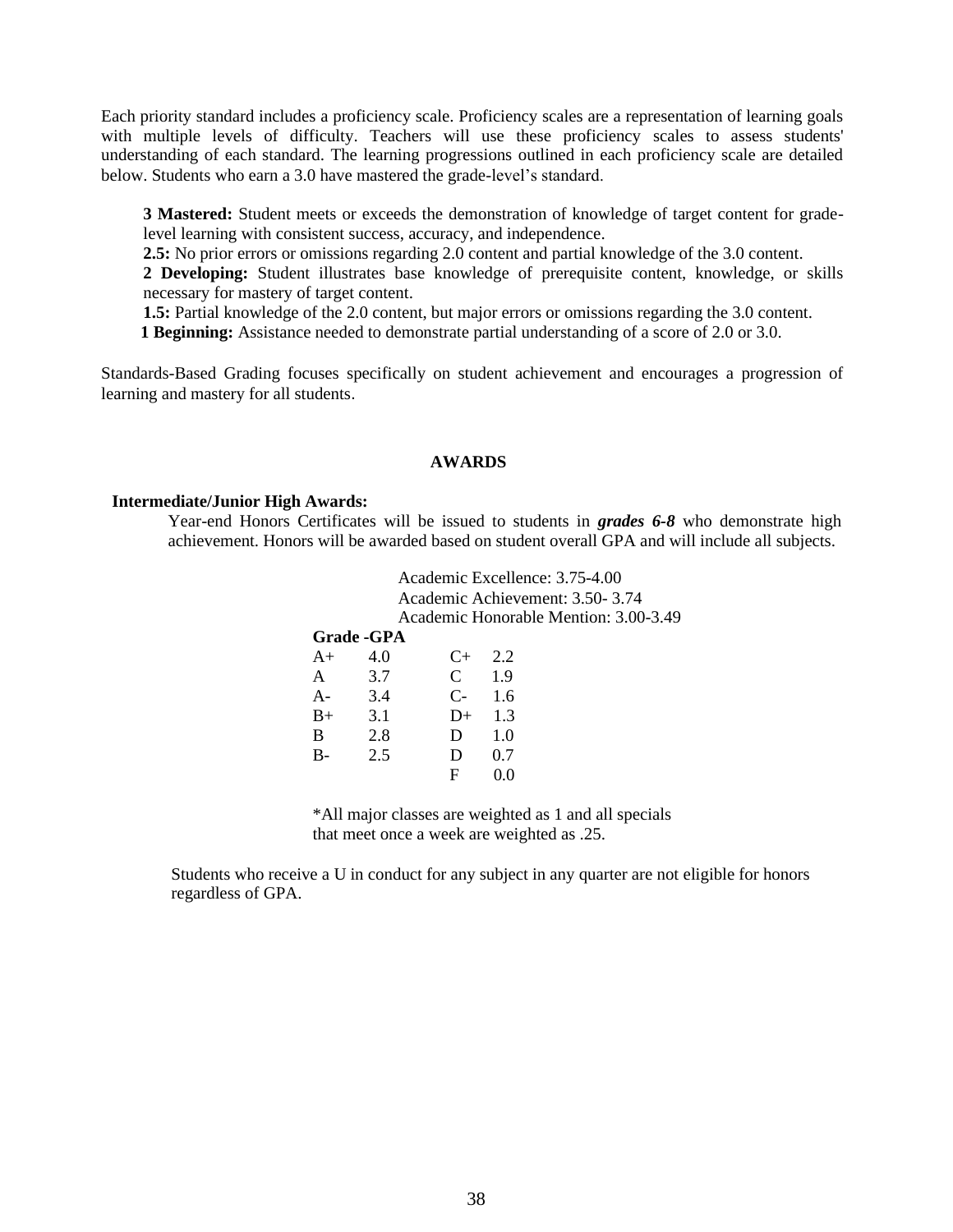Each priority standard includes a proficiency scale. Proficiency scales are a representation of learning goals with multiple levels of difficulty. Teachers will use these proficiency scales to assess students' understanding of each standard. The learning progressions outlined in each proficiency scale are detailed below. Students who earn a 3.0 have mastered the grade-level's standard.

**3 Mastered:** Student meets or exceeds the demonstration of knowledge of target content for grade-level learning with consistent success, accuracy, and independence.
**2.5:** No prior errors or omissions regarding 2.0 content and partial knowledge of the 3.0 content.
**2 Developing:** Student illustrates base knowledge of prerequisite content, knowledge, or skills necessary for mastery of target content.
**1.5:** Partial knowledge of the 2.0 content, but major errors or omissions regarding the 3.0 content.
**1 Beginning:** Assistance needed to demonstrate partial understanding of a score of 2.0 or 3.0.

Standards-Based Grading focuses specifically on student achievement and encourages a progression of learning and mastery for all students.

## AWARDS

**Intermediate/Junior High Awards:**

Year-end Honors Certificates will be issued to students in ***grades 6-8*** who demonstrate high achievement. Honors will be awarded based on student overall GPA and will include all subjects.

Academic Excellence: 3.75-4.00
Academic Achievement: 3.50- 3.74
Academic Honorable Mention: 3.00-3.49

**Grade -GPA**

| Grade | GPA | Grade | GPA |
|---|---|---|---|
| A+ | 4.0 | C+ | 2.2 |
| A | 3.7 | C | 1.9 |
| A- | 3.4 | C- | 1.6 |
| B+ | 3.1 | D+ | 1.3 |
| B | 2.8 | D | 1.0 |
| B- | 2.5 | D | 0.7 |
| | | F | 0.0 |

*All major classes are weighted as 1 and all specials that meet once a week are weighted as .25.

Students who receive a U in conduct for any subject in any quarter are not eligible for honors regardless of GPA.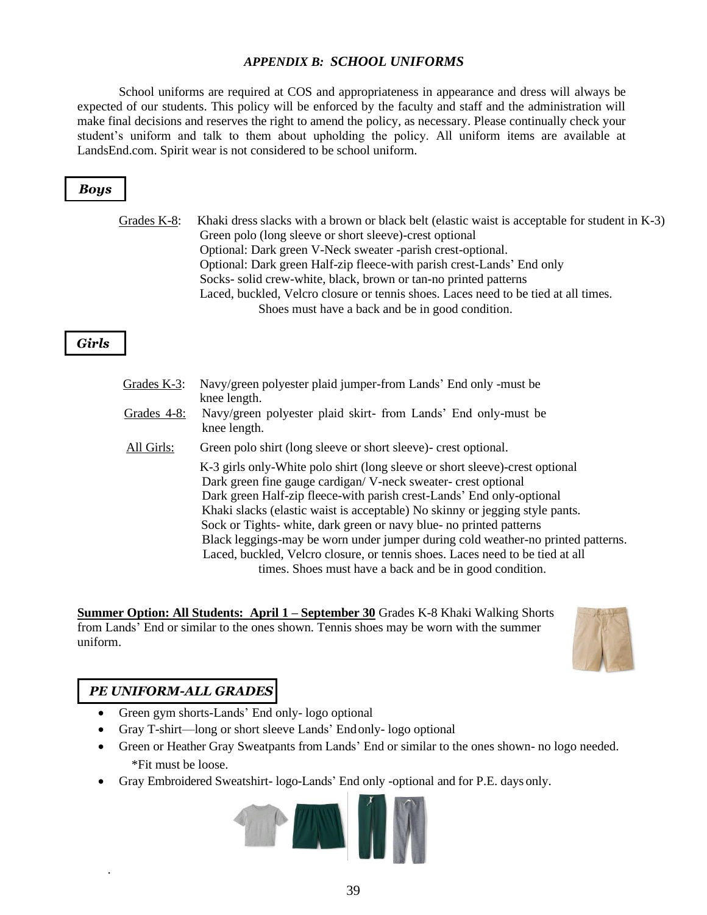## *APPENDIX B: SCHOOL UNIFORMS*

School uniforms are required at COS and appropriateness in appearance and dress will always be expected of our students. This policy will be enforced by the faculty and staff and the administration will make final decisions and reserves the right to amend the policy, as necessary. Please continually check your student's uniform and talk to them about upholding the policy. All uniform items are available at LandsEnd.com. Spirit wear is not considered to be school uniform.

### *Boys*

Grades K-8: Khaki dress slacks with a brown or black belt (elastic waist is acceptable for student in K-3)
Green polo (long sleeve or short sleeve)-crest optional
Optional: Dark green V-Neck sweater -parish crest-optional.
Optional: Dark green Half-zip fleece-with parish crest-Lands' End only
Socks- solid crew-white, black, brown or tan-no printed patterns
Laced, buckled, Velcro closure or tennis shoes. Laces need to be tied at all times. Shoes must have a back and be in good condition.

### *Girls*

Grades K-3: Navy/green polyester plaid jumper-from Lands' End only -must be knee length.

Grades 4-8: Navy/green polyester plaid skirt- from Lands' End only-must be knee length.

All Girls: Green polo shirt (long sleeve or short sleeve)- crest optional.

K-3 girls only-White polo shirt (long sleeve or short sleeve)-crest optional
Dark green fine gauge cardigan/ V-neck sweater- crest optional
Dark green Half-zip fleece-with parish crest-Lands' End only-optional
Khaki slacks (elastic waist is acceptable) No skinny or jegging style pants.
Sock or Tights- white, dark green or navy blue- no printed patterns
Black leggings-may be worn under jumper during cold weather-no printed patterns.
Laced, buckled, Velcro closure, or tennis shoes. Laces need to be tied at all times. Shoes must have a back and be in good condition.

**Summer Option: All Students: April 1 – September 30** Grades K-8 Khaki Walking Shorts from Lands' End or similar to the ones shown. Tennis shoes may be worn with the summer uniform.

### *PE UNIFORM-ALL GRADES*

- Green gym shorts-Lands' End only- logo optional
- Gray T-shirt—long or short sleeve Lands' End only- logo optional
- Green or Heather Gray Sweatpants from Lands' End or similar to the ones shown- no logo needed. *Fit must be loose.
- Gray Embroidered Sweatshirt- logo-Lands' End only -optional and for P.E. days only.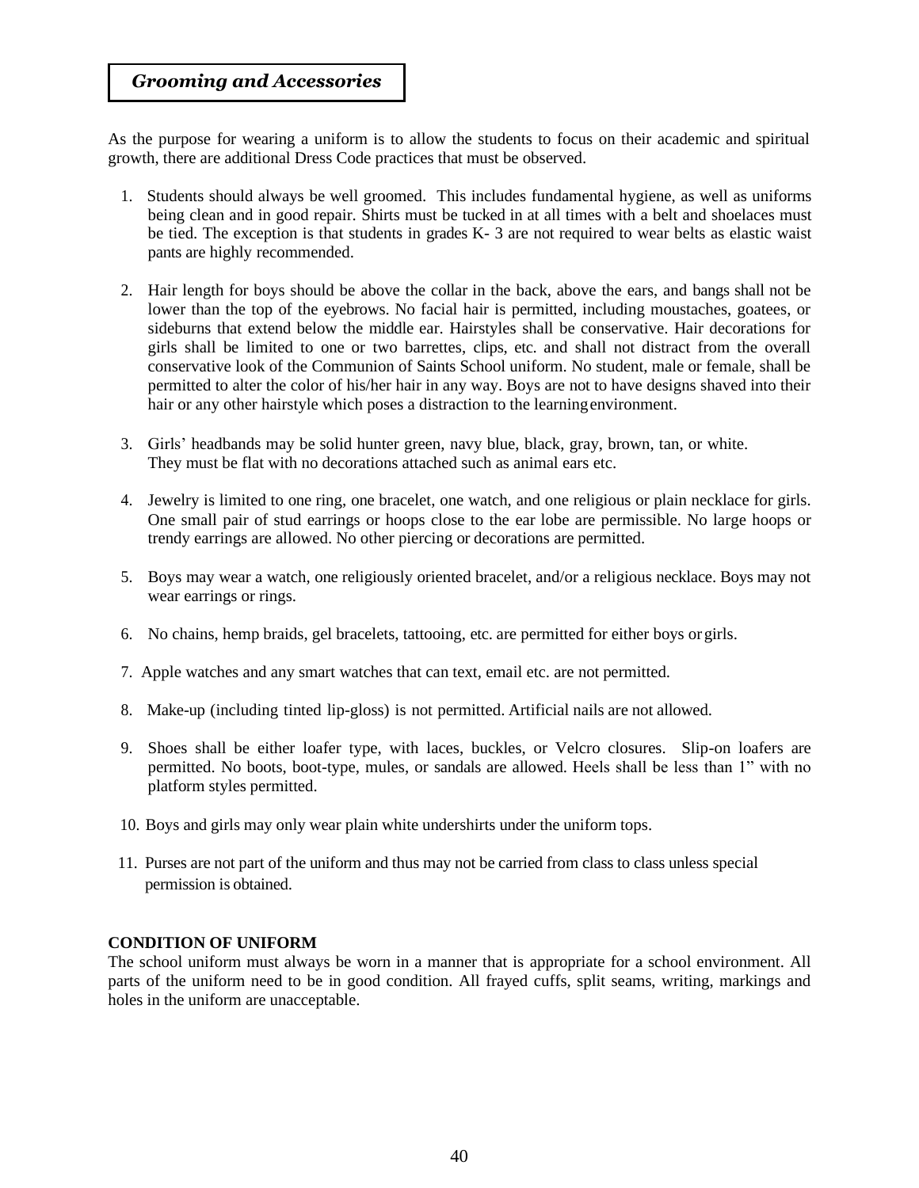## *Grooming and Accessories*

As the purpose for wearing a uniform is to allow the students to focus on their academic and spiritual growth, there are additional Dress Code practices that must be observed.

1. Students should always be well groomed. This includes fundamental hygiene, as well as uniforms being clean and in good repair. Shirts must be tucked in at all times with a belt and shoelaces must be tied. The exception is that students in grades K- 3 are not required to wear belts as elastic waist pants are highly recommended.

2. Hair length for boys should be above the collar in the back, above the ears, and bangs shall not be lower than the top of the eyebrows. No facial hair is permitted, including moustaches, goatees, or sideburns that extend below the middle ear. Hairstyles shall be conservative. Hair decorations for girls shall be limited to one or two barrettes, clips, etc. and shall not distract from the overall conservative look of the Communion of Saints School uniform. No student, male or female, shall be permitted to alter the color of his/her hair in any way. Boys are not to have designs shaved into their hair or any other hairstyle which poses a distraction to the learning environment.

3. Girls' headbands may be solid hunter green, navy blue, black, gray, brown, tan, or white. They must be flat with no decorations attached such as animal ears etc.

4. Jewelry is limited to one ring, one bracelet, one watch, and one religious or plain necklace for girls. One small pair of stud earrings or hoops close to the ear lobe are permissible. No large hoops or trendy earrings are allowed. No other piercing or decorations are permitted.

5. Boys may wear a watch, one religiously oriented bracelet, and/or a religious necklace. Boys may not wear earrings or rings.

6. No chains, hemp braids, gel bracelets, tattooing, etc. are permitted for either boys or girls.

7. Apple watches and any smart watches that can text, email etc. are not permitted.

8. Make-up (including tinted lip-gloss) is not permitted. Artificial nails are not allowed.

9. Shoes shall be either loafer type, with laces, buckles, or Velcro closures. Slip-on loafers are permitted. No boots, boot-type, mules, or sandals are allowed. Heels shall be less than 1" with no platform styles permitted.

10. Boys and girls may only wear plain white undershirts under the uniform tops.

11. Purses are not part of the uniform and thus may not be carried from class to class unless special permission is obtained.

**CONDITION OF UNIFORM**

The school uniform must always be worn in a manner that is appropriate for a school environment. All parts of the uniform need to be in good condition. All frayed cuffs, split seams, writing, markings and holes in the uniform are unacceptable.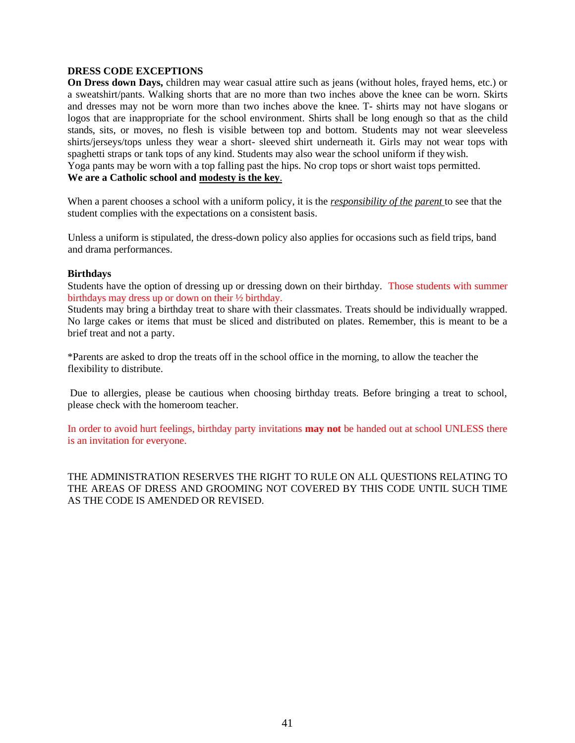### DRESS CODE EXCEPTIONS

**On Dress down Days,** children may wear casual attire such as jeans (without holes, frayed hems, etc.) or a sweatshirt/pants. Walking shorts that are no more than two inches above the knee can be worn. Skirts and dresses may not be worn more than two inches above the knee. T- shirts may not have slogans or logos that are inappropriate for the school environment. Shirts shall be long enough so that as the child stands, sits, or moves, no flesh is visible between top and bottom. Students may not wear sleeveless shirts/jerseys/tops unless they wear a short- sleeved shirt underneath it. Girls may not wear tops with spaghetti straps or tank tops of any kind. Students may also wear the school uniform if they wish.
Yoga pants may be worn with a top falling past the hips. No crop tops or short waist tops permitted.
**We are a Catholic school and <u>modesty is the key</u>.**

When a parent chooses a school with a uniform policy, it is the <u>*responsibility of the parent*</u> to see that the student complies with the expectations on a consistent basis.

Unless a uniform is stipulated, the dress-down policy also applies for occasions such as field trips, band and drama performances.

**Birthdays**

Students have the option of dressing up or dressing down on their birthday. Those students with summer birthdays may dress up or down on their ½ birthday.
Students may bring a birthday treat to share with their classmates. Treats should be individually wrapped. No large cakes or items that must be sliced and distributed on plates. Remember, this is meant to be a brief treat and not a party.

*Parents are asked to drop the treats off in the school office in the morning, to allow the teacher the flexibility to distribute.

Due to allergies, please be cautious when choosing birthday treats. Before bringing a treat to school, please check with the homeroom teacher.

In order to avoid hurt feelings, birthday party invitations **may not** be handed out at school UNLESS there is an invitation for everyone.

THE ADMINISTRATION RESERVES THE RIGHT TO RULE ON ALL QUESTIONS RELATING TO THE AREAS OF DRESS AND GROOMING NOT COVERED BY THIS CODE UNTIL SUCH TIME AS THE CODE IS AMENDED OR REVISED.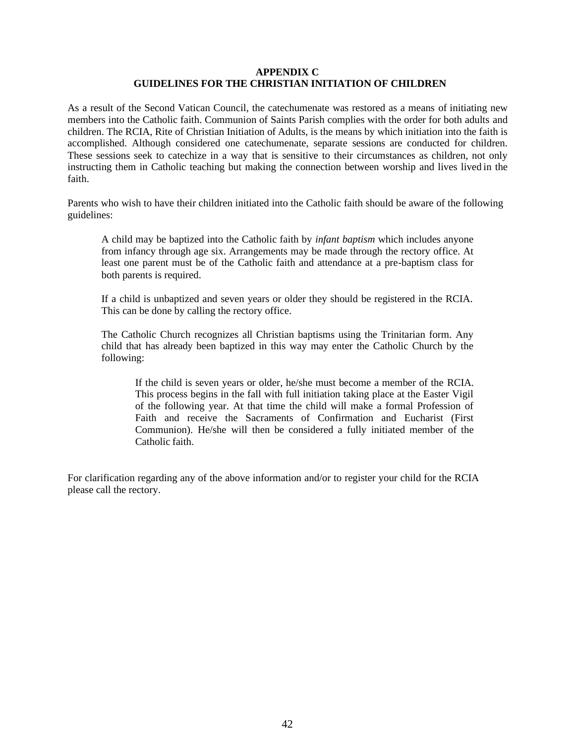## APPENDIX C
## GUIDELINES FOR THE CHRISTIAN INITIATION OF CHILDREN

As a result of the Second Vatican Council, the catechumenate was restored as a means of initiating new members into the Catholic faith. Communion of Saints Parish complies with the order for both adults and children. The RCIA, Rite of Christian Initiation of Adults, is the means by which initiation into the faith is accomplished. Although considered one catechumenate, separate sessions are conducted for children. These sessions seek to catechize in a way that is sensitive to their circumstances as children, not only instructing them in Catholic teaching but making the connection between worship and lives lived in the faith.

Parents who wish to have their children initiated into the Catholic faith should be aware of the following guidelines:

> A child may be baptized into the Catholic faith by *infant baptism* which includes anyone from infancy through age six. Arrangements may be made through the rectory office. At least one parent must be of the Catholic faith and attendance at a pre-baptism class for both parents is required.
>
> If a child is unbaptized and seven years or older they should be registered in the RCIA. This can be done by calling the rectory office.
>
> The Catholic Church recognizes all Christian baptisms using the Trinitarian form. Any child that has already been baptized in this way may enter the Catholic Church by the following:
>
> > If the child is seven years or older, he/she must become a member of the RCIA. This process begins in the fall with full initiation taking place at the Easter Vigil of the following year. At that time the child will make a formal Profession of Faith and receive the Sacraments of Confirmation and Eucharist (First Communion). He/she will then be considered a fully initiated member of the Catholic faith.

For clarification regarding any of the above information and/or to register your child for the RCIA please call the rectory.